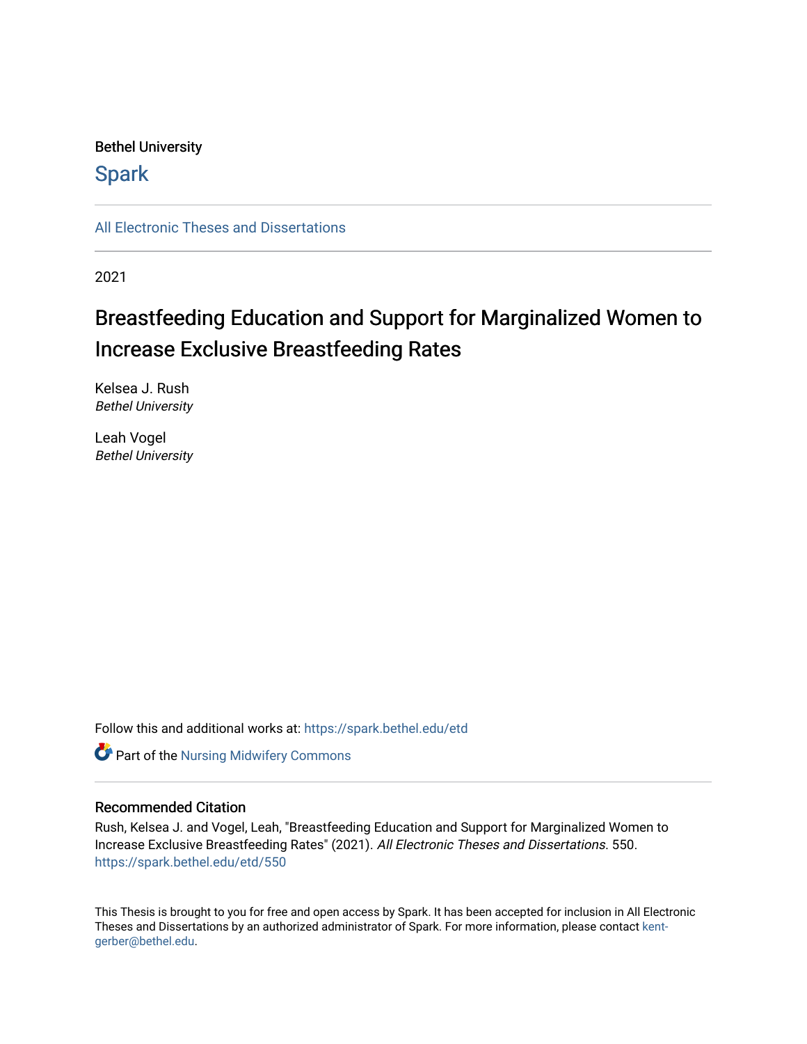Bethel University

# Spark

All Electronic Theses and Dissertations

2021

# Breastfeeding Education and Support for Marginalized Women to Increase Exclusive Breastfeeding Rates

Kelsea J. Rush
*Bethel University*

Leah Vogel
*Bethel University*

Follow this and additional works at: https://spark.bethel.edu/etd

Part of the Nursing Midwifery Commons

## Recommended Citation

Rush, Kelsea J. and Vogel, Leah, "Breastfeeding Education and Support for Marginalized Women to Increase Exclusive Breastfeeding Rates" (2021). *All Electronic Theses and Dissertations*. 550.
https://spark.bethel.edu/etd/550

This Thesis is brought to you for free and open access by Spark. It has been accepted for inclusion in All Electronic Theses and Dissertations by an authorized administrator of Spark. For more information, please contact kent-gerber@bethel.edu.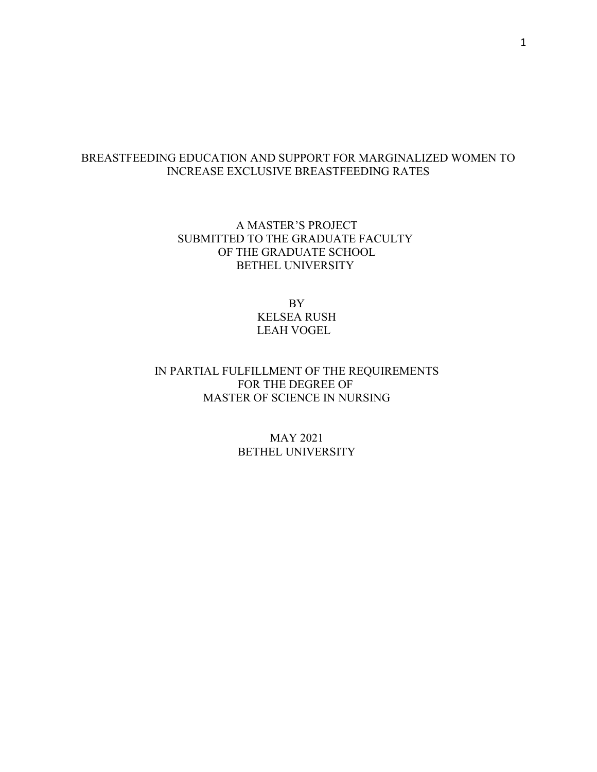# BREASTFEEDING EDUCATION AND SUPPORT FOR MARGINALIZED WOMEN TO INCREASE EXCLUSIVE BREASTFEEDING RATES

A MASTER'S PROJECT
SUBMITTED TO THE GRADUATE FACULTY
OF THE GRADUATE SCHOOL
BETHEL UNIVERSITY

BY
KELSEA RUSH
LEAH VOGEL

IN PARTIAL FULFILLMENT OF THE REQUIREMENTS
FOR THE DEGREE OF
MASTER OF SCIENCE IN NURSING

MAY 2021
BETHEL UNIVERSITY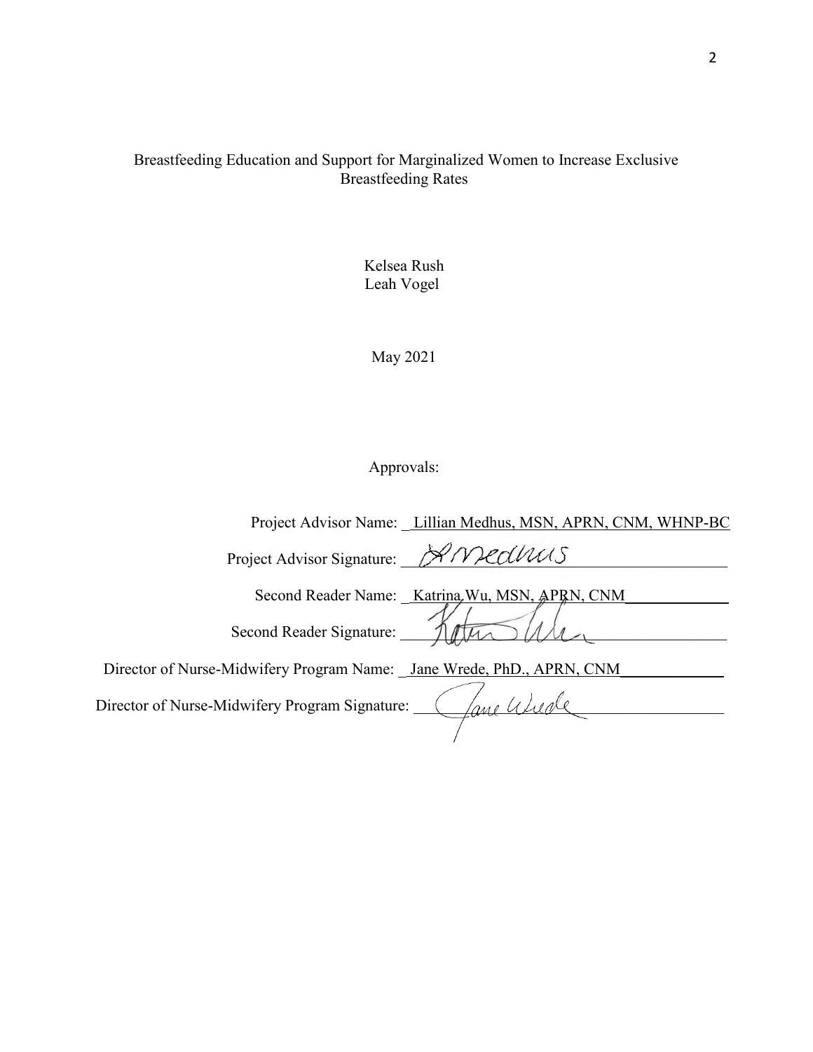Breastfeeding Education and Support for Marginalized Women to Increase Exclusive Breastfeeding Rates

Kelsea Rush
Leah Vogel

May 2021

Approvals:

Project Advisor Name: Lillian Medhus, MSN, APRN, CNM, WHNP-BC

Project Advisor Signature: L Medhus

Second Reader Name: Katrina Wu, MSN, APRN, CNM

Second Reader Signature: Katrina Wu

Director of Nurse-Midwifery Program Name: Jane Wrede, PhD., APRN, CNM

Director of Nurse-Midwifery Program Signature: Jane Wrede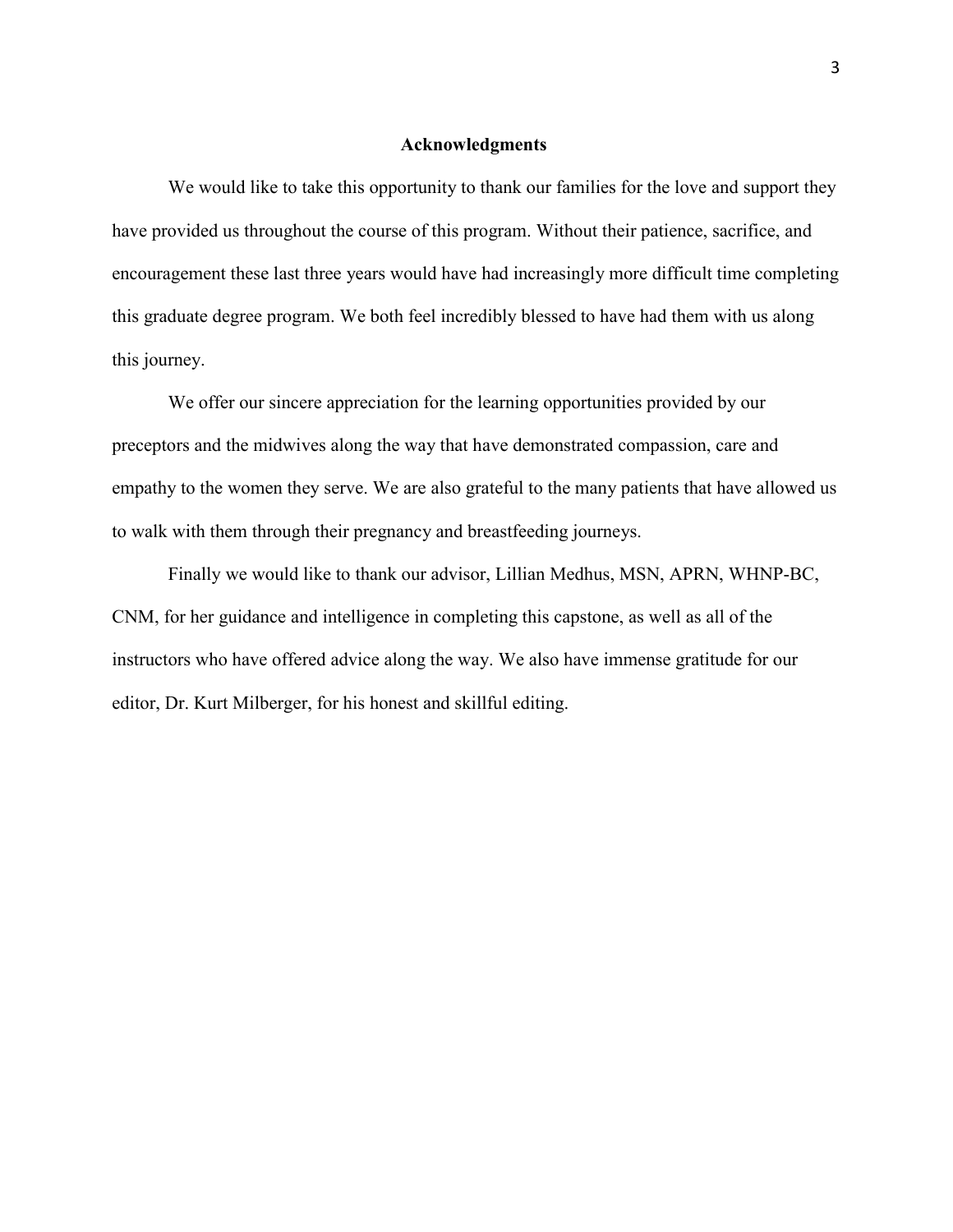# Acknowledgments

We would like to take this opportunity to thank our families for the love and support they have provided us throughout the course of this program. Without their patience, sacrifice, and encouragement these last three years would have had increasingly more difficult time completing this graduate degree program. We both feel incredibly blessed to have had them with us along this journey.

We offer our sincere appreciation for the learning opportunities provided by our preceptors and the midwives along the way that have demonstrated compassion, care and empathy to the women they serve. We are also grateful to the many patients that have allowed us to walk with them through their pregnancy and breastfeeding journeys.

Finally we would like to thank our advisor, Lillian Medhus, MSN, APRN, WHNP-BC, CNM, for her guidance and intelligence in completing this capstone, as well as all of the instructors who have offered advice along the way. We also have immense gratitude for our editor, Dr. Kurt Milberger, for his honest and skillful editing.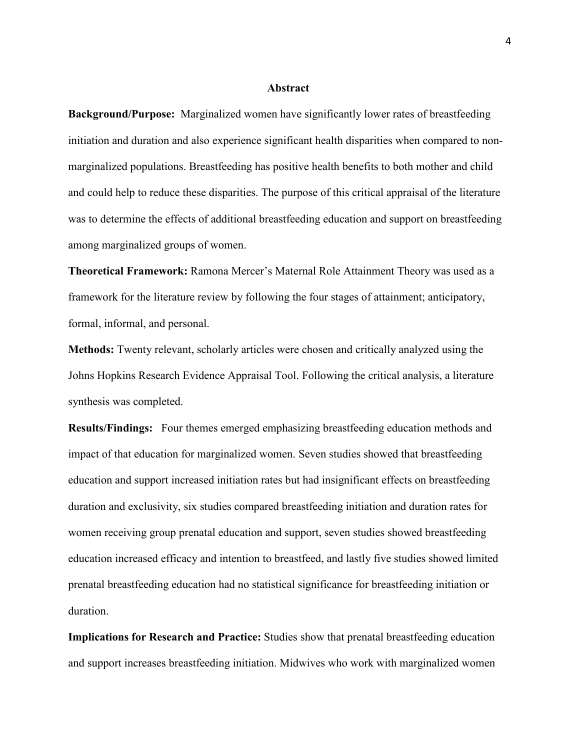## Abstract

**Background/Purpose:** Marginalized women have significantly lower rates of breastfeeding initiation and duration and also experience significant health disparities when compared to non-marginalized populations. Breastfeeding has positive health benefits to both mother and child and could help to reduce these disparities. The purpose of this critical appraisal of the literature was to determine the effects of additional breastfeeding education and support on breastfeeding among marginalized groups of women.

**Theoretical Framework:** Ramona Mercer's Maternal Role Attainment Theory was used as a framework for the literature review by following the four stages of attainment; anticipatory, formal, informal, and personal.

**Methods:** Twenty relevant, scholarly articles were chosen and critically analyzed using the Johns Hopkins Research Evidence Appraisal Tool. Following the critical analysis, a literature synthesis was completed.

**Results/Findings:** Four themes emerged emphasizing breastfeeding education methods and impact of that education for marginalized women. Seven studies showed that breastfeeding education and support increased initiation rates but had insignificant effects on breastfeeding duration and exclusivity, six studies compared breastfeeding initiation and duration rates for women receiving group prenatal education and support, seven studies showed breastfeeding education increased efficacy and intention to breastfeed, and lastly five studies showed limited prenatal breastfeeding education had no statistical significance for breastfeeding initiation or duration.

**Implications for Research and Practice:** Studies show that prenatal breastfeeding education and support increases breastfeeding initiation. Midwives who work with marginalized women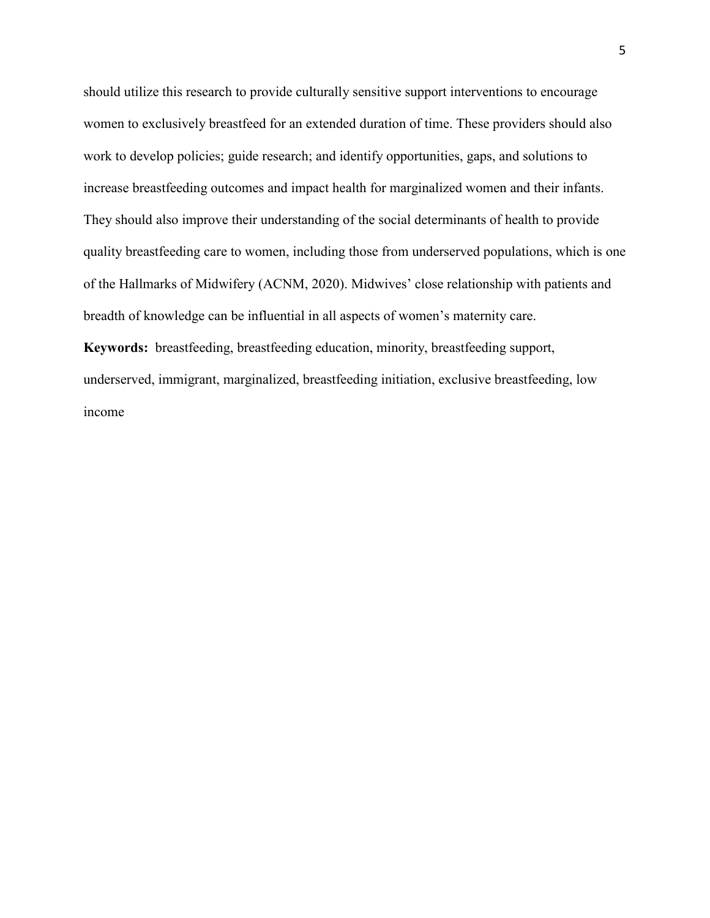should utilize this research to provide culturally sensitive support interventions to encourage women to exclusively breastfeed for an extended duration of time. These providers should also work to develop policies; guide research; and identify opportunities, gaps, and solutions to increase breastfeeding outcomes and impact health for marginalized women and their infants. They should also improve their understanding of the social determinants of health to provide quality breastfeeding care to women, including those from underserved populations, which is one of the Hallmarks of Midwifery (ACNM, 2020). Midwives' close relationship with patients and breadth of knowledge can be influential in all aspects of women's maternity care.

**Keywords:** breastfeeding, breastfeeding education, minority, breastfeeding support, underserved, immigrant, marginalized, breastfeeding initiation, exclusive breastfeeding, low income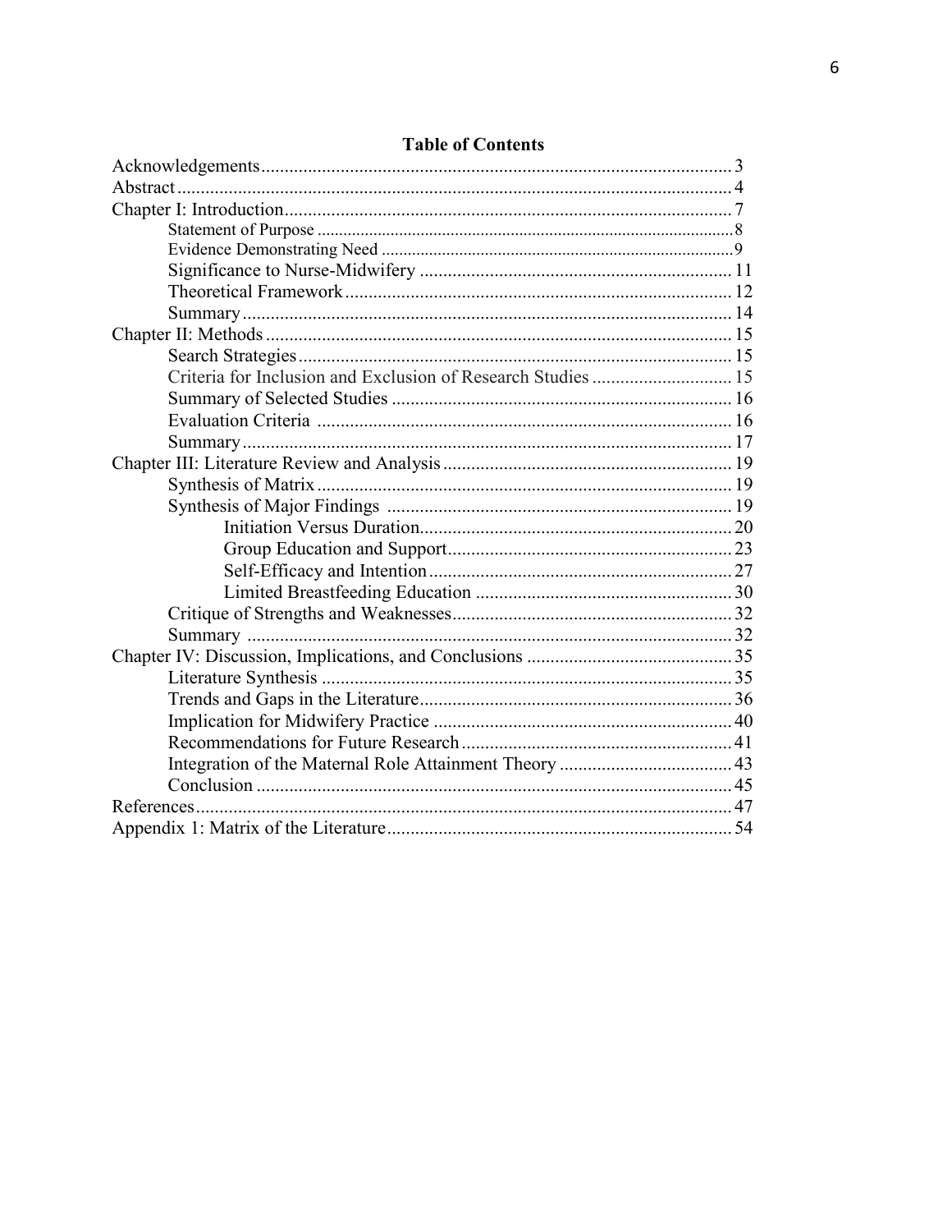# Table of Contents

Acknowledgements ........................................................................................................ 3
Abstract .......................................................................................................................... 4
Chapter I: Introduction .................................................................................................. 7
- Statement of Purpose ................................................................................................. 8
- Evidence Demonstrating Need ................................................................................... 9
- Significance to Nurse-Midwifery ............................................................................. 11
- Theoretical Framework ............................................................................................ 12
- Summary .................................................................................................................. 14

Chapter II: Methods ..................................................................................................... 15
- Search Strategies ...................................................................................................... 15
- Criteria for Inclusion and Exclusion of Research Studies ........................................ 15
- Summary of Selected Studies ................................................................................... 16
- Evaluation Criteria ................................................................................................... 16
- Summary .................................................................................................................. 17

Chapter III: Literature Review and Analysis ............................................................... 19
- Synthesis of Matrix .................................................................................................. 19
- Synthesis of Major Findings .................................................................................... 19
  - Initiation Versus Duration .................................................................................. 20
  - Group Education and Support ............................................................................ 23
  - Self-Efficacy and Intention ................................................................................ 27
  - Limited Breastfeeding Education ....................................................................... 30
- Critique of Strengths and Weaknesses ..................................................................... 32
- Summary .................................................................................................................. 32

Chapter IV: Discussion, Implications, and Conclusions ............................................... 35
- Literature Synthesis ................................................................................................. 35
- Trends and Gaps in the Literature ............................................................................ 36
- Implication for Midwifery Practice .......................................................................... 40
- Recommendations for Future Research ................................................................... 41
- Integration of the Maternal Role Attainment Theory ............................................... 43
- Conclusion ............................................................................................................... 45

References .................................................................................................................... 47
Appendix 1: Matrix of the Literature ........................................................................... 54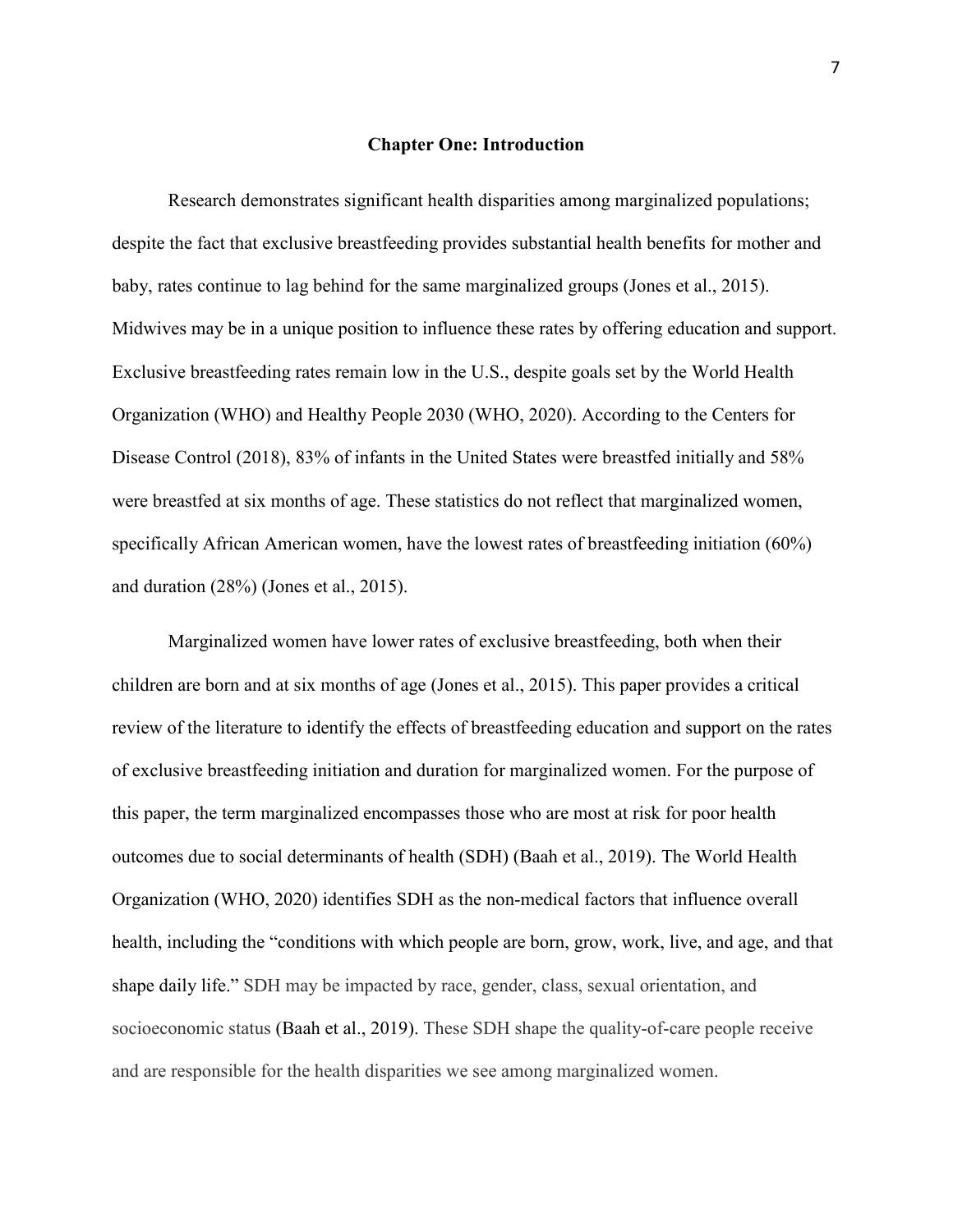# Chapter One: Introduction

Research demonstrates significant health disparities among marginalized populations; despite the fact that exclusive breastfeeding provides substantial health benefits for mother and baby, rates continue to lag behind for the same marginalized groups (Jones et al., 2015). Midwives may be in a unique position to influence these rates by offering education and support. Exclusive breastfeeding rates remain low in the U.S., despite goals set by the World Health Organization (WHO) and Healthy People 2030 (WHO, 2020). According to the Centers for Disease Control (2018), 83% of infants in the United States were breastfed initially and 58% were breastfed at six months of age. These statistics do not reflect that marginalized women, specifically African American women, have the lowest rates of breastfeeding initiation (60%) and duration (28%) (Jones et al., 2015).

Marginalized women have lower rates of exclusive breastfeeding, both when their children are born and at six months of age (Jones et al., 2015). This paper provides a critical review of the literature to identify the effects of breastfeeding education and support on the rates of exclusive breastfeeding initiation and duration for marginalized women. For the purpose of this paper, the term marginalized encompasses those who are most at risk for poor health outcomes due to social determinants of health (SDH) (Baah et al., 2019). The World Health Organization (WHO, 2020) identifies SDH as the non-medical factors that influence overall health, including the "conditions with which people are born, grow, work, live, and age, and that shape daily life." SDH may be impacted by race, gender, class, sexual orientation, and socioeconomic status (Baah et al., 2019). These SDH shape the quality-of-care people receive and are responsible for the health disparities we see among marginalized women.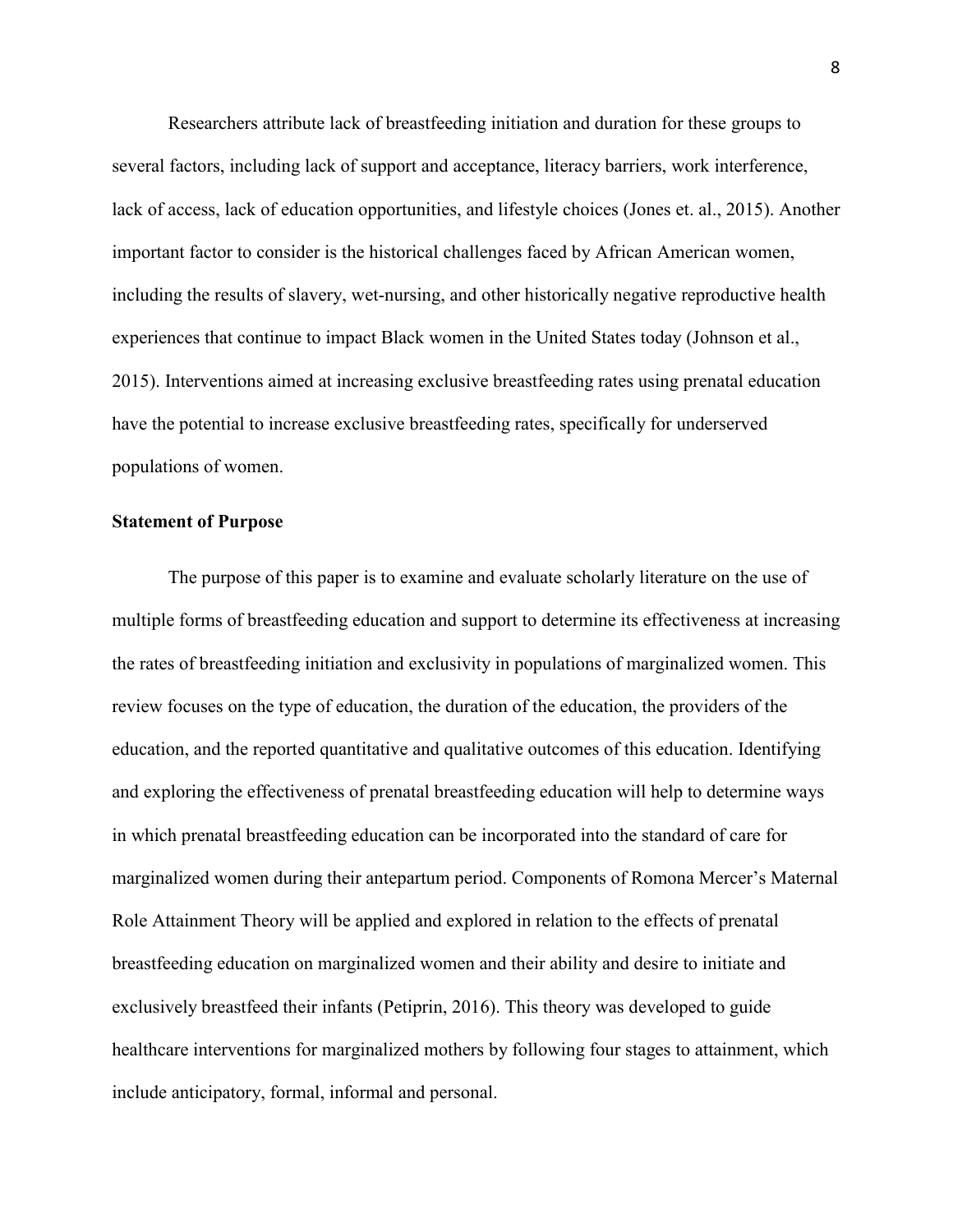Researchers attribute lack of breastfeeding initiation and duration for these groups to several factors, including lack of support and acceptance, literacy barriers, work interference, lack of access, lack of education opportunities, and lifestyle choices (Jones et. al., 2015). Another important factor to consider is the historical challenges faced by African American women, including the results of slavery, wet-nursing, and other historically negative reproductive health experiences that continue to impact Black women in the United States today (Johnson et al., 2015). Interventions aimed at increasing exclusive breastfeeding rates using prenatal education have the potential to increase exclusive breastfeeding rates, specifically for underserved populations of women.

**Statement of Purpose**

The purpose of this paper is to examine and evaluate scholarly literature on the use of multiple forms of breastfeeding education and support to determine its effectiveness at increasing the rates of breastfeeding initiation and exclusivity in populations of marginalized women. This review focuses on the type of education, the duration of the education, the providers of the education, and the reported quantitative and qualitative outcomes of this education. Identifying and exploring the effectiveness of prenatal breastfeeding education will help to determine ways in which prenatal breastfeeding education can be incorporated into the standard of care for marginalized women during their antepartum period. Components of Romona Mercer's Maternal Role Attainment Theory will be applied and explored in relation to the effects of prenatal breastfeeding education on marginalized women and their ability and desire to initiate and exclusively breastfeed their infants (Petiprin, 2016). This theory was developed to guide healthcare interventions for marginalized mothers by following four stages to attainment, which include anticipatory, formal, informal and personal.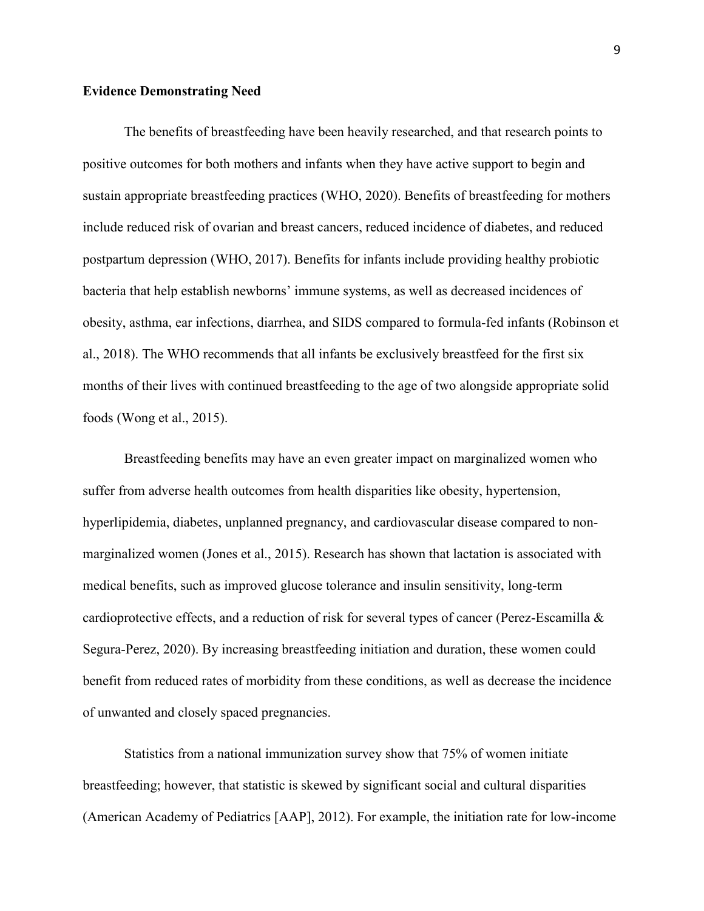**Evidence Demonstrating Need**

The benefits of breastfeeding have been heavily researched, and that research points to positive outcomes for both mothers and infants when they have active support to begin and sustain appropriate breastfeeding practices (WHO, 2020). Benefits of breastfeeding for mothers include reduced risk of ovarian and breast cancers, reduced incidence of diabetes, and reduced postpartum depression (WHO, 2017). Benefits for infants include providing healthy probiotic bacteria that help establish newborns' immune systems, as well as decreased incidences of obesity, asthma, ear infections, diarrhea, and SIDS compared to formula-fed infants (Robinson et al., 2018). The WHO recommends that all infants be exclusively breastfeed for the first six months of their lives with continued breastfeeding to the age of two alongside appropriate solid foods (Wong et al., 2015).

Breastfeeding benefits may have an even greater impact on marginalized women who suffer from adverse health outcomes from health disparities like obesity, hypertension, hyperlipidemia, diabetes, unplanned pregnancy, and cardiovascular disease compared to non-marginalized women (Jones et al., 2015). Research has shown that lactation is associated with medical benefits, such as improved glucose tolerance and insulin sensitivity, long-term cardioprotective effects, and a reduction of risk for several types of cancer (Perez-Escamilla & Segura-Perez, 2020). By increasing breastfeeding initiation and duration, these women could benefit from reduced rates of morbidity from these conditions, as well as decrease the incidence of unwanted and closely spaced pregnancies.

Statistics from a national immunization survey show that 75% of women initiate breastfeeding; however, that statistic is skewed by significant social and cultural disparities (American Academy of Pediatrics [AAP], 2012). For example, the initiation rate for low-income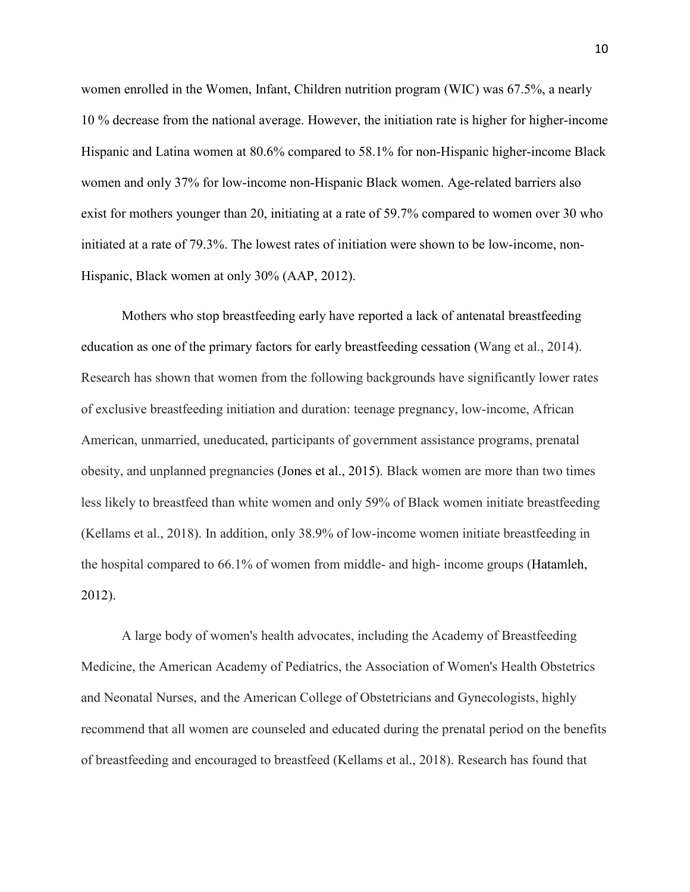women enrolled in the Women, Infant, Children nutrition program (WIC) was 67.5%, a nearly 10 % decrease from the national average. However, the initiation rate is higher for higher-income Hispanic and Latina women at 80.6% compared to 58.1% for non-Hispanic higher-income Black women and only 37% for low-income non-Hispanic Black women. Age-related barriers also exist for mothers younger than 20, initiating at a rate of 59.7% compared to women over 30 who initiated at a rate of 79.3%. The lowest rates of initiation were shown to be low-income, non-Hispanic, Black women at only 30% (AAP, 2012).

Mothers who stop breastfeeding early have reported a lack of antenatal breastfeeding education as one of the primary factors for early breastfeeding cessation (Wang et al., 2014). Research has shown that women from the following backgrounds have significantly lower rates of exclusive breastfeeding initiation and duration: teenage pregnancy, low-income, African American, unmarried, uneducated, participants of government assistance programs, prenatal obesity, and unplanned pregnancies (Jones et al., 2015). Black women are more than two times less likely to breastfeed than white women and only 59% of Black women initiate breastfeeding (Kellams et al., 2018). In addition, only 38.9% of low-income women initiate breastfeeding in the hospital compared to 66.1% of women from middle- and high- income groups (Hatamleh, 2012).

A large body of women's health advocates, including the Academy of Breastfeeding Medicine, the American Academy of Pediatrics, the Association of Women's Health Obstetrics and Neonatal Nurses, and the American College of Obstetricians and Gynecologists, highly recommend that all women are counseled and educated during the prenatal period on the benefits of breastfeeding and encouraged to breastfeed (Kellams et al., 2018). Research has found that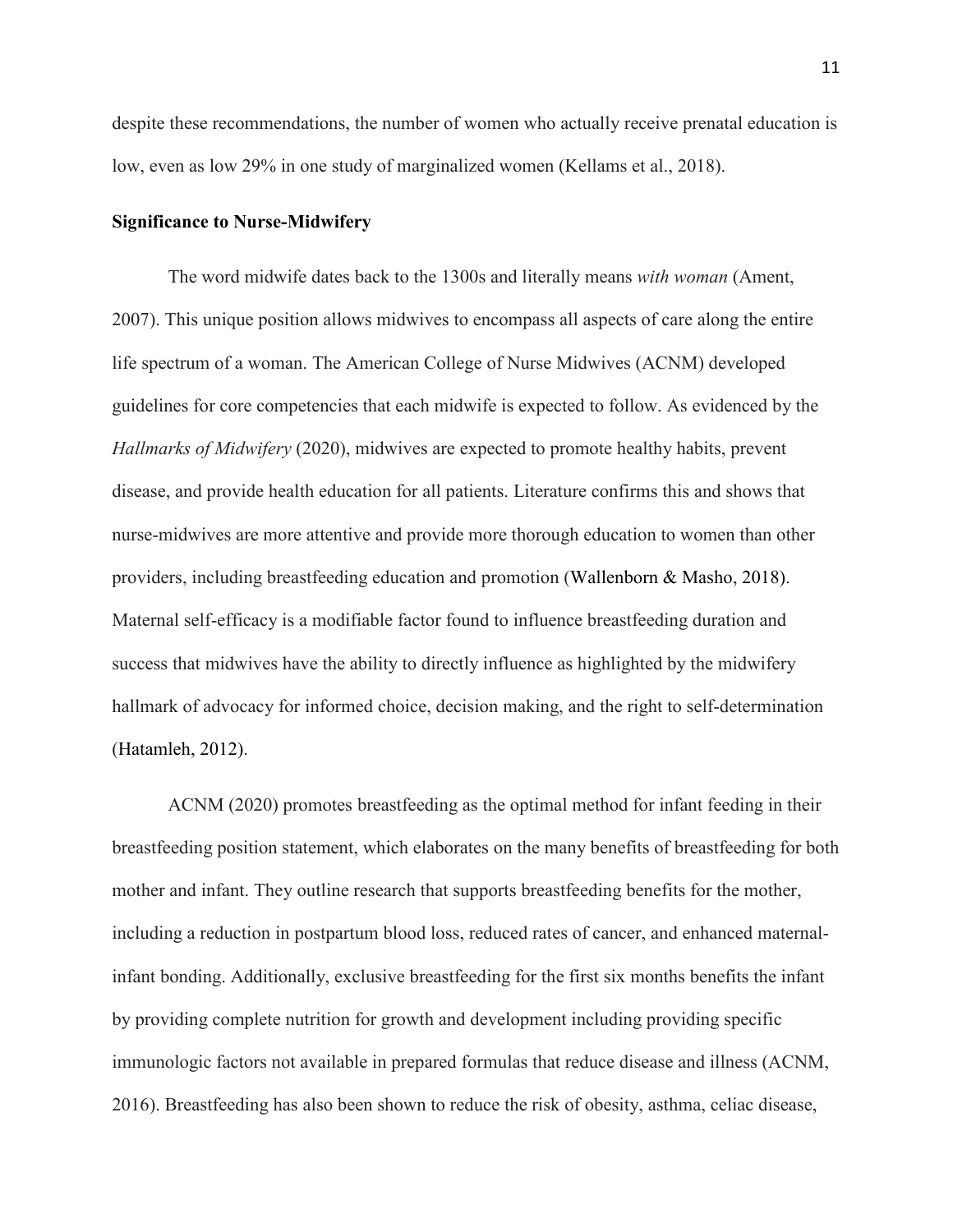despite these recommendations, the number of women who actually receive prenatal education is low, even as low 29% in one study of marginalized women (Kellams et al., 2018).

**Significance to Nurse-Midwifery**

The word midwife dates back to the 1300s and literally means *with woman* (Ament, 2007). This unique position allows midwives to encompass all aspects of care along the entire life spectrum of a woman. The American College of Nurse Midwives (ACNM) developed guidelines for core competencies that each midwife is expected to follow. As evidenced by the *Hallmarks of Midwifery* (2020), midwives are expected to promote healthy habits, prevent disease, and provide health education for all patients. Literature confirms this and shows that nurse-midwives are more attentive and provide more thorough education to women than other providers, including breastfeeding education and promotion (Wallenborn & Masho, 2018). Maternal self-efficacy is a modifiable factor found to influence breastfeeding duration and success that midwives have the ability to directly influence as highlighted by the midwifery hallmark of advocacy for informed choice, decision making, and the right to self-determination (Hatamleh, 2012).

ACNM (2020) promotes breastfeeding as the optimal method for infant feeding in their breastfeeding position statement, which elaborates on the many benefits of breastfeeding for both mother and infant. They outline research that supports breastfeeding benefits for the mother, including a reduction in postpartum blood loss, reduced rates of cancer, and enhanced maternal-infant bonding. Additionally, exclusive breastfeeding for the first six months benefits the infant by providing complete nutrition for growth and development including providing specific immunologic factors not available in prepared formulas that reduce disease and illness (ACNM, 2016). Breastfeeding has also been shown to reduce the risk of obesity, asthma, celiac disease,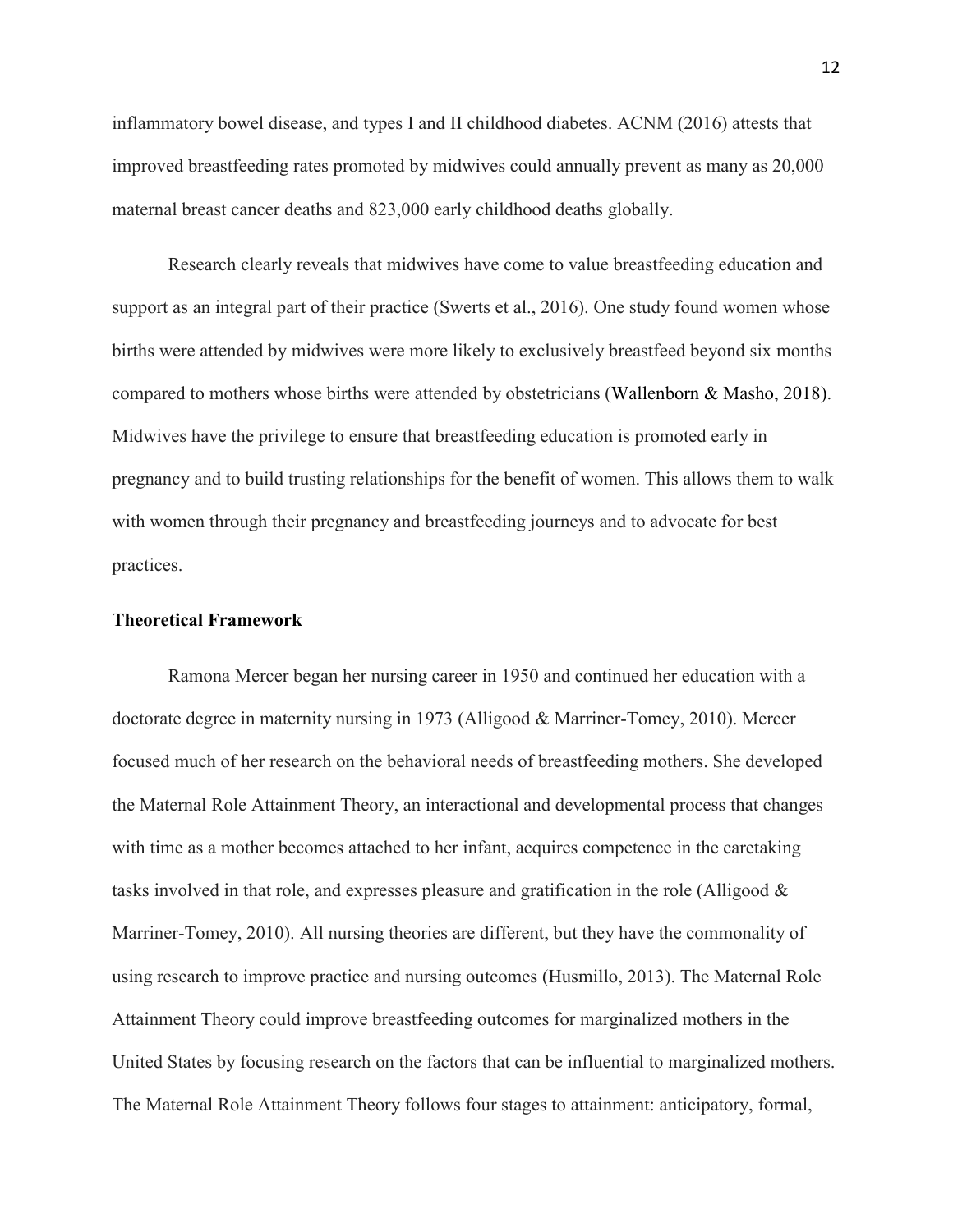inflammatory bowel disease, and types I and II childhood diabetes. ACNM (2016) attests that improved breastfeeding rates promoted by midwives could annually prevent as many as 20,000 maternal breast cancer deaths and 823,000 early childhood deaths globally.

Research clearly reveals that midwives have come to value breastfeeding education and support as an integral part of their practice (Swerts et al., 2016). One study found women whose births were attended by midwives were more likely to exclusively breastfeed beyond six months compared to mothers whose births were attended by obstetricians (Wallenborn & Masho, 2018). Midwives have the privilege to ensure that breastfeeding education is promoted early in pregnancy and to build trusting relationships for the benefit of women. This allows them to walk with women through their pregnancy and breastfeeding journeys and to advocate for best practices.

## Theoretical Framework

Ramona Mercer began her nursing career in 1950 and continued her education with a doctorate degree in maternity nursing in 1973 (Alligood & Marriner-Tomey, 2010). Mercer focused much of her research on the behavioral needs of breastfeeding mothers. She developed the Maternal Role Attainment Theory, an interactional and developmental process that changes with time as a mother becomes attached to her infant, acquires competence in the caretaking tasks involved in that role, and expresses pleasure and gratification in the role (Alligood & Marriner-Tomey, 2010). All nursing theories are different, but they have the commonality of using research to improve practice and nursing outcomes (Husmillo, 2013). The Maternal Role Attainment Theory could improve breastfeeding outcomes for marginalized mothers in the United States by focusing research on the factors that can be influential to marginalized mothers. The Maternal Role Attainment Theory follows four stages to attainment: anticipatory, formal,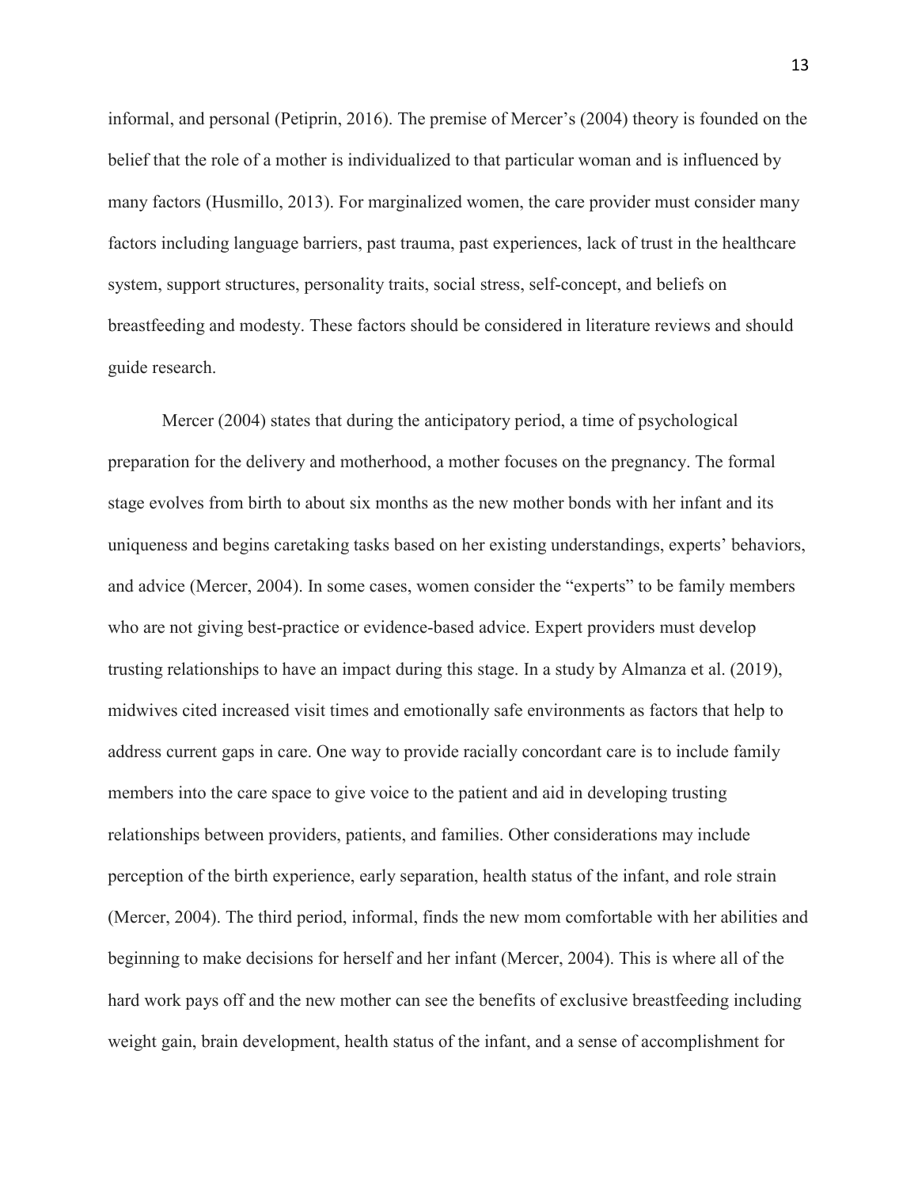informal, and personal (Petiprin, 2016). The premise of Mercer's (2004) theory is founded on the belief that the role of a mother is individualized to that particular woman and is influenced by many factors (Husmillo, 2013). For marginalized women, the care provider must consider many factors including language barriers, past trauma, past experiences, lack of trust in the healthcare system, support structures, personality traits, social stress, self-concept, and beliefs on breastfeeding and modesty. These factors should be considered in literature reviews and should guide research.

Mercer (2004) states that during the anticipatory period, a time of psychological preparation for the delivery and motherhood, a mother focuses on the pregnancy. The formal stage evolves from birth to about six months as the new mother bonds with her infant and its uniqueness and begins caretaking tasks based on her existing understandings, experts' behaviors, and advice (Mercer, 2004). In some cases, women consider the "experts" to be family members who are not giving best-practice or evidence-based advice. Expert providers must develop trusting relationships to have an impact during this stage. In a study by Almanza et al. (2019), midwives cited increased visit times and emotionally safe environments as factors that help to address current gaps in care. One way to provide racially concordant care is to include family members into the care space to give voice to the patient and aid in developing trusting relationships between providers, patients, and families. Other considerations may include perception of the birth experience, early separation, health status of the infant, and role strain (Mercer, 2004). The third period, informal, finds the new mom comfortable with her abilities and beginning to make decisions for herself and her infant (Mercer, 2004). This is where all of the hard work pays off and the new mother can see the benefits of exclusive breastfeeding including weight gain, brain development, health status of the infant, and a sense of accomplishment for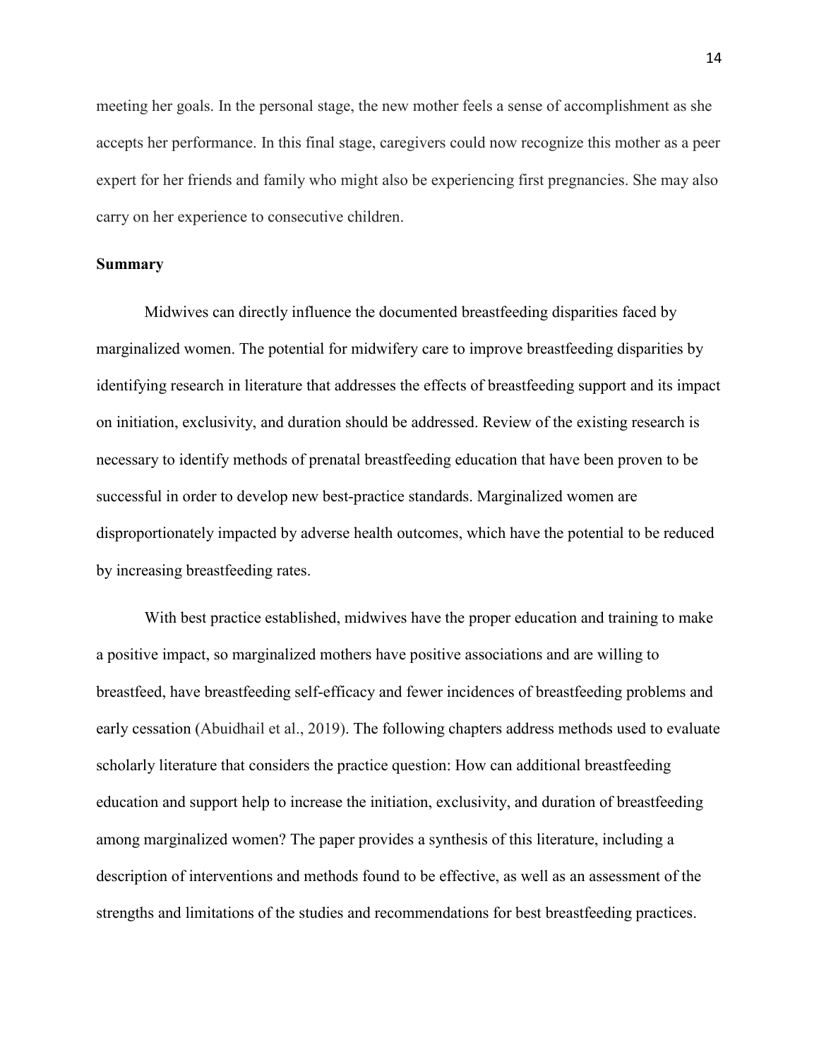meeting her goals. In the personal stage, the new mother feels a sense of accomplishment as she accepts her performance. In this final stage, caregivers could now recognize this mother as a peer expert for her friends and family who might also be experiencing first pregnancies. She may also carry on her experience to consecutive children.

**Summary**

Midwives can directly influence the documented breastfeeding disparities faced by marginalized women. The potential for midwifery care to improve breastfeeding disparities by identifying research in literature that addresses the effects of breastfeeding support and its impact on initiation, exclusivity, and duration should be addressed. Review of the existing research is necessary to identify methods of prenatal breastfeeding education that have been proven to be successful in order to develop new best-practice standards. Marginalized women are disproportionately impacted by adverse health outcomes, which have the potential to be reduced by increasing breastfeeding rates.

With best practice established, midwives have the proper education and training to make a positive impact, so marginalized mothers have positive associations and are willing to breastfeed, have breastfeeding self-efficacy and fewer incidences of breastfeeding problems and early cessation (Abuidhail et al., 2019). The following chapters address methods used to evaluate scholarly literature that considers the practice question: How can additional breastfeeding education and support help to increase the initiation, exclusivity, and duration of breastfeeding among marginalized women? The paper provides a synthesis of this literature, including a description of interventions and methods found to be effective, as well as an assessment of the strengths and limitations of the studies and recommendations for best breastfeeding practices.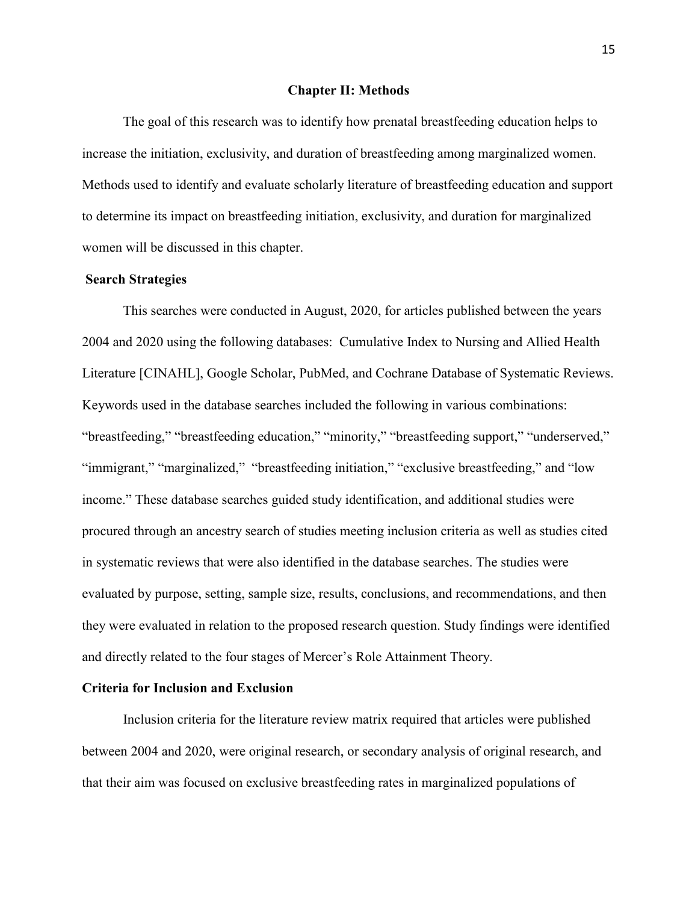# Chapter II: Methods

The goal of this research was to identify how prenatal breastfeeding education helps to increase the initiation, exclusivity, and duration of breastfeeding among marginalized women. Methods used to identify and evaluate scholarly literature of breastfeeding education and support to determine its impact on breastfeeding initiation, exclusivity, and duration for marginalized women will be discussed in this chapter.

## Search Strategies

This searches were conducted in August, 2020, for articles published between the years 2004 and 2020 using the following databases: Cumulative Index to Nursing and Allied Health Literature [CINAHL], Google Scholar, PubMed, and Cochrane Database of Systematic Reviews. Keywords used in the database searches included the following in various combinations: "breastfeeding," "breastfeeding education," "minority," "breastfeeding support," "underserved," "immigrant," "marginalized," "breastfeeding initiation," "exclusive breastfeeding," and "low income." These database searches guided study identification, and additional studies were procured through an ancestry search of studies meeting inclusion criteria as well as studies cited in systematic reviews that were also identified in the database searches. The studies were evaluated by purpose, setting, sample size, results, conclusions, and recommendations, and then they were evaluated in relation to the proposed research question. Study findings were identified and directly related to the four stages of Mercer's Role Attainment Theory.

## Criteria for Inclusion and Exclusion

Inclusion criteria for the literature review matrix required that articles were published between 2004 and 2020, were original research, or secondary analysis of original research, and that their aim was focused on exclusive breastfeeding rates in marginalized populations of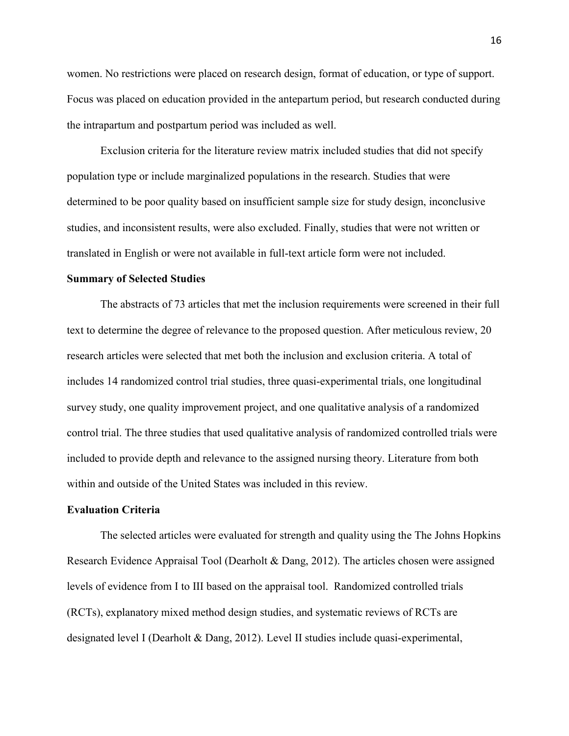women. No restrictions were placed on research design, format of education, or type of support. Focus was placed on education provided in the antepartum period, but research conducted during the intrapartum and postpartum period was included as well.

Exclusion criteria for the literature review matrix included studies that did not specify population type or include marginalized populations in the research. Studies that were determined to be poor quality based on insufficient sample size for study design, inconclusive studies, and inconsistent results, were also excluded. Finally, studies that were not written or translated in English or were not available in full-text article form were not included.

**Summary of Selected Studies**

The abstracts of 73 articles that met the inclusion requirements were screened in their full text to determine the degree of relevance to the proposed question. After meticulous review, 20 research articles were selected that met both the inclusion and exclusion criteria. A total of includes 14 randomized control trial studies, three quasi-experimental trials, one longitudinal survey study, one quality improvement project, and one qualitative analysis of a randomized control trial. The three studies that used qualitative analysis of randomized controlled trials were included to provide depth and relevance to the assigned nursing theory. Literature from both within and outside of the United States was included in this review.

**Evaluation Criteria**

The selected articles were evaluated for strength and quality using the The Johns Hopkins Research Evidence Appraisal Tool (Dearholt & Dang, 2012). The articles chosen were assigned levels of evidence from I to III based on the appraisal tool. Randomized controlled trials (RCTs), explanatory mixed method design studies, and systematic reviews of RCTs are designated level I (Dearholt & Dang, 2012). Level II studies include quasi-experimental,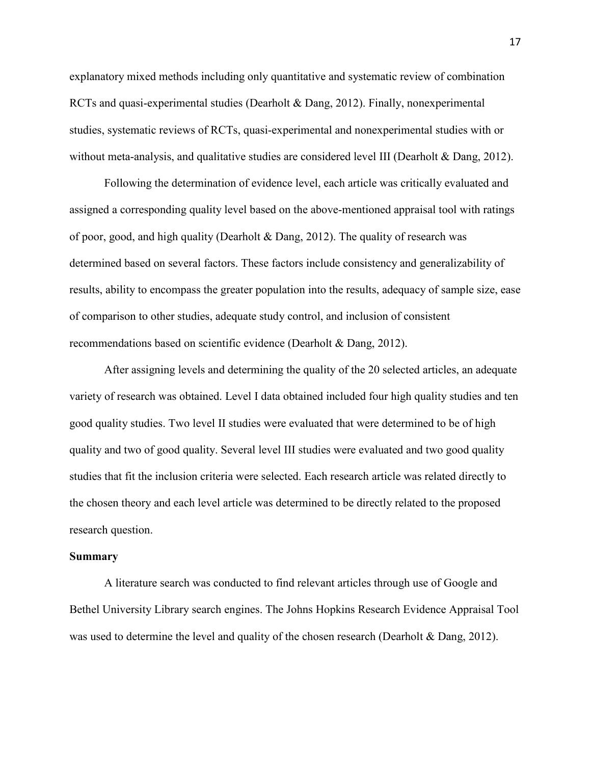explanatory mixed methods including only quantitative and systematic review of combination RCTs and quasi-experimental studies (Dearholt & Dang, 2012). Finally, nonexperimental studies, systematic reviews of RCTs, quasi-experimental and nonexperimental studies with or without meta-analysis, and qualitative studies are considered level III (Dearholt & Dang, 2012).

Following the determination of evidence level, each article was critically evaluated and assigned a corresponding quality level based on the above-mentioned appraisal tool with ratings of poor, good, and high quality (Dearholt & Dang, 2012). The quality of research was determined based on several factors. These factors include consistency and generalizability of results, ability to encompass the greater population into the results, adequacy of sample size, ease of comparison to other studies, adequate study control, and inclusion of consistent recommendations based on scientific evidence (Dearholt & Dang, 2012).

After assigning levels and determining the quality of the 20 selected articles, an adequate variety of research was obtained. Level I data obtained included four high quality studies and ten good quality studies. Two level II studies were evaluated that were determined to be of high quality and two of good quality. Several level III studies were evaluated and two good quality studies that fit the inclusion criteria were selected. Each research article was related directly to the chosen theory and each level article was determined to be directly related to the proposed research question.

**Summary**

A literature search was conducted to find relevant articles through use of Google and Bethel University Library search engines. The Johns Hopkins Research Evidence Appraisal Tool was used to determine the level and quality of the chosen research (Dearholt & Dang, 2012).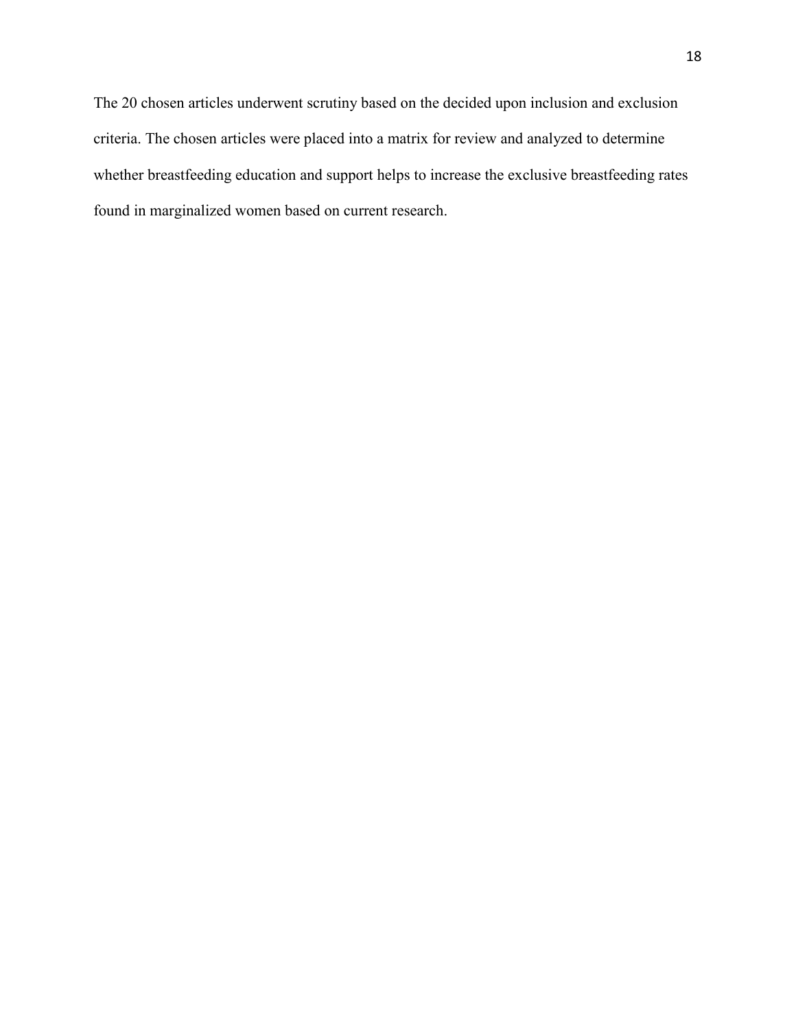The 20 chosen articles underwent scrutiny based on the decided upon inclusion and exclusion criteria. The chosen articles were placed into a matrix for review and analyzed to determine whether breastfeeding education and support helps to increase the exclusive breastfeeding rates found in marginalized women based on current research.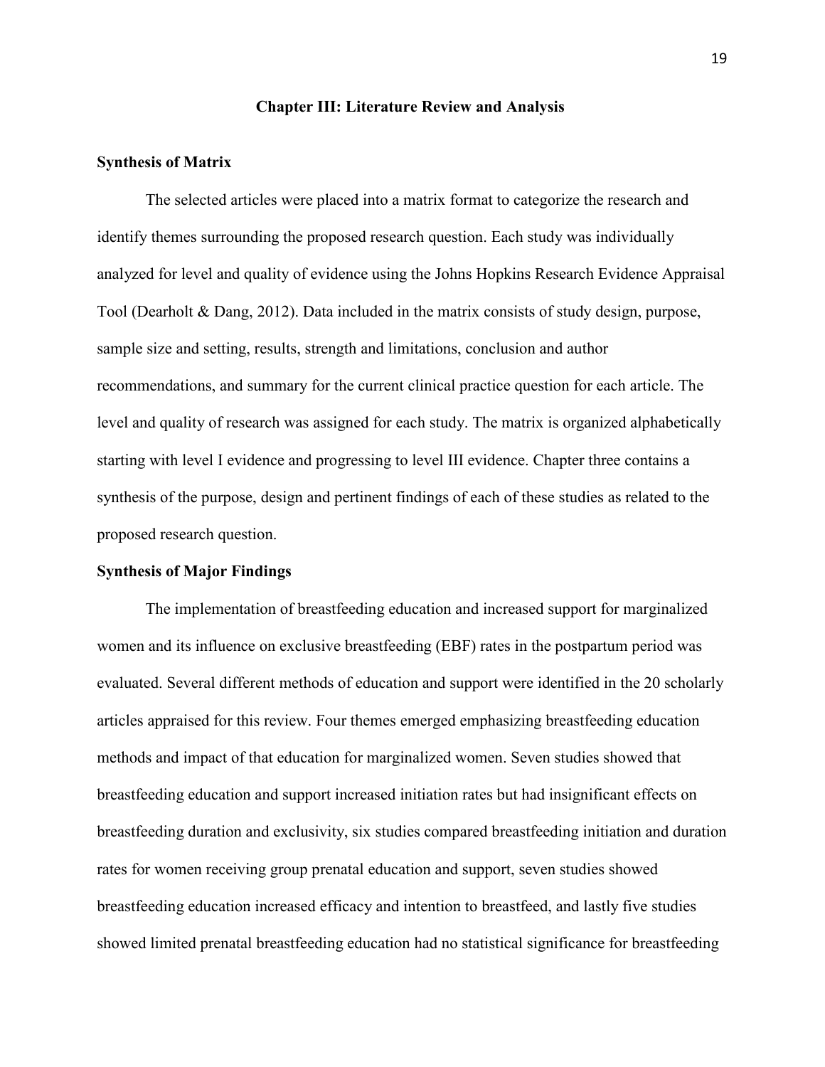# Chapter III: Literature Review and Analysis

## Synthesis of Matrix

The selected articles were placed into a matrix format to categorize the research and identify themes surrounding the proposed research question. Each study was individually analyzed for level and quality of evidence using the Johns Hopkins Research Evidence Appraisal Tool (Dearholt & Dang, 2012). Data included in the matrix consists of study design, purpose, sample size and setting, results, strength and limitations, conclusion and author recommendations, and summary for the current clinical practice question for each article. The level and quality of research was assigned for each study. The matrix is organized alphabetically starting with level I evidence and progressing to level III evidence. Chapter three contains a synthesis of the purpose, design and pertinent findings of each of these studies as related to the proposed research question.

## Synthesis of Major Findings

The implementation of breastfeeding education and increased support for marginalized women and its influence on exclusive breastfeeding (EBF) rates in the postpartum period was evaluated. Several different methods of education and support were identified in the 20 scholarly articles appraised for this review. Four themes emerged emphasizing breastfeeding education methods and impact of that education for marginalized women. Seven studies showed that breastfeeding education and support increased initiation rates but had insignificant effects on breastfeeding duration and exclusivity, six studies compared breastfeeding initiation and duration rates for women receiving group prenatal education and support, seven studies showed breastfeeding education increased efficacy and intention to breastfeed, and lastly five studies showed limited prenatal breastfeeding education had no statistical significance for breastfeeding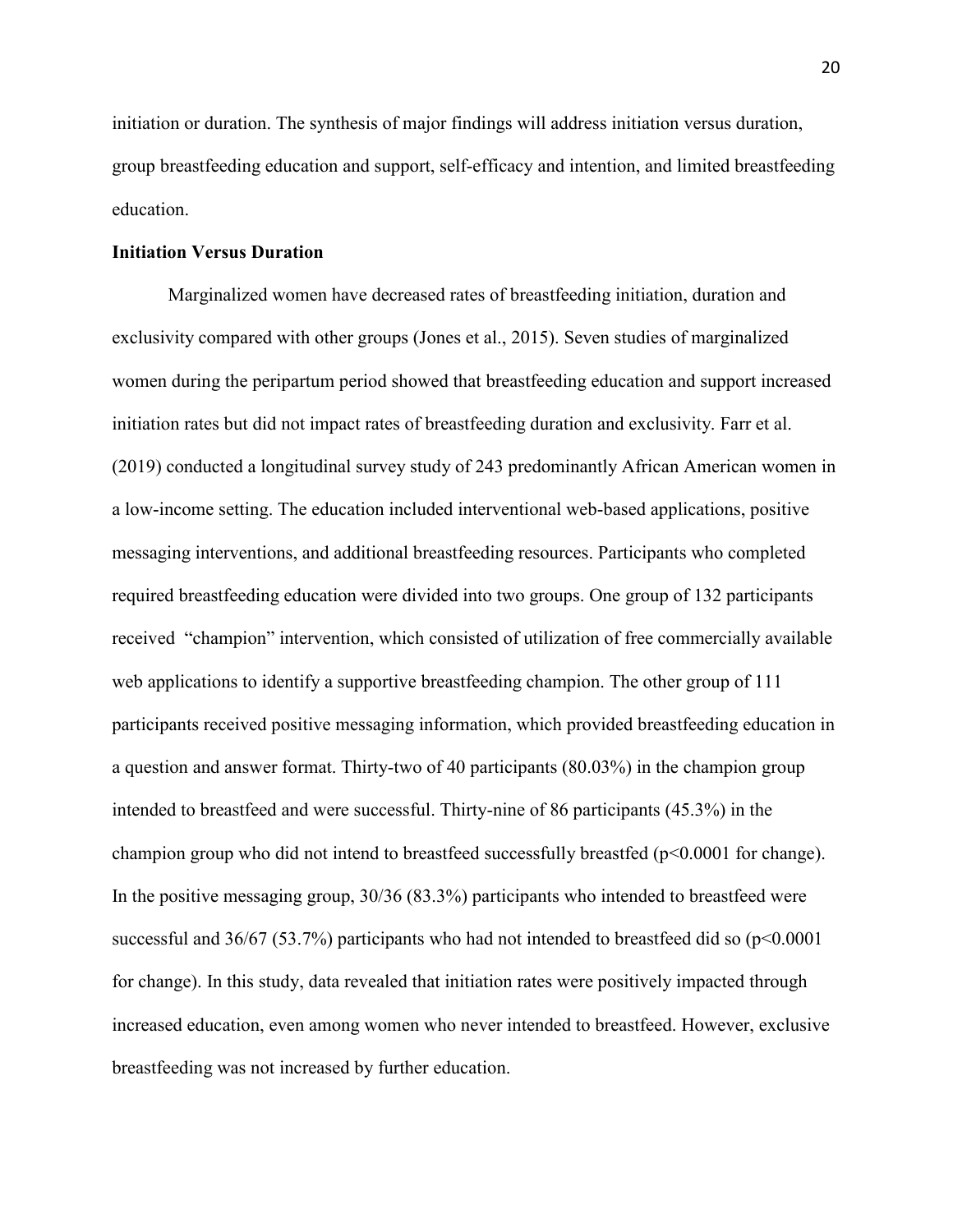initiation or duration. The synthesis of major findings will address initiation versus duration, group breastfeeding education and support, self-efficacy and intention, and limited breastfeeding education.

### Initiation Versus Duration

Marginalized women have decreased rates of breastfeeding initiation, duration and exclusivity compared with other groups (Jones et al., 2015). Seven studies of marginalized women during the peripartum period showed that breastfeeding education and support increased initiation rates but did not impact rates of breastfeeding duration and exclusivity. Farr et al. (2019) conducted a longitudinal survey study of 243 predominantly African American women in a low-income setting. The education included interventional web-based applications, positive messaging interventions, and additional breastfeeding resources. Participants who completed required breastfeeding education were divided into two groups. One group of 132 participants received "champion" intervention, which consisted of utilization of free commercially available web applications to identify a supportive breastfeeding champion. The other group of 111 participants received positive messaging information, which provided breastfeeding education in a question and answer format. Thirty-two of 40 participants (80.03%) in the champion group intended to breastfeed and were successful. Thirty-nine of 86 participants (45.3%) in the champion group who did not intend to breastfeed successfully breastfed ($p<0.0001$ for change). In the positive messaging group, 30/36 (83.3%) participants who intended to breastfeed were successful and 36/67 (53.7%) participants who had not intended to breastfeed did so ($p<0.0001$ for change). In this study, data revealed that initiation rates were positively impacted through increased education, even among women who never intended to breastfeed. However, exclusive breastfeeding was not increased by further education.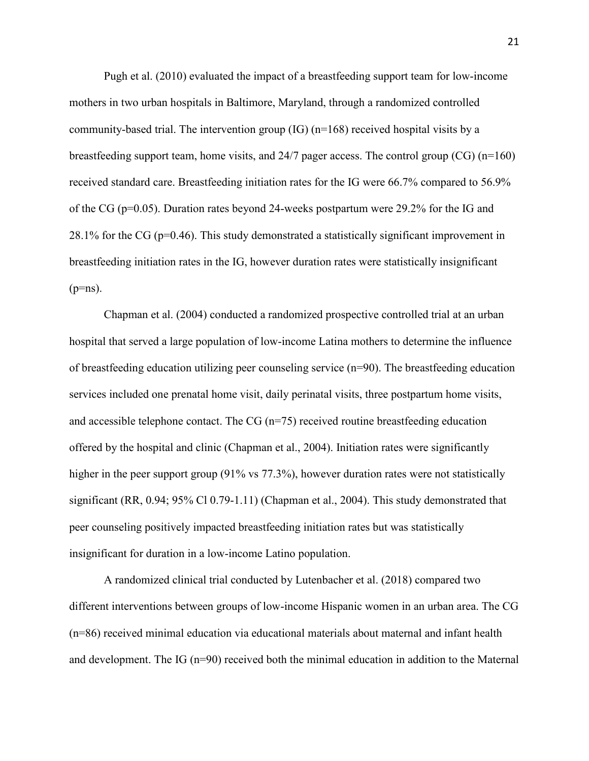Pugh et al. (2010) evaluated the impact of a breastfeeding support team for low-income mothers in two urban hospitals in Baltimore, Maryland, through a randomized controlled community-based trial. The intervention group (IG) (n=168) received hospital visits by a breastfeeding support team, home visits, and 24/7 pager access. The control group (CG) (n=160) received standard care. Breastfeeding initiation rates for the IG were 66.7% compared to 56.9% of the CG (p=0.05). Duration rates beyond 24-weeks postpartum were 29.2% for the IG and 28.1% for the CG (p=0.46). This study demonstrated a statistically significant improvement in breastfeeding initiation rates in the IG, however duration rates were statistically insignificant (p=ns).

Chapman et al. (2004) conducted a randomized prospective controlled trial at an urban hospital that served a large population of low-income Latina mothers to determine the influence of breastfeeding education utilizing peer counseling service (n=90). The breastfeeding education services included one prenatal home visit, daily perinatal visits, three postpartum home visits, and accessible telephone contact. The CG (n=75) received routine breastfeeding education offered by the hospital and clinic (Chapman et al., 2004). Initiation rates were significantly higher in the peer support group (91% vs 77.3%), however duration rates were not statistically significant (RR, 0.94; 95% Cl 0.79-1.11) (Chapman et al., 2004). This study demonstrated that peer counseling positively impacted breastfeeding initiation rates but was statistically insignificant for duration in a low-income Latino population.

A randomized clinical trial conducted by Lutenbacher et al. (2018) compared two different interventions between groups of low-income Hispanic women in an urban area. The CG (n=86) received minimal education via educational materials about maternal and infant health and development. The IG (n=90) received both the minimal education in addition to the Maternal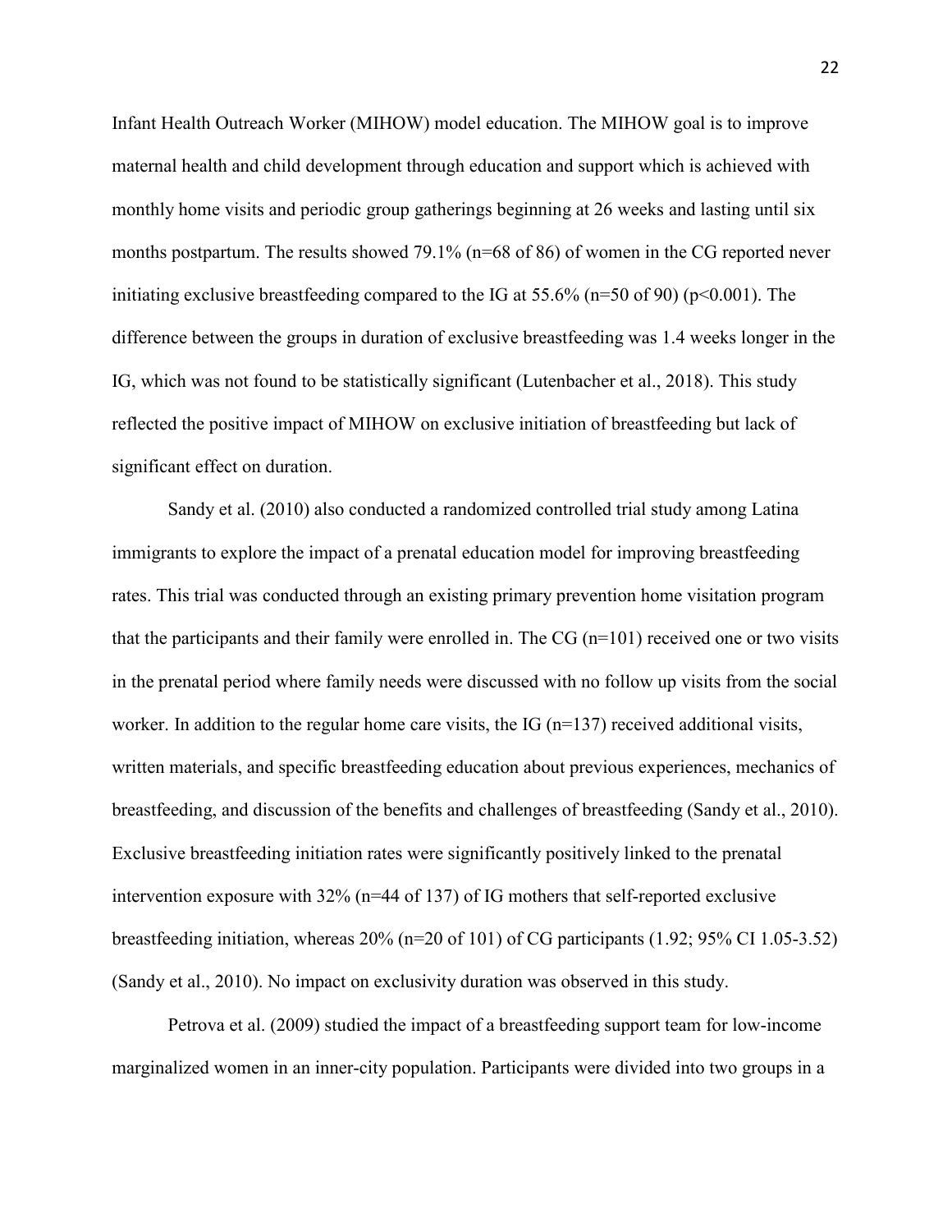Infant Health Outreach Worker (MIHOW) model education. The MIHOW goal is to improve maternal health and child development through education and support which is achieved with monthly home visits and periodic group gatherings beginning at 26 weeks and lasting until six months postpartum. The results showed 79.1% (n=68 of 86) of women in the CG reported never initiating exclusive breastfeeding compared to the IG at 55.6% (n=50 of 90) ($p<0.001$). The difference between the groups in duration of exclusive breastfeeding was 1.4 weeks longer in the IG, which was not found to be statistically significant (Lutenbacher et al., 2018). This study reflected the positive impact of MIHOW on exclusive initiation of breastfeeding but lack of significant effect on duration.

Sandy et al. (2010) also conducted a randomized controlled trial study among Latina immigrants to explore the impact of a prenatal education model for improving breastfeeding rates. This trial was conducted through an existing primary prevention home visitation program that the participants and their family were enrolled in. The CG (n=101) received one or two visits in the prenatal period where family needs were discussed with no follow up visits from the social worker. In addition to the regular home care visits, the IG (n=137) received additional visits, written materials, and specific breastfeeding education about previous experiences, mechanics of breastfeeding, and discussion of the benefits and challenges of breastfeeding (Sandy et al., 2010). Exclusive breastfeeding initiation rates were significantly positively linked to the prenatal intervention exposure with 32% (n=44 of 137) of IG mothers that self-reported exclusive breastfeeding initiation, whereas 20% (n=20 of 101) of CG participants (1.92; 95% CI 1.05-3.52) (Sandy et al., 2010). No impact on exclusivity duration was observed in this study.

Petrova et al. (2009) studied the impact of a breastfeeding support team for low-income marginalized women in an inner-city population. Participants were divided into two groups in a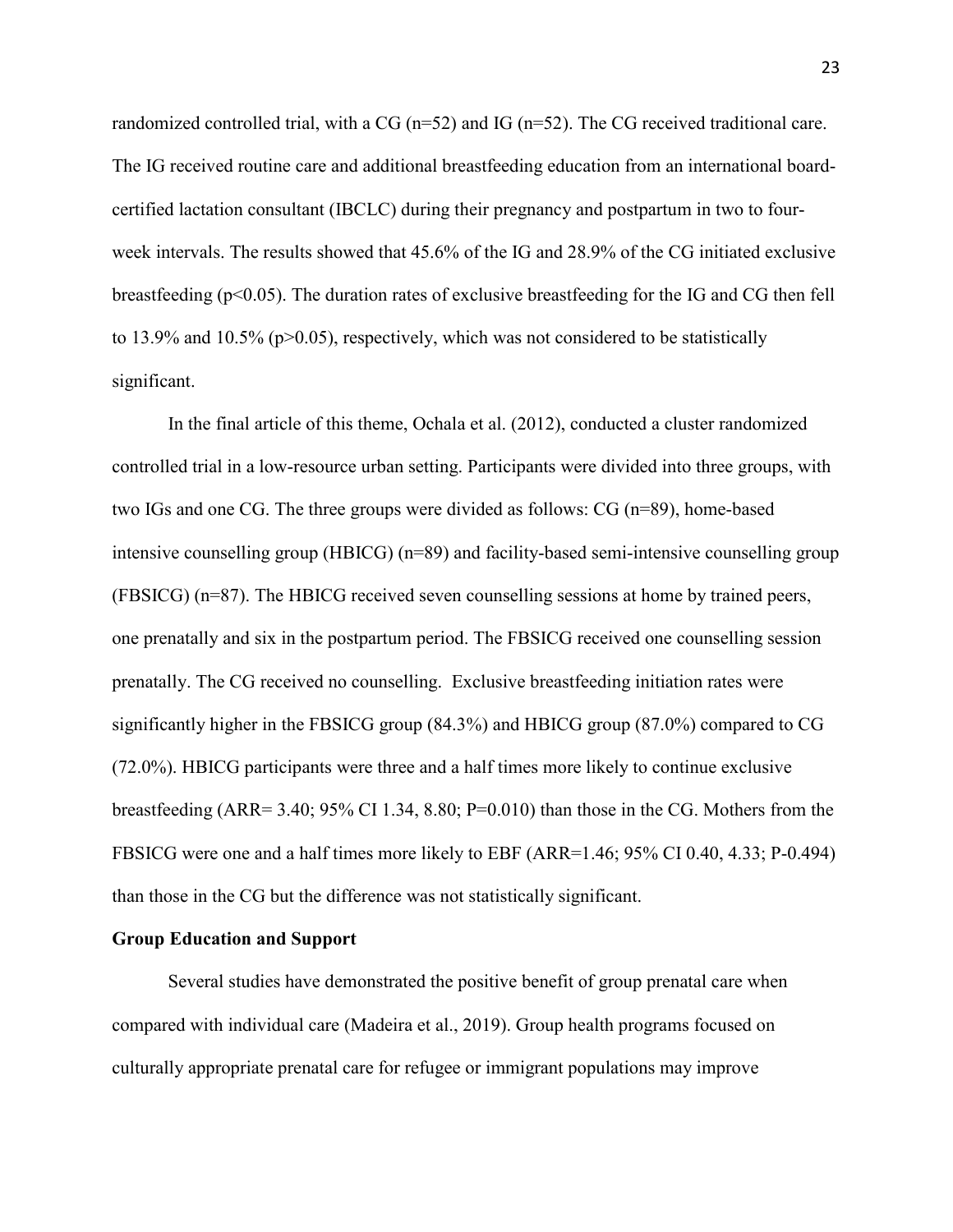randomized controlled trial, with a CG (n=52) and IG (n=52). The CG received traditional care. The IG received routine care and additional breastfeeding education from an international board-certified lactation consultant (IBCLC) during their pregnancy and postpartum in two to four-week intervals. The results showed that 45.6% of the IG and 28.9% of the CG initiated exclusive breastfeeding ($p<0.05$). The duration rates of exclusive breastfeeding for the IG and CG then fell to 13.9% and 10.5% ($p>0.05$), respectively, which was not considered to be statistically significant.

In the final article of this theme, Ochala et al. (2012), conducted a cluster randomized controlled trial in a low-resource urban setting. Participants were divided into three groups, with two IGs and one CG. The three groups were divided as follows: CG (n=89), home-based intensive counselling group (HBICG) (n=89) and facility-based semi-intensive counselling group (FBSICG) (n=87). The HBICG received seven counselling sessions at home by trained peers, one prenatally and six in the postpartum period. The FBSICG received one counselling session prenatally. The CG received no counselling. Exclusive breastfeeding initiation rates were significantly higher in the FBSICG group (84.3%) and HBICG group (87.0%) compared to CG (72.0%). HBICG participants were three and a half times more likely to continue exclusive breastfeeding (ARR= 3.40; 95% CI 1.34, 8.80; P=0.010) than those in the CG. Mothers from the FBSICG were one and a half times more likely to EBF (ARR=1.46; 95% CI 0.40, 4.33; P-0.494) than those in the CG but the difference was not statistically significant.

**Group Education and Support**

Several studies have demonstrated the positive benefit of group prenatal care when compared with individual care (Madeira et al., 2019). Group health programs focused on culturally appropriate prenatal care for refugee or immigrant populations may improve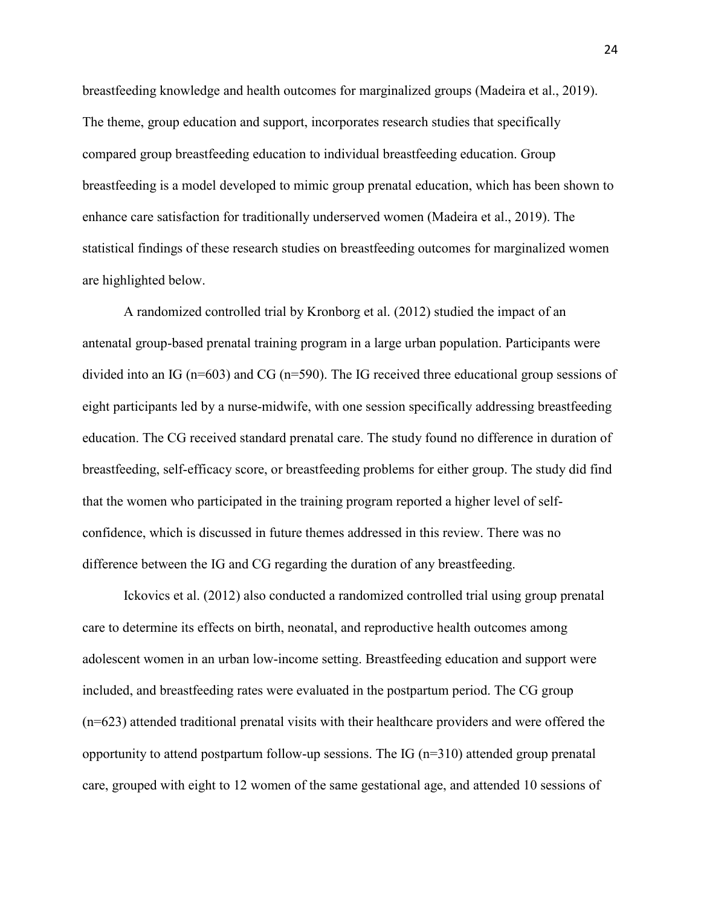breastfeeding knowledge and health outcomes for marginalized groups (Madeira et al., 2019). The theme, group education and support, incorporates research studies that specifically compared group breastfeeding education to individual breastfeeding education. Group breastfeeding is a model developed to mimic group prenatal education, which has been shown to enhance care satisfaction for traditionally underserved women (Madeira et al., 2019). The statistical findings of these research studies on breastfeeding outcomes for marginalized women are highlighted below.

A randomized controlled trial by Kronborg et al. (2012) studied the impact of an antenatal group-based prenatal training program in a large urban population. Participants were divided into an IG (n=603) and CG (n=590). The IG received three educational group sessions of eight participants led by a nurse-midwife, with one session specifically addressing breastfeeding education. The CG received standard prenatal care. The study found no difference in duration of breastfeeding, self-efficacy score, or breastfeeding problems for either group. The study did find that the women who participated in the training program reported a higher level of self-confidence, which is discussed in future themes addressed in this review. There was no difference between the IG and CG regarding the duration of any breastfeeding.

Ickovics et al. (2012) also conducted a randomized controlled trial using group prenatal care to determine its effects on birth, neonatal, and reproductive health outcomes among adolescent women in an urban low-income setting. Breastfeeding education and support were included, and breastfeeding rates were evaluated in the postpartum period. The CG group (n=623) attended traditional prenatal visits with their healthcare providers and were offered the opportunity to attend postpartum follow-up sessions. The IG (n=310) attended group prenatal care, grouped with eight to 12 women of the same gestational age, and attended 10 sessions of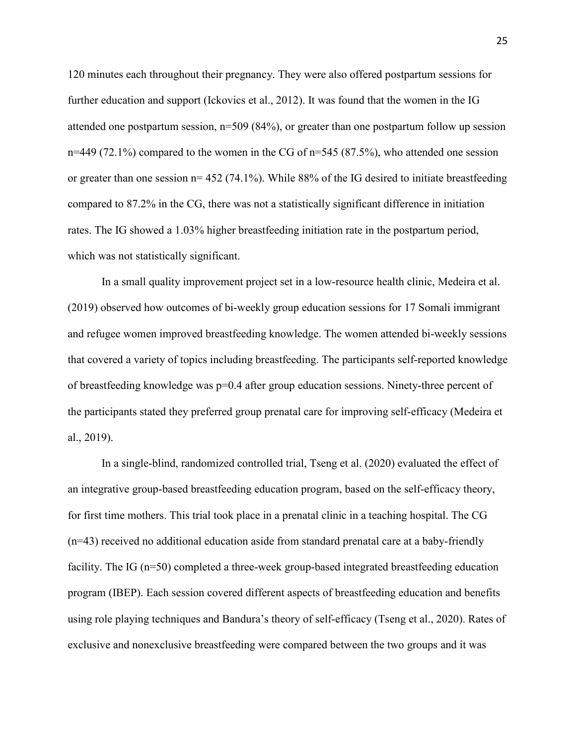120 minutes each throughout their pregnancy. They were also offered postpartum sessions for further education and support (Ickovics et al., 2012). It was found that the women in the IG attended one postpartum session, n=509 (84%), or greater than one postpartum follow up session n=449 (72.1%) compared to the women in the CG of n=545 (87.5%), who attended one session or greater than one session n= 452 (74.1%). While 88% of the IG desired to initiate breastfeeding compared to 87.2% in the CG, there was not a statistically significant difference in initiation rates. The IG showed a 1.03% higher breastfeeding initiation rate in the postpartum period, which was not statistically significant.

In a small quality improvement project set in a low-resource health clinic, Medeira et al. (2019) observed how outcomes of bi-weekly group education sessions for 17 Somali immigrant and refugee women improved breastfeeding knowledge. The women attended bi-weekly sessions that covered a variety of topics including breastfeeding. The participants self-reported knowledge of breastfeeding knowledge was $p=0.4$ after group education sessions. Ninety-three percent of the participants stated they preferred group prenatal care for improving self-efficacy (Medeira et al., 2019).

In a single-blind, randomized controlled trial, Tseng et al. (2020) evaluated the effect of an integrative group-based breastfeeding education program, based on the self-efficacy theory, for first time mothers. This trial took place in a prenatal clinic in a teaching hospital. The CG (n=43) received no additional education aside from standard prenatal care at a baby-friendly facility. The IG (n=50) completed a three-week group-based integrated breastfeeding education program (IBEP). Each session covered different aspects of breastfeeding education and benefits using role playing techniques and Bandura's theory of self-efficacy (Tseng et al., 2020). Rates of exclusive and nonexclusive breastfeeding were compared between the two groups and it was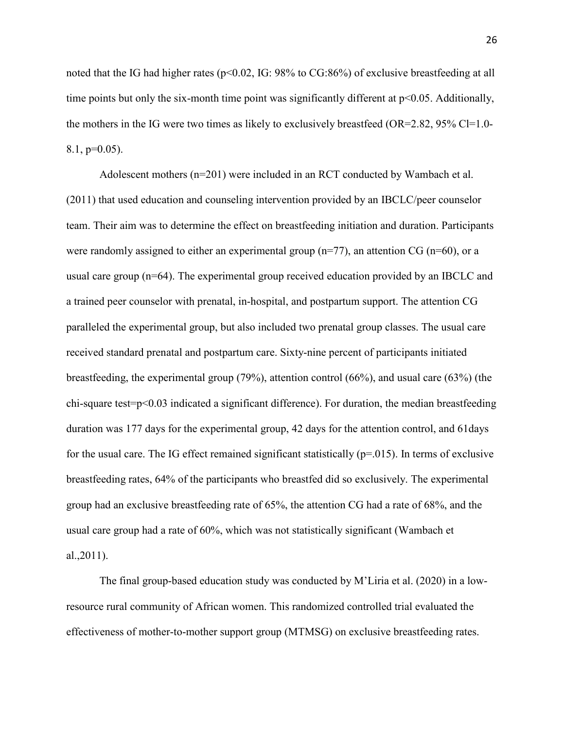noted that the IG had higher rates ($p<0.02$, IG: 98% to CG:86%) of exclusive breastfeeding at all time points but only the six-month time point was significantly different at $p<0.05$. Additionally, the mothers in the IG were two times as likely to exclusively breastfeed (OR=2.82, 95% Cl=1.0-8.1, $p=0.05$).

Adolescent mothers (n=201) were included in an RCT conducted by Wambach et al. (2011) that used education and counseling intervention provided by an IBCLC/peer counselor team. Their aim was to determine the effect on breastfeeding initiation and duration. Participants were randomly assigned to either an experimental group (n=77), an attention CG (n=60), or a usual care group (n=64). The experimental group received education provided by an IBCLC and a trained peer counselor with prenatal, in-hospital, and postpartum support. The attention CG paralleled the experimental group, but also included two prenatal group classes. The usual care received standard prenatal and postpartum care. Sixty-nine percent of participants initiated breastfeeding, the experimental group (79%), attention control (66%), and usual care (63%) (the chi-square test=$p<0.03$ indicated a significant difference). For duration, the median breastfeeding duration was 177 days for the experimental group, 42 days for the attention control, and 61days for the usual care. The IG effect remained significant statistically ($p=.015$). In terms of exclusive breastfeeding rates, 64% of the participants who breastfed did so exclusively. The experimental group had an exclusive breastfeeding rate of 65%, the attention CG had a rate of 68%, and the usual care group had a rate of 60%, which was not statistically significant (Wambach et al.,2011).

The final group-based education study was conducted by M'Liria et al. (2020) in a low-resource rural community of African women. This randomized controlled trial evaluated the effectiveness of mother-to-mother support group (MTMSG) on exclusive breastfeeding rates.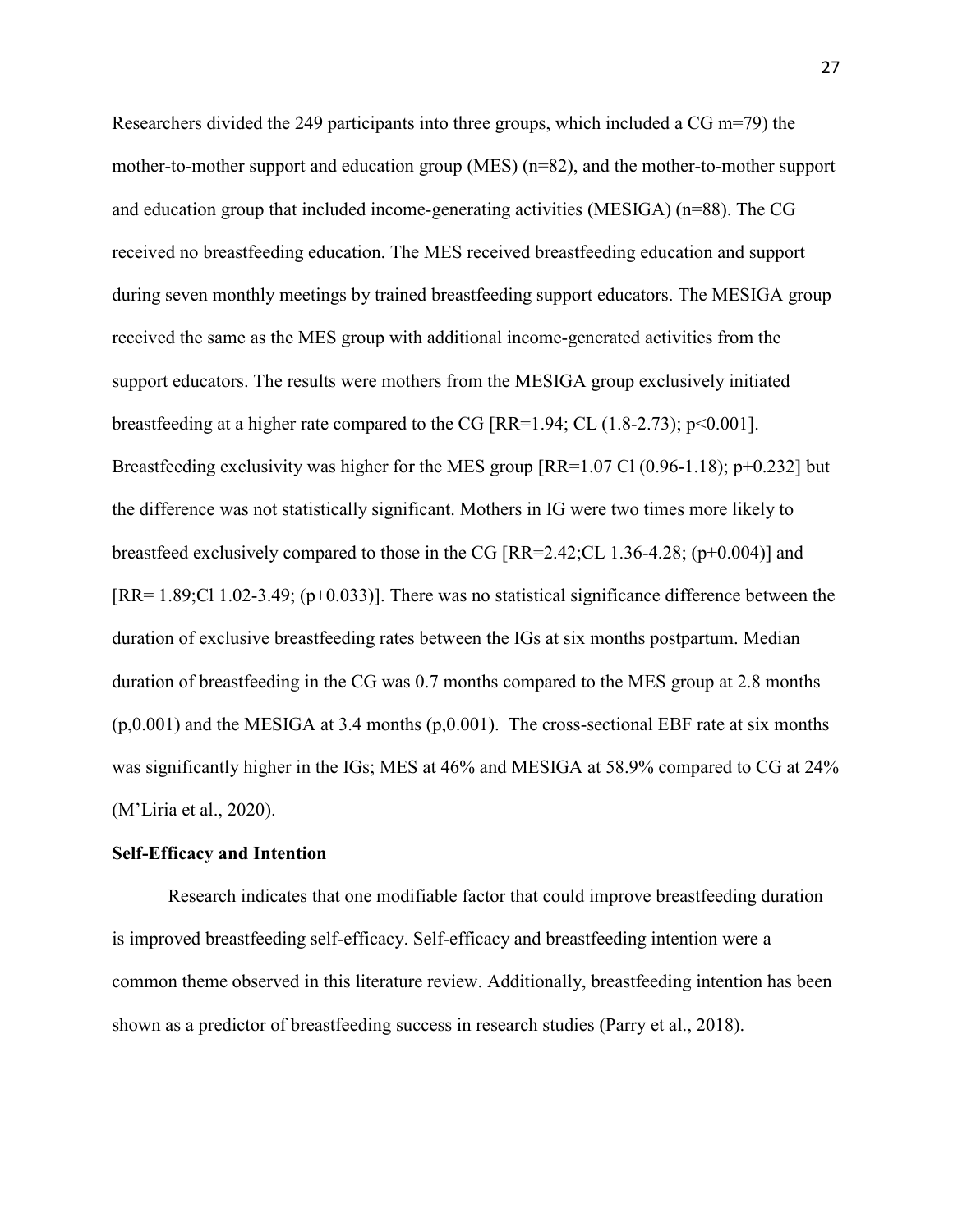Researchers divided the 249 participants into three groups, which included a CG m=79) the mother-to-mother support and education group (MES) (n=82), and the mother-to-mother support and education group that included income-generating activities (MESIGA) (n=88). The CG received no breastfeeding education. The MES received breastfeeding education and support during seven monthly meetings by trained breastfeeding support educators. The MESIGA group received the same as the MES group with additional income-generated activities from the support educators. The results were mothers from the MESIGA group exclusively initiated breastfeeding at a higher rate compared to the CG [RR=1.94; CL (1.8-2.73); $p<0.001$]. Breastfeeding exclusivity was higher for the MES group [RR=1.07 Cl (0.96-1.18); p+0.232] but the difference was not statistically significant. Mothers in IG were two times more likely to breastfeed exclusively compared to those in the CG [RR=2.42;CL 1.36-4.28; (p+0.004)] and [RR= 1.89;Cl 1.02-3.49; (p+0.033)]. There was no statistical significance difference between the duration of exclusive breastfeeding rates between the IGs at six months postpartum. Median duration of breastfeeding in the CG was 0.7 months compared to the MES group at 2.8 months (p,0.001) and the MESIGA at 3.4 months (p,0.001). The cross-sectional EBF rate at six months was significantly higher in the IGs; MES at 46% and MESIGA at 58.9% compared to CG at 24% (M'Liria et al., 2020).

**Self-Efficacy and Intention**

Research indicates that one modifiable factor that could improve breastfeeding duration is improved breastfeeding self-efficacy. Self-efficacy and breastfeeding intention were a common theme observed in this literature review. Additionally, breastfeeding intention has been shown as a predictor of breastfeeding success in research studies (Parry et al., 2018).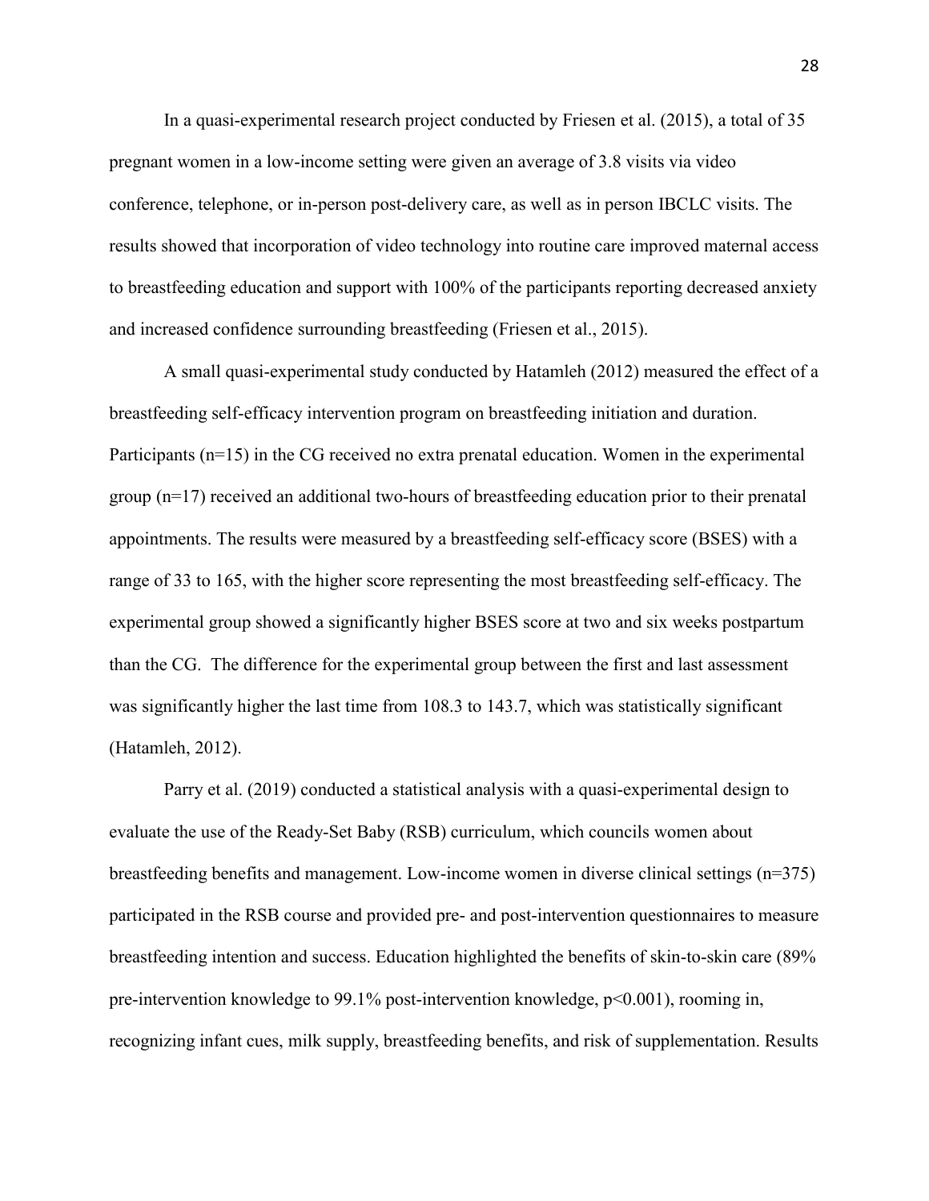In a quasi-experimental research project conducted by Friesen et al. (2015), a total of 35 pregnant women in a low-income setting were given an average of 3.8 visits via video conference, telephone, or in-person post-delivery care, as well as in person IBCLC visits. The results showed that incorporation of video technology into routine care improved maternal access to breastfeeding education and support with 100% of the participants reporting decreased anxiety and increased confidence surrounding breastfeeding (Friesen et al., 2015).

A small quasi-experimental study conducted by Hatamleh (2012) measured the effect of a breastfeeding self-efficacy intervention program on breastfeeding initiation and duration. Participants (n=15) in the CG received no extra prenatal education. Women in the experimental group (n=17) received an additional two-hours of breastfeeding education prior to their prenatal appointments. The results were measured by a breastfeeding self-efficacy score (BSES) with a range of 33 to 165, with the higher score representing the most breastfeeding self-efficacy. The experimental group showed a significantly higher BSES score at two and six weeks postpartum than the CG. The difference for the experimental group between the first and last assessment was significantly higher the last time from 108.3 to 143.7, which was statistically significant (Hatamleh, 2012).

Parry et al. (2019) conducted a statistical analysis with a quasi-experimental design to evaluate the use of the Ready-Set Baby (RSB) curriculum, which councils women about breastfeeding benefits and management. Low-income women in diverse clinical settings (n=375) participated in the RSB course and provided pre- and post-intervention questionnaires to measure breastfeeding intention and success. Education highlighted the benefits of skin-to-skin care (89% pre-intervention knowledge to 99.1% post-intervention knowledge, $p<0.001$), rooming in, recognizing infant cues, milk supply, breastfeeding benefits, and risk of supplementation. Results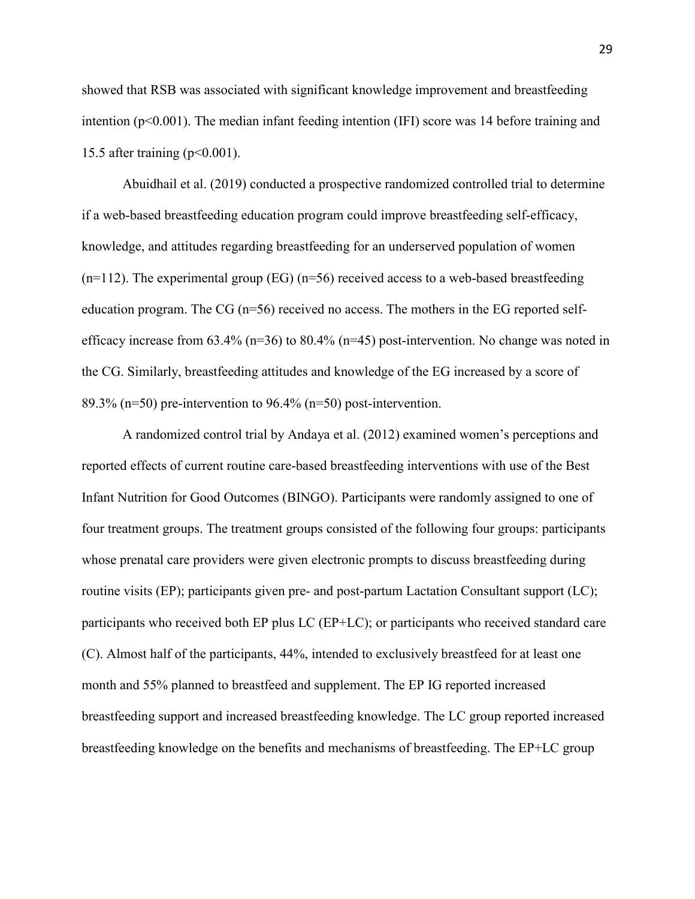showed that RSB was associated with significant knowledge improvement and breastfeeding intention ($p<0.001$). The median infant feeding intention (IFI) score was 14 before training and 15.5 after training ($p<0.001$).

Abuidhail et al. (2019) conducted a prospective randomized controlled trial to determine if a web-based breastfeeding education program could improve breastfeeding self-efficacy, knowledge, and attitudes regarding breastfeeding for an underserved population of women (n=112). The experimental group (EG) (n=56) received access to a web-based breastfeeding education program. The CG (n=56) received no access. The mothers in the EG reported self-efficacy increase from 63.4% (n=36) to 80.4% (n=45) post-intervention. No change was noted in the CG. Similarly, breastfeeding attitudes and knowledge of the EG increased by a score of 89.3% (n=50) pre-intervention to 96.4% (n=50) post-intervention.

A randomized control trial by Andaya et al. (2012) examined women's perceptions and reported effects of current routine care-based breastfeeding interventions with use of the Best Infant Nutrition for Good Outcomes (BINGO). Participants were randomly assigned to one of four treatment groups. The treatment groups consisted of the following four groups: participants whose prenatal care providers were given electronic prompts to discuss breastfeeding during routine visits (EP); participants given pre- and post-partum Lactation Consultant support (LC); participants who received both EP plus LC (EP+LC); or participants who received standard care (C). Almost half of the participants, 44%, intended to exclusively breastfeed for at least one month and 55% planned to breastfeed and supplement. The EP IG reported increased breastfeeding support and increased breastfeeding knowledge. The LC group reported increased breastfeeding knowledge on the benefits and mechanisms of breastfeeding. The EP+LC group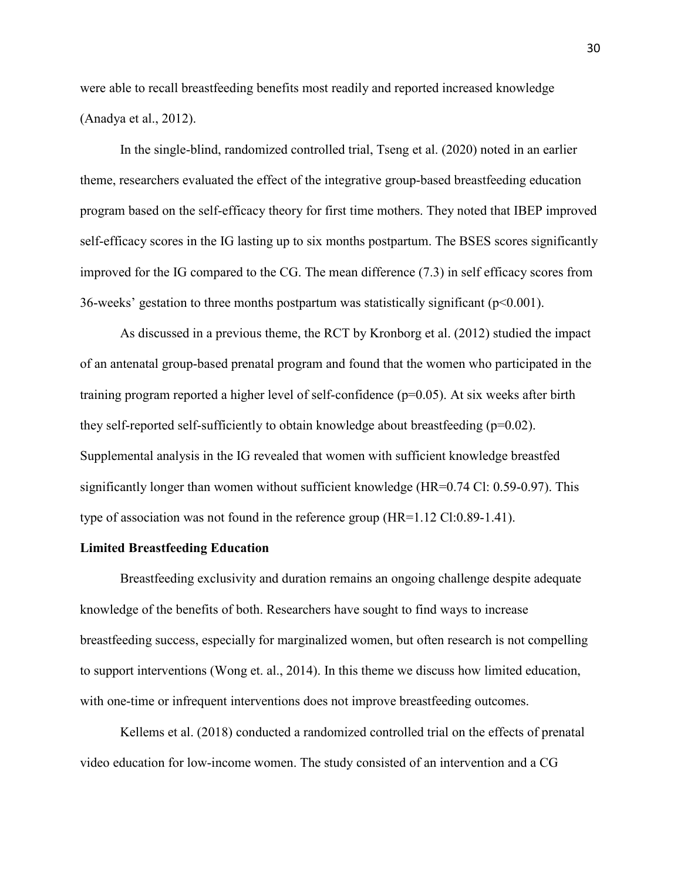were able to recall breastfeeding benefits most readily and reported increased knowledge (Anadya et al., 2012).

In the single-blind, randomized controlled trial, Tseng et al. (2020) noted in an earlier theme, researchers evaluated the effect of the integrative group-based breastfeeding education program based on the self-efficacy theory for first time mothers. They noted that IBEP improved self-efficacy scores in the IG lasting up to six months postpartum. The BSES scores significantly improved for the IG compared to the CG. The mean difference (7.3) in self efficacy scores from 36-weeks' gestation to three months postpartum was statistically significant ($p<0.001$).

As discussed in a previous theme, the RCT by Kronborg et al. (2012) studied the impact of an antenatal group-based prenatal program and found that the women who participated in the training program reported a higher level of self-confidence ($p=0.05$). At six weeks after birth they self-reported self-sufficiently to obtain knowledge about breastfeeding ($p=0.02$). Supplemental analysis in the IG revealed that women with sufficient knowledge breastfed significantly longer than women without sufficient knowledge (HR=0.74 Cl: 0.59-0.97). This type of association was not found in the reference group (HR=1.12 Cl:0.89-1.41).

**Limited Breastfeeding Education**

Breastfeeding exclusivity and duration remains an ongoing challenge despite adequate knowledge of the benefits of both. Researchers have sought to find ways to increase breastfeeding success, especially for marginalized women, but often research is not compelling to support interventions (Wong et. al., 2014). In this theme we discuss how limited education, with one-time or infrequent interventions does not improve breastfeeding outcomes.

Kellems et al. (2018) conducted a randomized controlled trial on the effects of prenatal video education for low-income women. The study consisted of an intervention and a CG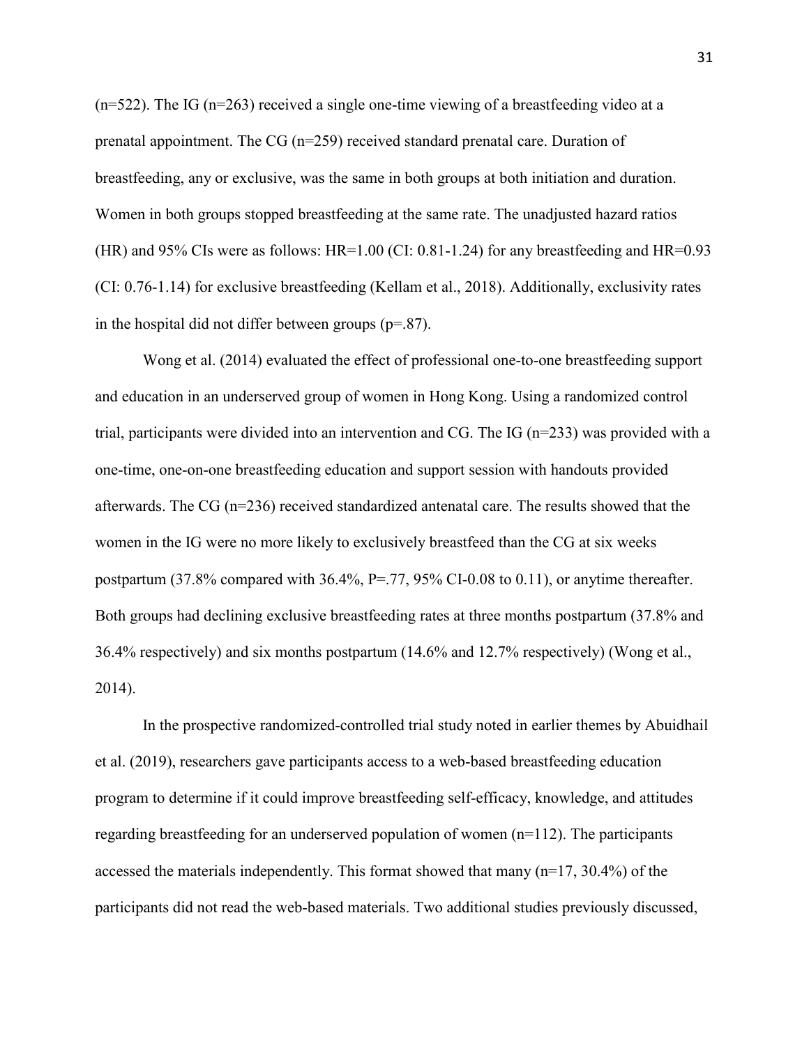(n=522). The IG (n=263) received a single one-time viewing of a breastfeeding video at a prenatal appointment. The CG (n=259) received standard prenatal care. Duration of breastfeeding, any or exclusive, was the same in both groups at both initiation and duration. Women in both groups stopped breastfeeding at the same rate. The unadjusted hazard ratios (HR) and 95% CIs were as follows: HR=1.00 (CI: 0.81-1.24) for any breastfeeding and HR=0.93 (CI: 0.76-1.14) for exclusive breastfeeding (Kellam et al., 2018). Additionally, exclusivity rates in the hospital did not differ between groups (p=.87).

Wong et al. (2014) evaluated the effect of professional one-to-one breastfeeding support and education in an underserved group of women in Hong Kong. Using a randomized control trial, participants were divided into an intervention and CG. The IG (n=233) was provided with a one-time, one-on-one breastfeeding education and support session with handouts provided afterwards. The CG (n=236) received standardized antenatal care. The results showed that the women in the IG were no more likely to exclusively breastfeed than the CG at six weeks postpartum (37.8% compared with 36.4%, P=.77, 95% CI-0.08 to 0.11), or anytime thereafter. Both groups had declining exclusive breastfeeding rates at three months postpartum (37.8% and 36.4% respectively) and six months postpartum (14.6% and 12.7% respectively) (Wong et al., 2014).

In the prospective randomized-controlled trial study noted in earlier themes by Abuidhail et al. (2019), researchers gave participants access to a web-based breastfeeding education program to determine if it could improve breastfeeding self-efficacy, knowledge, and attitudes regarding breastfeeding for an underserved population of women (n=112). The participants accessed the materials independently. This format showed that many (n=17, 30.4%) of the participants did not read the web-based materials. Two additional studies previously discussed,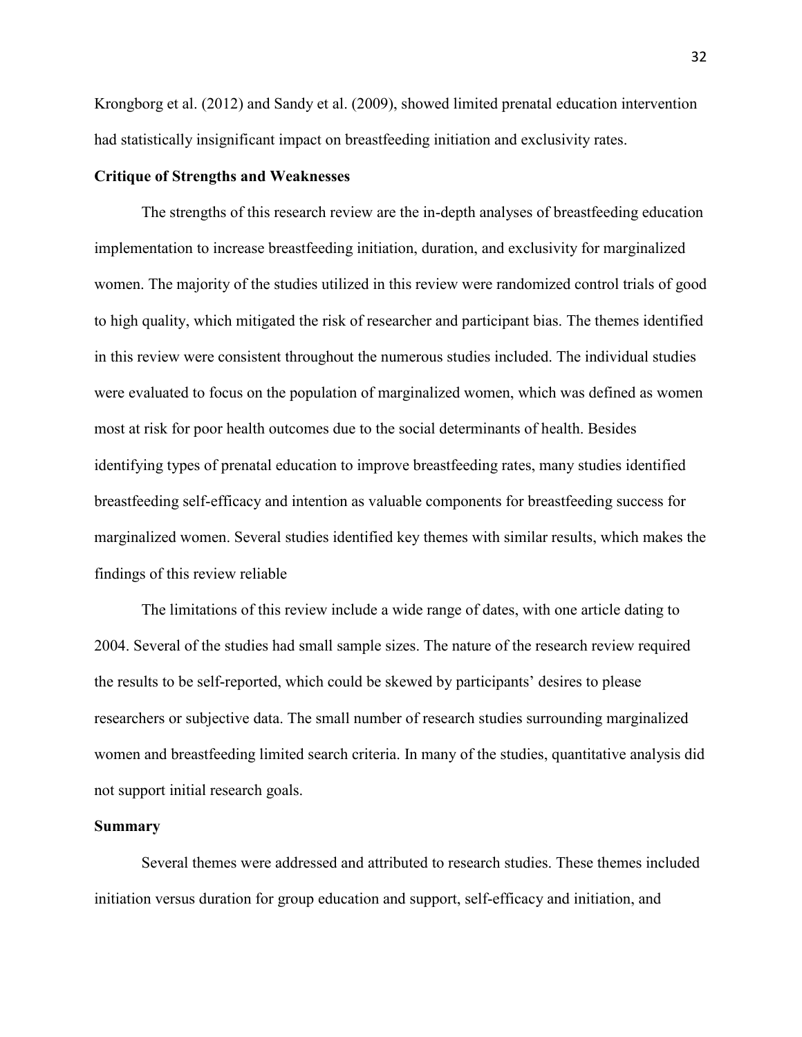Krongborg et al. (2012) and Sandy et al. (2009), showed limited prenatal education intervention had statistically insignificant impact on breastfeeding initiation and exclusivity rates.

### Critique of Strengths and Weaknesses

The strengths of this research review are the in-depth analyses of breastfeeding education implementation to increase breastfeeding initiation, duration, and exclusivity for marginalized women. The majority of the studies utilized in this review were randomized control trials of good to high quality, which mitigated the risk of researcher and participant bias. The themes identified in this review were consistent throughout the numerous studies included. The individual studies were evaluated to focus on the population of marginalized women, which was defined as women most at risk for poor health outcomes due to the social determinants of health. Besides identifying types of prenatal education to improve breastfeeding rates, many studies identified breastfeeding self-efficacy and intention as valuable components for breastfeeding success for marginalized women. Several studies identified key themes with similar results, which makes the findings of this review reliable

The limitations of this review include a wide range of dates, with one article dating to 2004. Several of the studies had small sample sizes. The nature of the research review required the results to be self-reported, which could be skewed by participants' desires to please researchers or subjective data. The small number of research studies surrounding marginalized women and breastfeeding limited search criteria. In many of the studies, quantitative analysis did not support initial research goals.

### Summary

Several themes were addressed and attributed to research studies. These themes included initiation versus duration for group education and support, self-efficacy and initiation, and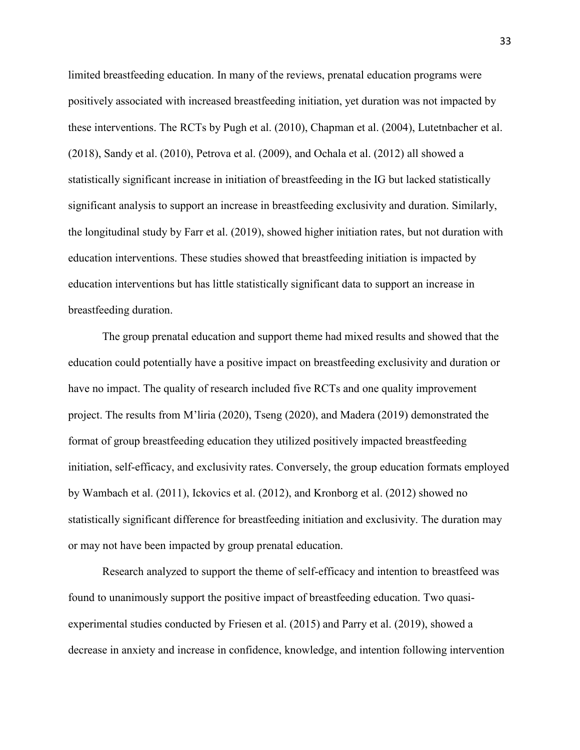limited breastfeeding education. In many of the reviews, prenatal education programs were positively associated with increased breastfeeding initiation, yet duration was not impacted by these interventions. The RCTs by Pugh et al. (2010), Chapman et al. (2004), Lutetnbacher et al. (2018), Sandy et al. (2010), Petrova et al. (2009), and Ochala et al. (2012) all showed a statistically significant increase in initiation of breastfeeding in the IG but lacked statistically significant analysis to support an increase in breastfeeding exclusivity and duration. Similarly, the longitudinal study by Farr et al. (2019), showed higher initiation rates, but not duration with education interventions. These studies showed that breastfeeding initiation is impacted by education interventions but has little statistically significant data to support an increase in breastfeeding duration.

The group prenatal education and support theme had mixed results and showed that the education could potentially have a positive impact on breastfeeding exclusivity and duration or have no impact. The quality of research included five RCTs and one quality improvement project. The results from M'liria (2020), Tseng (2020), and Madera (2019) demonstrated the format of group breastfeeding education they utilized positively impacted breastfeeding initiation, self-efficacy, and exclusivity rates. Conversely, the group education formats employed by Wambach et al. (2011), Ickovics et al. (2012), and Kronborg et al. (2012) showed no statistically significant difference for breastfeeding initiation and exclusivity. The duration may or may not have been impacted by group prenatal education.

Research analyzed to support the theme of self-efficacy and intention to breastfeed was found to unanimously support the positive impact of breastfeeding education. Two quasi-experimental studies conducted by Friesen et al. (2015) and Parry et al. (2019), showed a decrease in anxiety and increase in confidence, knowledge, and intention following intervention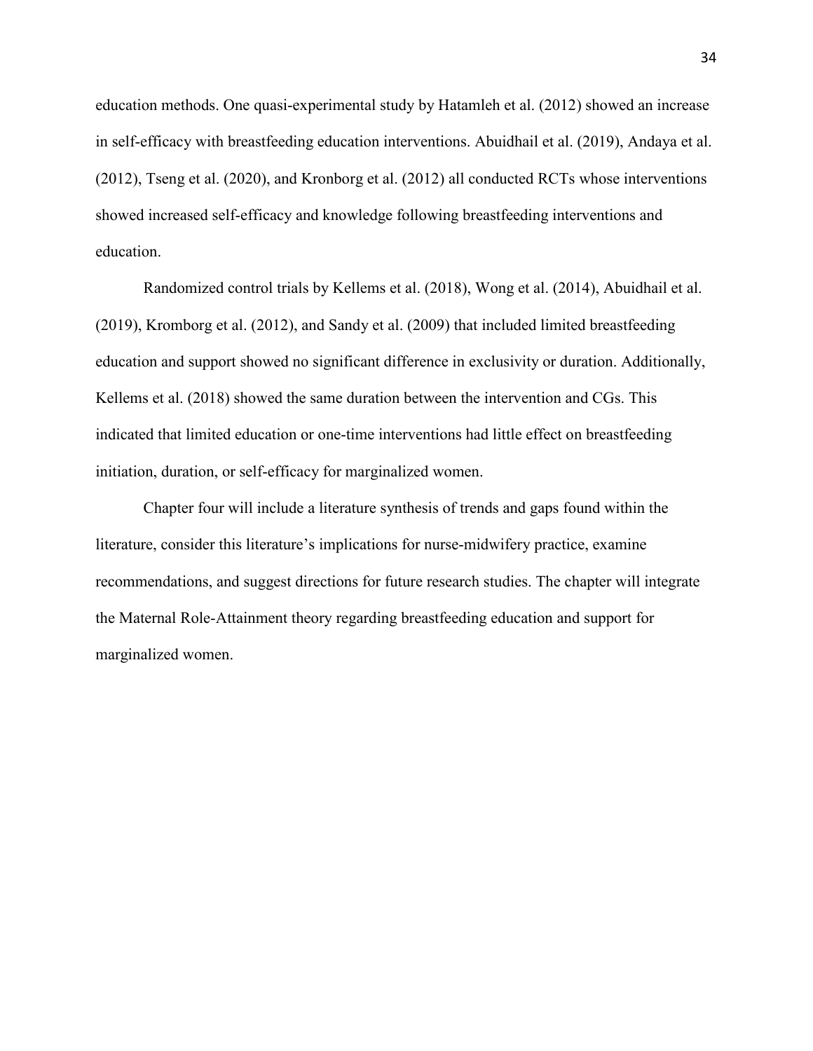education methods. One quasi-experimental study by Hatamleh et al. (2012) showed an increase in self-efficacy with breastfeeding education interventions. Abuidhail et al. (2019), Andaya et al. (2012), Tseng et al. (2020), and Kronborg et al. (2012) all conducted RCTs whose interventions showed increased self-efficacy and knowledge following breastfeeding interventions and education.

Randomized control trials by Kellems et al. (2018), Wong et al. (2014), Abuidhail et al. (2019), Kromborg et al. (2012), and Sandy et al. (2009) that included limited breastfeeding education and support showed no significant difference in exclusivity or duration. Additionally, Kellems et al. (2018) showed the same duration between the intervention and CGs. This indicated that limited education or one-time interventions had little effect on breastfeeding initiation, duration, or self-efficacy for marginalized women.

Chapter four will include a literature synthesis of trends and gaps found within the literature, consider this literature's implications for nurse-midwifery practice, examine recommendations, and suggest directions for future research studies. The chapter will integrate the Maternal Role-Attainment theory regarding breastfeeding education and support for marginalized women.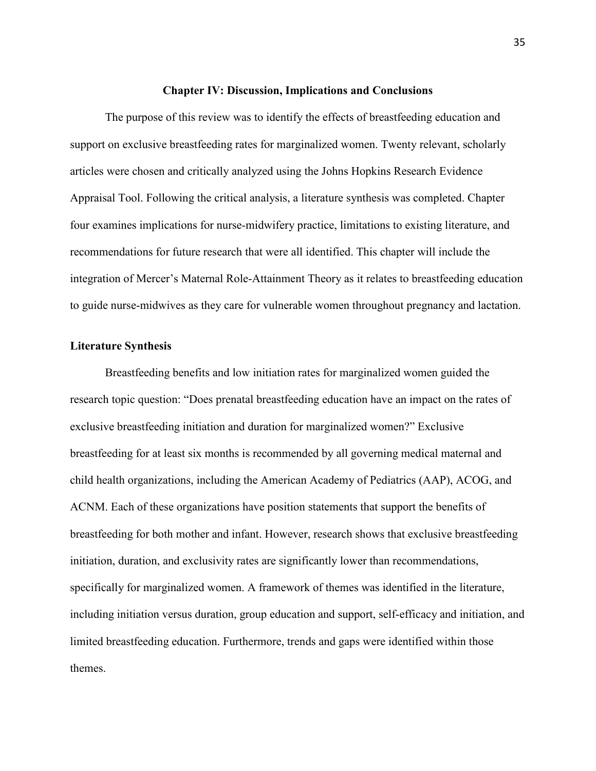## Chapter IV: Discussion, Implications and Conclusions

The purpose of this review was to identify the effects of breastfeeding education and support on exclusive breastfeeding rates for marginalized women. Twenty relevant, scholarly articles were chosen and critically analyzed using the Johns Hopkins Research Evidence Appraisal Tool. Following the critical analysis, a literature synthesis was completed. Chapter four examines implications for nurse-midwifery practice, limitations to existing literature, and recommendations for future research that were all identified. This chapter will include the integration of Mercer's Maternal Role-Attainment Theory as it relates to breastfeeding education to guide nurse-midwives as they care for vulnerable women throughout pregnancy and lactation.

### Literature Synthesis

Breastfeeding benefits and low initiation rates for marginalized women guided the research topic question: "Does prenatal breastfeeding education have an impact on the rates of exclusive breastfeeding initiation and duration for marginalized women?" Exclusive breastfeeding for at least six months is recommended by all governing medical maternal and child health organizations, including the American Academy of Pediatrics (AAP), ACOG, and ACNM. Each of these organizations have position statements that support the benefits of breastfeeding for both mother and infant. However, research shows that exclusive breastfeeding initiation, duration, and exclusivity rates are significantly lower than recommendations, specifically for marginalized women. A framework of themes was identified in the literature, including initiation versus duration, group education and support, self-efficacy and initiation, and limited breastfeeding education. Furthermore, trends and gaps were identified within those themes.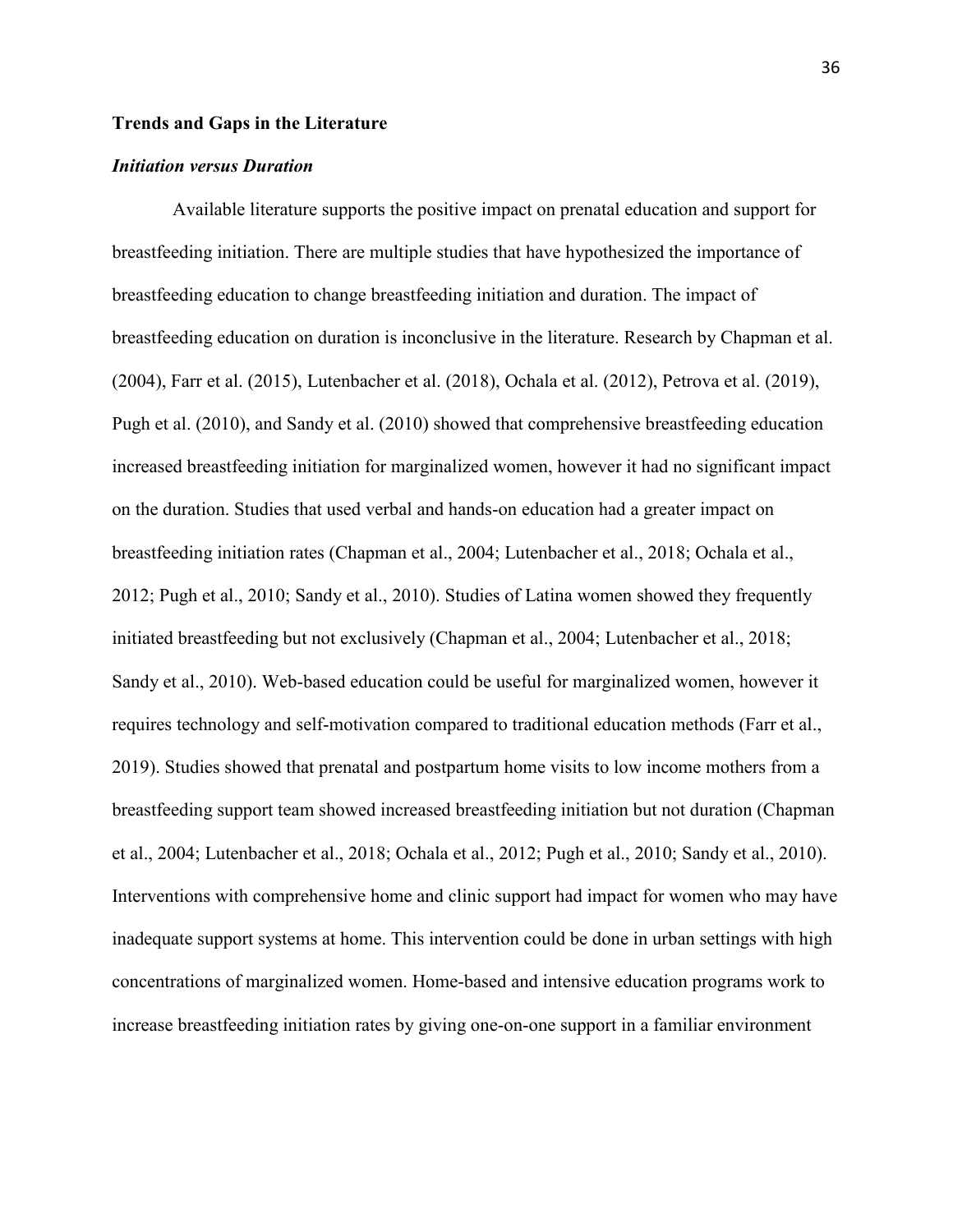## Trends and Gaps in the Literature

### *Initiation versus Duration*

Available literature supports the positive impact on prenatal education and support for breastfeeding initiation. There are multiple studies that have hypothesized the importance of breastfeeding education to change breastfeeding initiation and duration. The impact of breastfeeding education on duration is inconclusive in the literature. Research by Chapman et al. (2004), Farr et al. (2015), Lutenbacher et al. (2018), Ochala et al. (2012), Petrova et al. (2019), Pugh et al. (2010), and Sandy et al. (2010) showed that comprehensive breastfeeding education increased breastfeeding initiation for marginalized women, however it had no significant impact on the duration. Studies that used verbal and hands-on education had a greater impact on breastfeeding initiation rates (Chapman et al., 2004; Lutenbacher et al., 2018; Ochala et al., 2012; Pugh et al., 2010; Sandy et al., 2010). Studies of Latina women showed they frequently initiated breastfeeding but not exclusively (Chapman et al., 2004; Lutenbacher et al., 2018; Sandy et al., 2010). Web-based education could be useful for marginalized women, however it requires technology and self-motivation compared to traditional education methods (Farr et al., 2019). Studies showed that prenatal and postpartum home visits to low income mothers from a breastfeeding support team showed increased breastfeeding initiation but not duration (Chapman et al., 2004; Lutenbacher et al., 2018; Ochala et al., 2012; Pugh et al., 2010; Sandy et al., 2010). Interventions with comprehensive home and clinic support had impact for women who may have inadequate support systems at home. This intervention could be done in urban settings with high concentrations of marginalized women. Home-based and intensive education programs work to increase breastfeeding initiation rates by giving one-on-one support in a familiar environment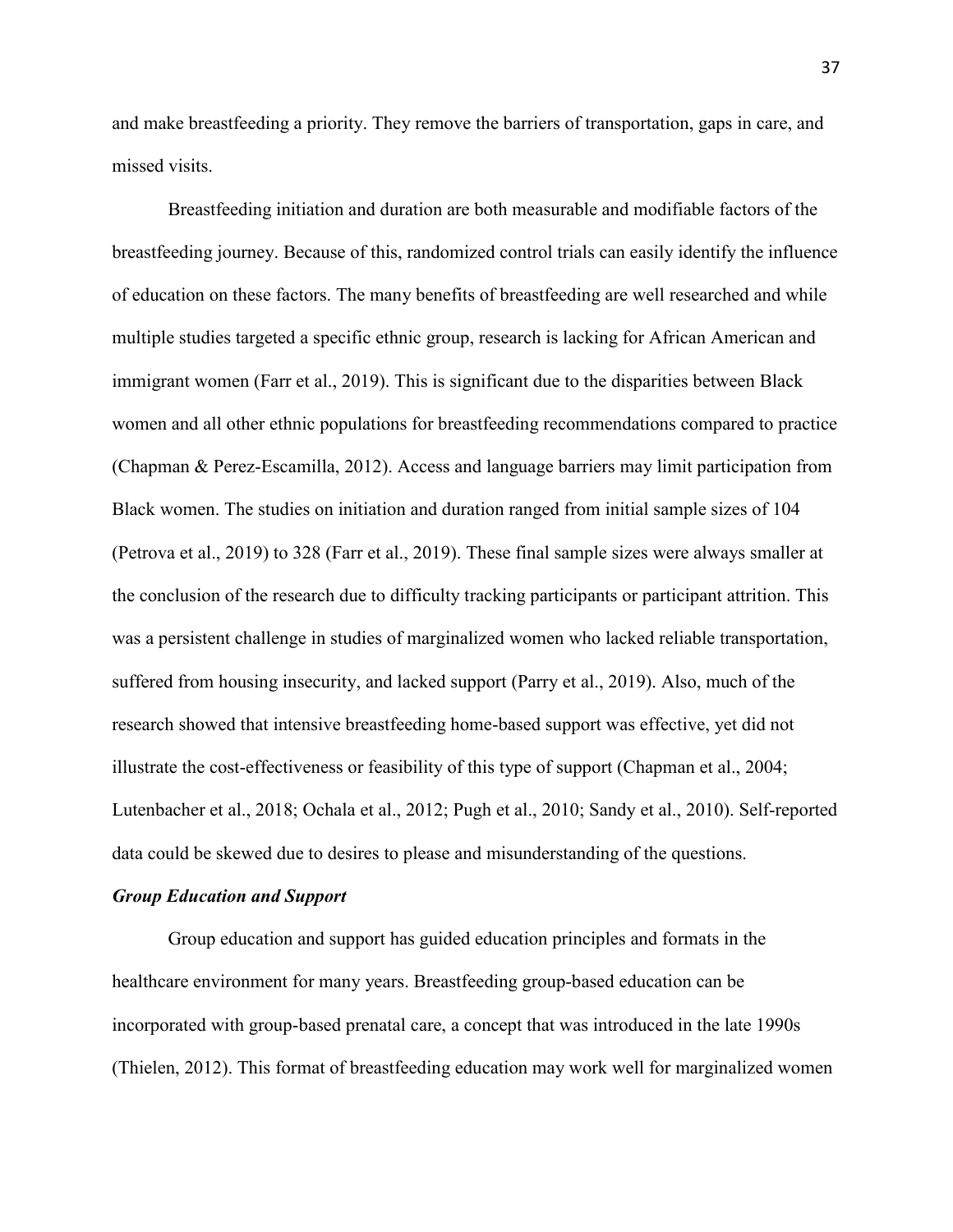and make breastfeeding a priority. They remove the barriers of transportation, gaps in care, and missed visits.

Breastfeeding initiation and duration are both measurable and modifiable factors of the breastfeeding journey. Because of this, randomized control trials can easily identify the influence of education on these factors. The many benefits of breastfeeding are well researched and while multiple studies targeted a specific ethnic group, research is lacking for African American and immigrant women (Farr et al., 2019). This is significant due to the disparities between Black women and all other ethnic populations for breastfeeding recommendations compared to practice (Chapman & Perez-Escamilla, 2012). Access and language barriers may limit participation from Black women. The studies on initiation and duration ranged from initial sample sizes of 104 (Petrova et al., 2019) to 328 (Farr et al., 2019). These final sample sizes were always smaller at the conclusion of the research due to difficulty tracking participants or participant attrition. This was a persistent challenge in studies of marginalized women who lacked reliable transportation, suffered from housing insecurity, and lacked support (Parry et al., 2019). Also, much of the research showed that intensive breastfeeding home-based support was effective, yet did not illustrate the cost-effectiveness or feasibility of this type of support (Chapman et al., 2004; Lutenbacher et al., 2018; Ochala et al., 2012; Pugh et al., 2010; Sandy et al., 2010). Self-reported data could be skewed due to desires to please and misunderstanding of the questions.

### *Group Education and Support*

Group education and support has guided education principles and formats in the healthcare environment for many years. Breastfeeding group-based education can be incorporated with group-based prenatal care, a concept that was introduced in the late 1990s (Thielen, 2012). This format of breastfeeding education may work well for marginalized women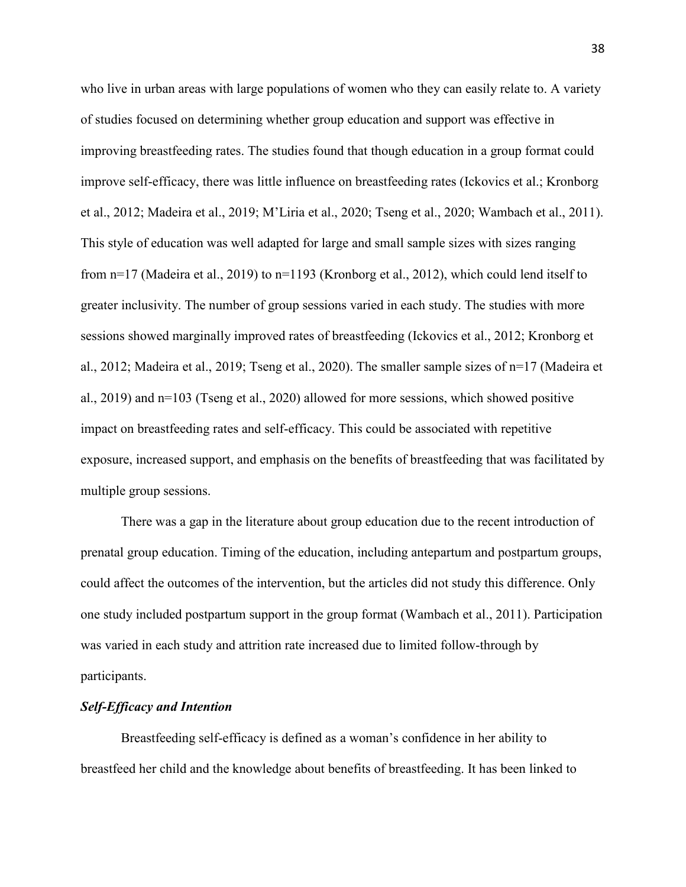who live in urban areas with large populations of women who they can easily relate to. A variety of studies focused on determining whether group education and support was effective in improving breastfeeding rates. The studies found that though education in a group format could improve self-efficacy, there was little influence on breastfeeding rates (Ickovics et al.; Kronborg et al., 2012; Madeira et al., 2019; M'Liria et al., 2020; Tseng et al., 2020; Wambach et al., 2011). This style of education was well adapted for large and small sample sizes with sizes ranging from n=17 (Madeira et al., 2019) to n=1193 (Kronborg et al., 2012), which could lend itself to greater inclusivity. The number of group sessions varied in each study. The studies with more sessions showed marginally improved rates of breastfeeding (Ickovics et al., 2012; Kronborg et al., 2012; Madeira et al., 2019; Tseng et al., 2020). The smaller sample sizes of n=17 (Madeira et al., 2019) and n=103 (Tseng et al., 2020) allowed for more sessions, which showed positive impact on breastfeeding rates and self-efficacy. This could be associated with repetitive exposure, increased support, and emphasis on the benefits of breastfeeding that was facilitated by multiple group sessions.

There was a gap in the literature about group education due to the recent introduction of prenatal group education. Timing of the education, including antepartum and postpartum groups, could affect the outcomes of the intervention, but the articles did not study this difference. Only one study included postpartum support in the group format (Wambach et al., 2011). Participation was varied in each study and attrition rate increased due to limited follow-through by participants.

### *Self-Efficacy and Intention*

Breastfeeding self-efficacy is defined as a woman's confidence in her ability to breastfeed her child and the knowledge about benefits of breastfeeding. It has been linked to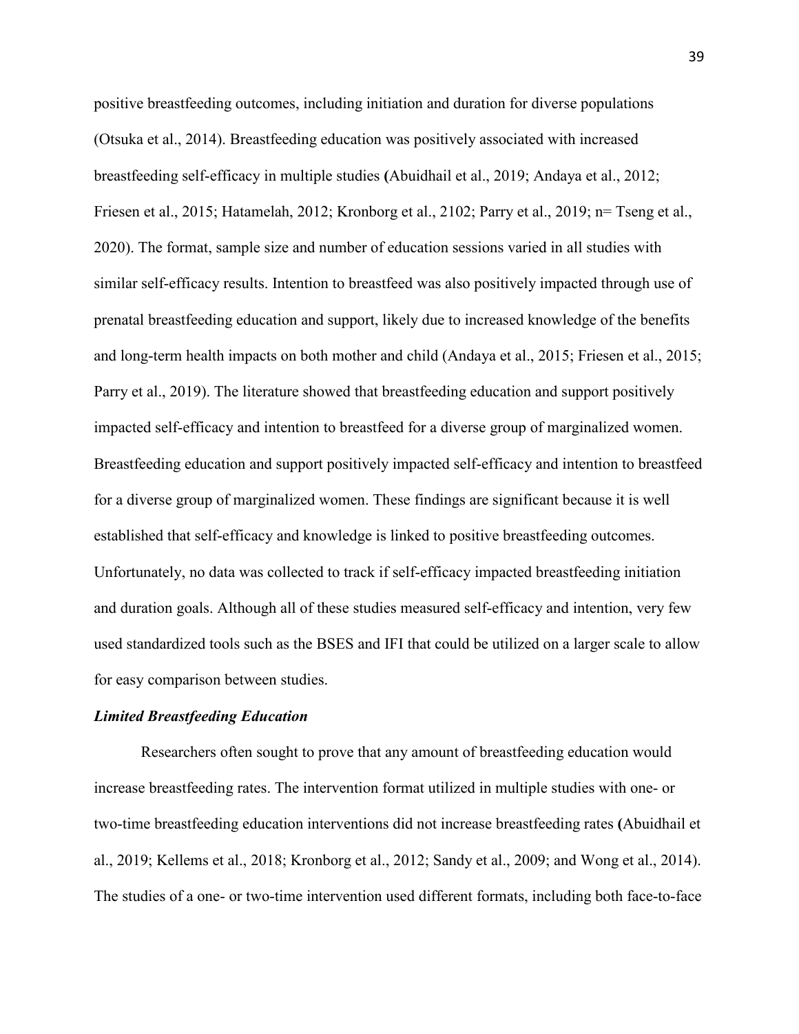positive breastfeeding outcomes, including initiation and duration for diverse populations (Otsuka et al., 2014). Breastfeeding education was positively associated with increased breastfeeding self-efficacy in multiple studies (Abuidhail et al., 2019; Andaya et al., 2012; Friesen et al., 2015; Hatamelah, 2012; Kronborg et al., 2102; Parry et al., 2019; n= Tseng et al., 2020). The format, sample size and number of education sessions varied in all studies with similar self-efficacy results. Intention to breastfeed was also positively impacted through use of prenatal breastfeeding education and support, likely due to increased knowledge of the benefits and long-term health impacts on both mother and child (Andaya et al., 2015; Friesen et al., 2015; Parry et al., 2019). The literature showed that breastfeeding education and support positively impacted self-efficacy and intention to breastfeed for a diverse group of marginalized women. Breastfeeding education and support positively impacted self-efficacy and intention to breastfeed for a diverse group of marginalized women. These findings are significant because it is well established that self-efficacy and knowledge is linked to positive breastfeeding outcomes. Unfortunately, no data was collected to track if self-efficacy impacted breastfeeding initiation and duration goals. Although all of these studies measured self-efficacy and intention, very few used standardized tools such as the BSES and IFI that could be utilized on a larger scale to allow for easy comparison between studies.

***Limited Breastfeeding Education***

Researchers often sought to prove that any amount of breastfeeding education would increase breastfeeding rates. The intervention format utilized in multiple studies with one- or two-time breastfeeding education interventions did not increase breastfeeding rates (Abuidhail et al., 2019; Kellems et al., 2018; Kronborg et al., 2012; Sandy et al., 2009; and Wong et al., 2014). The studies of a one- or two-time intervention used different formats, including both face-to-face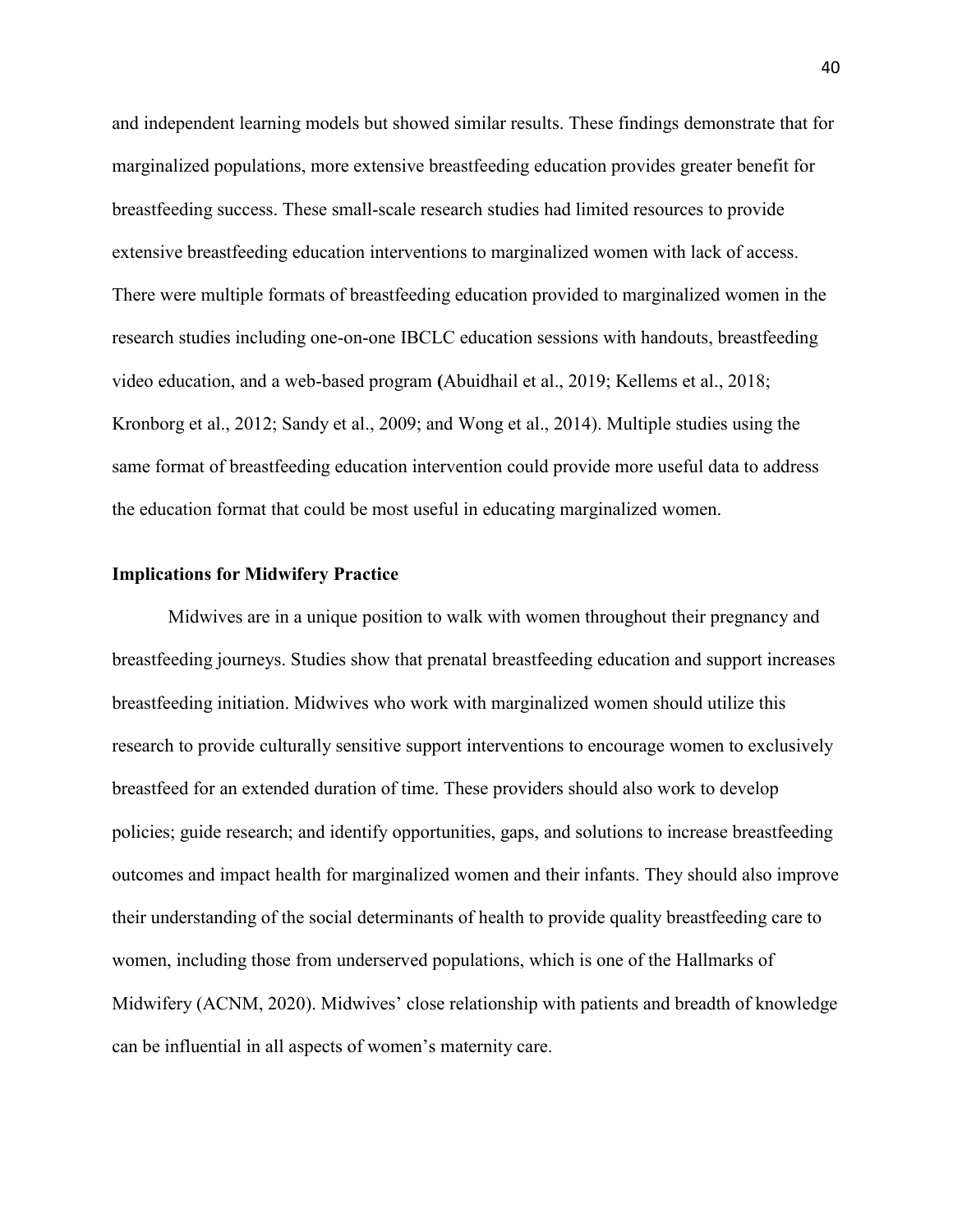and independent learning models but showed similar results. These findings demonstrate that for marginalized populations, more extensive breastfeeding education provides greater benefit for breastfeeding success. These small-scale research studies had limited resources to provide extensive breastfeeding education interventions to marginalized women with lack of access. There were multiple formats of breastfeeding education provided to marginalized women in the research studies including one-on-one IBCLC education sessions with handouts, breastfeeding video education, and a web-based program **(**Abuidhail et al., 2019; Kellems et al., 2018; Kronborg et al., 2012; Sandy et al., 2009; and Wong et al., 2014). Multiple studies using the same format of breastfeeding education intervention could provide more useful data to address the education format that could be most useful in educating marginalized women.

**Implications for Midwifery Practice**

Midwives are in a unique position to walk with women throughout their pregnancy and breastfeeding journeys. Studies show that prenatal breastfeeding education and support increases breastfeeding initiation. Midwives who work with marginalized women should utilize this research to provide culturally sensitive support interventions to encourage women to exclusively breastfeed for an extended duration of time. These providers should also work to develop policies; guide research; and identify opportunities, gaps, and solutions to increase breastfeeding outcomes and impact health for marginalized women and their infants. They should also improve their understanding of the social determinants of health to provide quality breastfeeding care to women, including those from underserved populations, which is one of the Hallmarks of Midwifery (ACNM, 2020). Midwives' close relationship with patients and breadth of knowledge can be influential in all aspects of women's maternity care.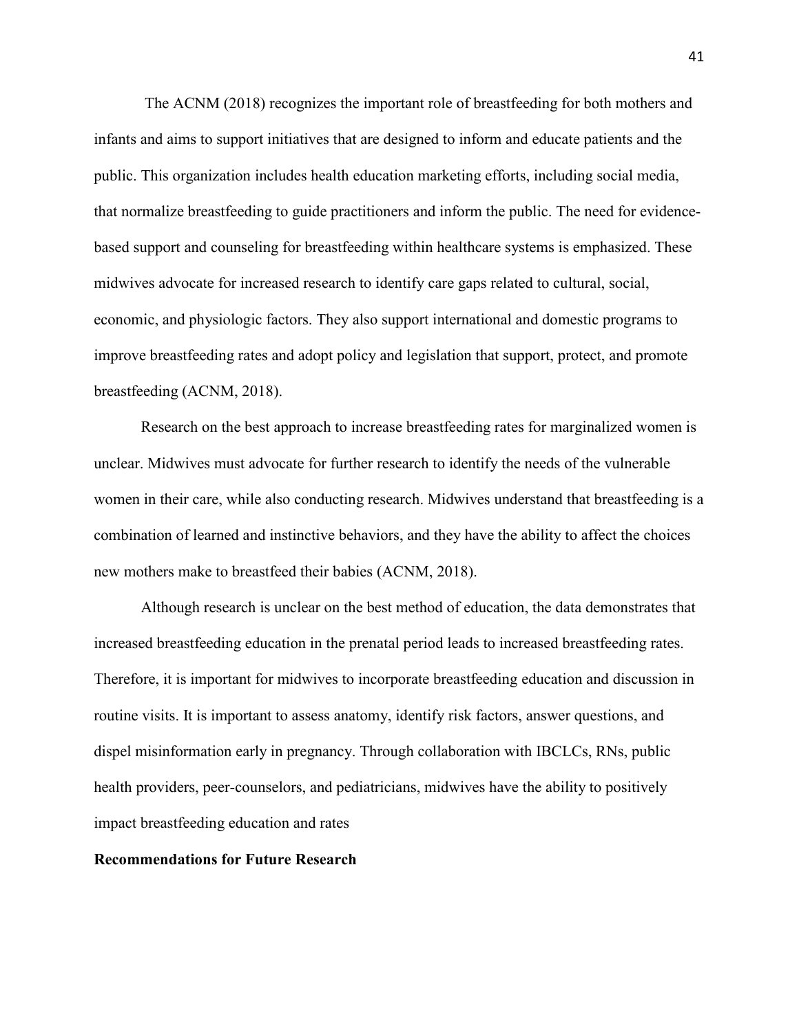The ACNM (2018) recognizes the important role of breastfeeding for both mothers and infants and aims to support initiatives that are designed to inform and educate patients and the public. This organization includes health education marketing efforts, including social media, that normalize breastfeeding to guide practitioners and inform the public. The need for evidence-based support and counseling for breastfeeding within healthcare systems is emphasized. These midwives advocate for increased research to identify care gaps related to cultural, social, economic, and physiologic factors. They also support international and domestic programs to improve breastfeeding rates and adopt policy and legislation that support, protect, and promote breastfeeding (ACNM, 2018).

Research on the best approach to increase breastfeeding rates for marginalized women is unclear. Midwives must advocate for further research to identify the needs of the vulnerable women in their care, while also conducting research. Midwives understand that breastfeeding is a combination of learned and instinctive behaviors, and they have the ability to affect the choices new mothers make to breastfeed their babies (ACNM, 2018).

Although research is unclear on the best method of education, the data demonstrates that increased breastfeeding education in the prenatal period leads to increased breastfeeding rates. Therefore, it is important for midwives to incorporate breastfeeding education and discussion in routine visits. It is important to assess anatomy, identify risk factors, answer questions, and dispel misinformation early in pregnancy. Through collaboration with IBCLCs, RNs, public health providers, peer-counselors, and pediatricians, midwives have the ability to positively impact breastfeeding education and rates

**Recommendations for Future Research**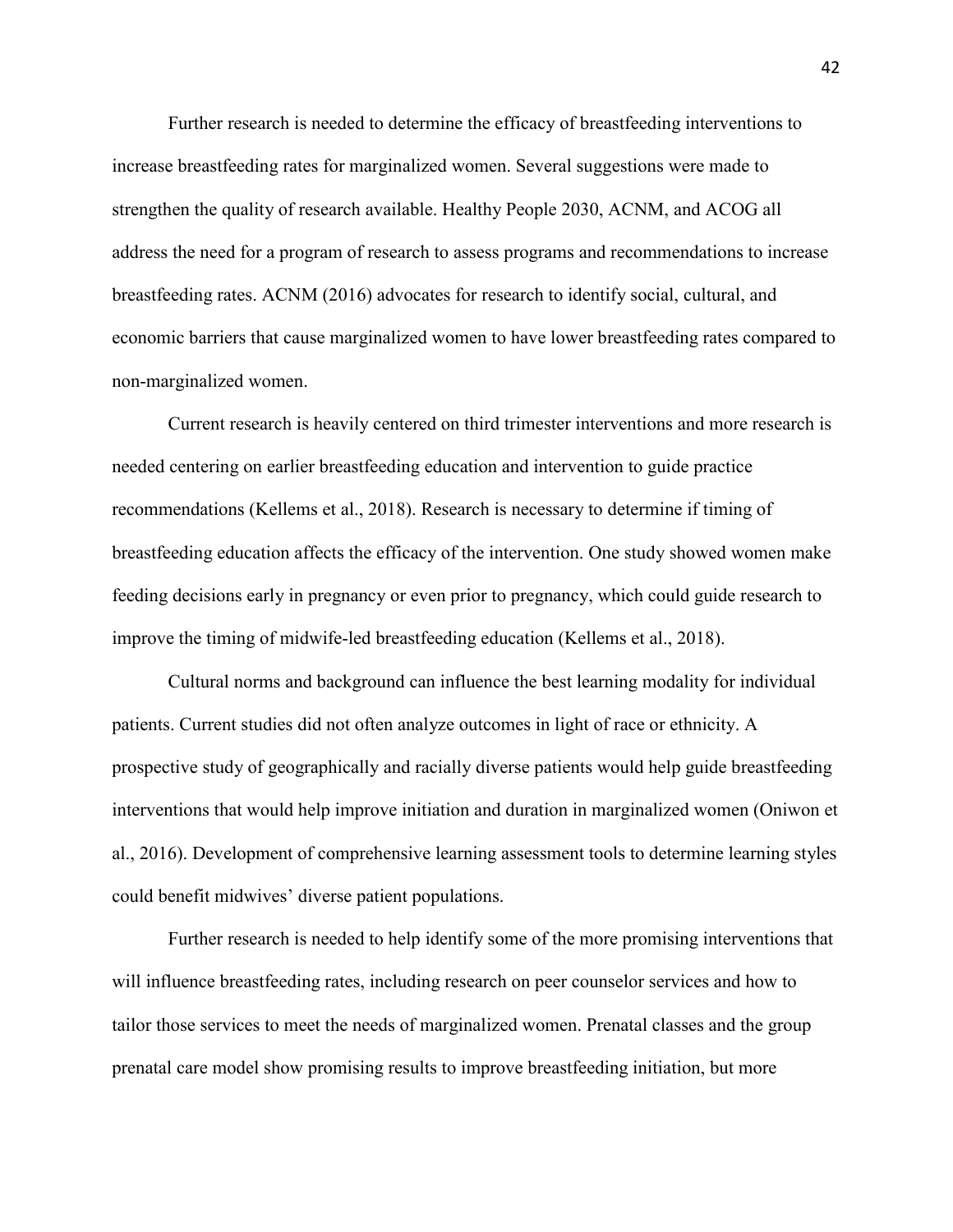Further research is needed to determine the efficacy of breastfeeding interventions to increase breastfeeding rates for marginalized women. Several suggestions were made to strengthen the quality of research available. Healthy People 2030, ACNM, and ACOG all address the need for a program of research to assess programs and recommendations to increase breastfeeding rates. ACNM (2016) advocates for research to identify social, cultural, and economic barriers that cause marginalized women to have lower breastfeeding rates compared to non-marginalized women.

Current research is heavily centered on third trimester interventions and more research is needed centering on earlier breastfeeding education and intervention to guide practice recommendations (Kellems et al., 2018). Research is necessary to determine if timing of breastfeeding education affects the efficacy of the intervention. One study showed women make feeding decisions early in pregnancy or even prior to pregnancy, which could guide research to improve the timing of midwife-led breastfeeding education (Kellems et al., 2018).

Cultural norms and background can influence the best learning modality for individual patients. Current studies did not often analyze outcomes in light of race or ethnicity. A prospective study of geographically and racially diverse patients would help guide breastfeeding interventions that would help improve initiation and duration in marginalized women (Oniwon et al., 2016). Development of comprehensive learning assessment tools to determine learning styles could benefit midwives' diverse patient populations.

Further research is needed to help identify some of the more promising interventions that will influence breastfeeding rates, including research on peer counselor services and how to tailor those services to meet the needs of marginalized women. Prenatal classes and the group prenatal care model show promising results to improve breastfeeding initiation, but more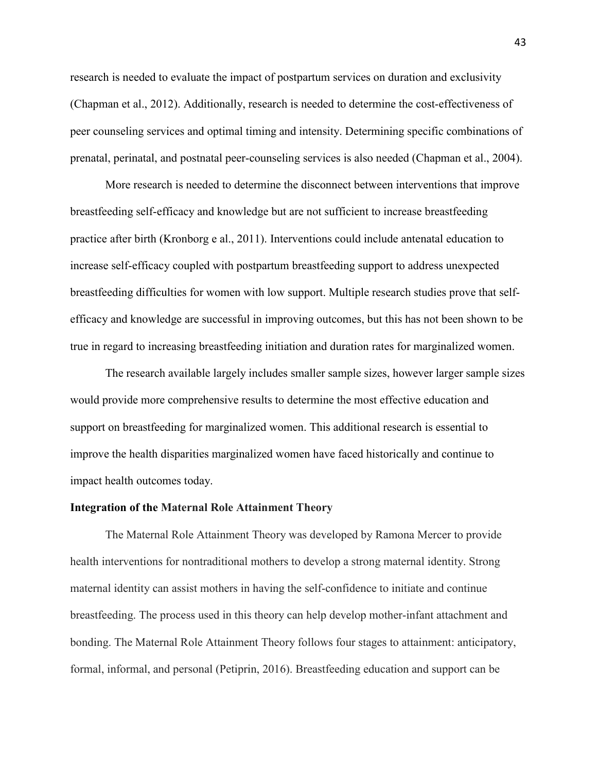research is needed to evaluate the impact of postpartum services on duration and exclusivity (Chapman et al., 2012). Additionally, research is needed to determine the cost-effectiveness of peer counseling services and optimal timing and intensity. Determining specific combinations of prenatal, perinatal, and postnatal peer-counseling services is also needed (Chapman et al., 2004).

More research is needed to determine the disconnect between interventions that improve breastfeeding self-efficacy and knowledge but are not sufficient to increase breastfeeding practice after birth (Kronborg e al., 2011). Interventions could include antenatal education to increase self-efficacy coupled with postpartum breastfeeding support to address unexpected breastfeeding difficulties for women with low support. Multiple research studies prove that self-efficacy and knowledge are successful in improving outcomes, but this has not been shown to be true in regard to increasing breastfeeding initiation and duration rates for marginalized women.

The research available largely includes smaller sample sizes, however larger sample sizes would provide more comprehensive results to determine the most effective education and support on breastfeeding for marginalized women. This additional research is essential to improve the health disparities marginalized women have faced historically and continue to impact health outcomes today.

**Integration of the Maternal Role Attainment Theory**

The Maternal Role Attainment Theory was developed by Ramona Mercer to provide health interventions for nontraditional mothers to develop a strong maternal identity. Strong maternal identity can assist mothers in having the self-confidence to initiate and continue breastfeeding. The process used in this theory can help develop mother-infant attachment and bonding. The Maternal Role Attainment Theory follows four stages to attainment: anticipatory, formal, informal, and personal (Petiprin, 2016). Breastfeeding education and support can be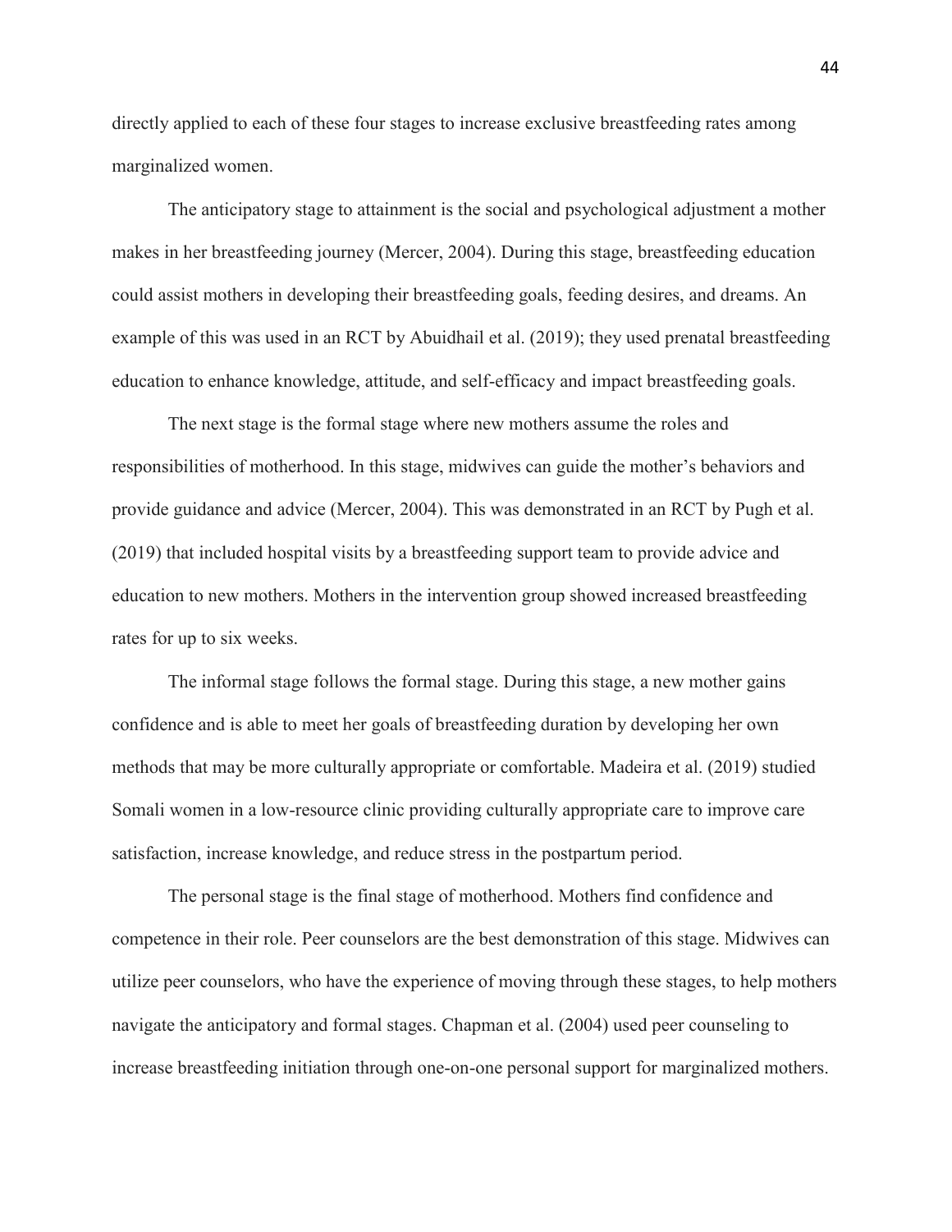directly applied to each of these four stages to increase exclusive breastfeeding rates among marginalized women.

The anticipatory stage to attainment is the social and psychological adjustment a mother makes in her breastfeeding journey (Mercer, 2004). During this stage, breastfeeding education could assist mothers in developing their breastfeeding goals, feeding desires, and dreams. An example of this was used in an RCT by Abuidhail et al. (2019); they used prenatal breastfeeding education to enhance knowledge, attitude, and self-efficacy and impact breastfeeding goals.

The next stage is the formal stage where new mothers assume the roles and responsibilities of motherhood. In this stage, midwives can guide the mother's behaviors and provide guidance and advice (Mercer, 2004). This was demonstrated in an RCT by Pugh et al. (2019) that included hospital visits by a breastfeeding support team to provide advice and education to new mothers. Mothers in the intervention group showed increased breastfeeding rates for up to six weeks.

The informal stage follows the formal stage. During this stage, a new mother gains confidence and is able to meet her goals of breastfeeding duration by developing her own methods that may be more culturally appropriate or comfortable. Madeira et al. (2019) studied Somali women in a low-resource clinic providing culturally appropriate care to improve care satisfaction, increase knowledge, and reduce stress in the postpartum period.

The personal stage is the final stage of motherhood. Mothers find confidence and competence in their role. Peer counselors are the best demonstration of this stage. Midwives can utilize peer counselors, who have the experience of moving through these stages, to help mothers navigate the anticipatory and formal stages. Chapman et al. (2004) used peer counseling to increase breastfeeding initiation through one-on-one personal support for marginalized mothers.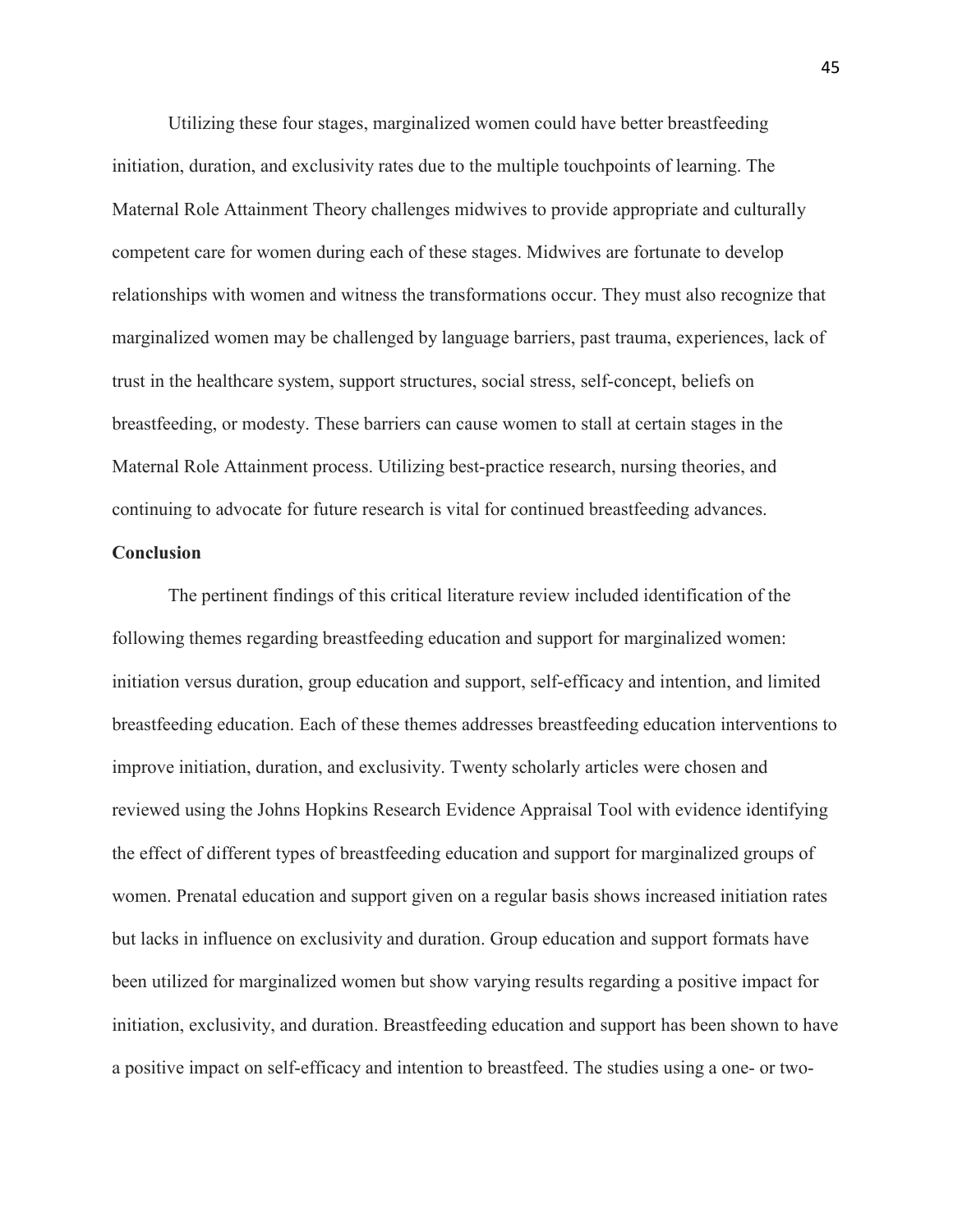Utilizing these four stages, marginalized women could have better breastfeeding initiation, duration, and exclusivity rates due to the multiple touchpoints of learning. The Maternal Role Attainment Theory challenges midwives to provide appropriate and culturally competent care for women during each of these stages. Midwives are fortunate to develop relationships with women and witness the transformations occur. They must also recognize that marginalized women may be challenged by language barriers, past trauma, experiences, lack of trust in the healthcare system, support structures, social stress, self-concept, beliefs on breastfeeding, or modesty. These barriers can cause women to stall at certain stages in the Maternal Role Attainment process. Utilizing best-practice research, nursing theories, and continuing to advocate for future research is vital for continued breastfeeding advances.

## Conclusion

The pertinent findings of this critical literature review included identification of the following themes regarding breastfeeding education and support for marginalized women: initiation versus duration, group education and support, self-efficacy and intention, and limited breastfeeding education. Each of these themes addresses breastfeeding education interventions to improve initiation, duration, and exclusivity. Twenty scholarly articles were chosen and reviewed using the Johns Hopkins Research Evidence Appraisal Tool with evidence identifying the effect of different types of breastfeeding education and support for marginalized groups of women. Prenatal education and support given on a regular basis shows increased initiation rates but lacks in influence on exclusivity and duration. Group education and support formats have been utilized for marginalized women but show varying results regarding a positive impact for initiation, exclusivity, and duration. Breastfeeding education and support has been shown to have a positive impact on self-efficacy and intention to breastfeed. The studies using a one- or two-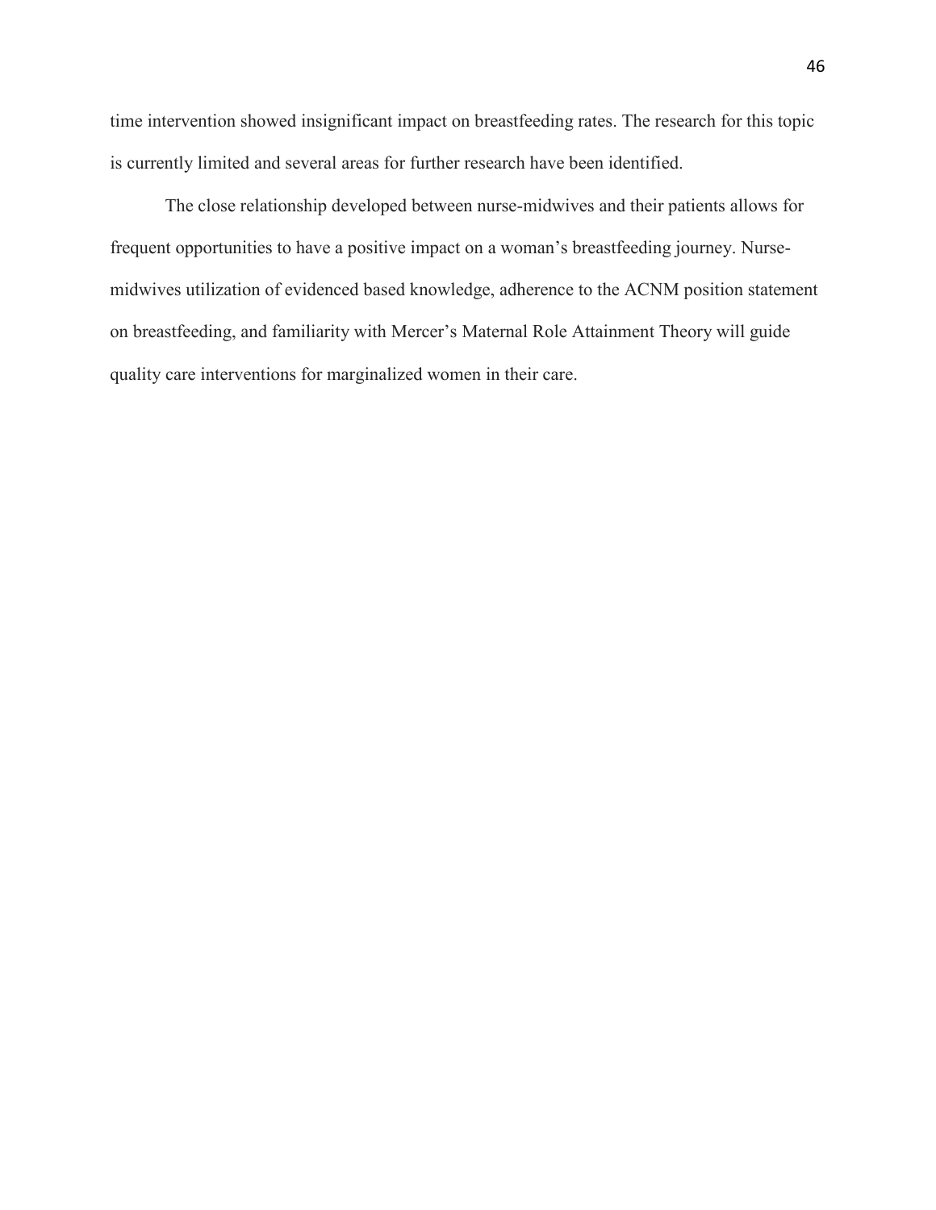time intervention showed insignificant impact on breastfeeding rates. The research for this topic is currently limited and several areas for further research have been identified.

The close relationship developed between nurse-midwives and their patients allows for frequent opportunities to have a positive impact on a woman's breastfeeding journey. Nurse-midwives utilization of evidenced based knowledge, adherence to the ACNM position statement on breastfeeding, and familiarity with Mercer's Maternal Role Attainment Theory will guide quality care interventions for marginalized women in their care.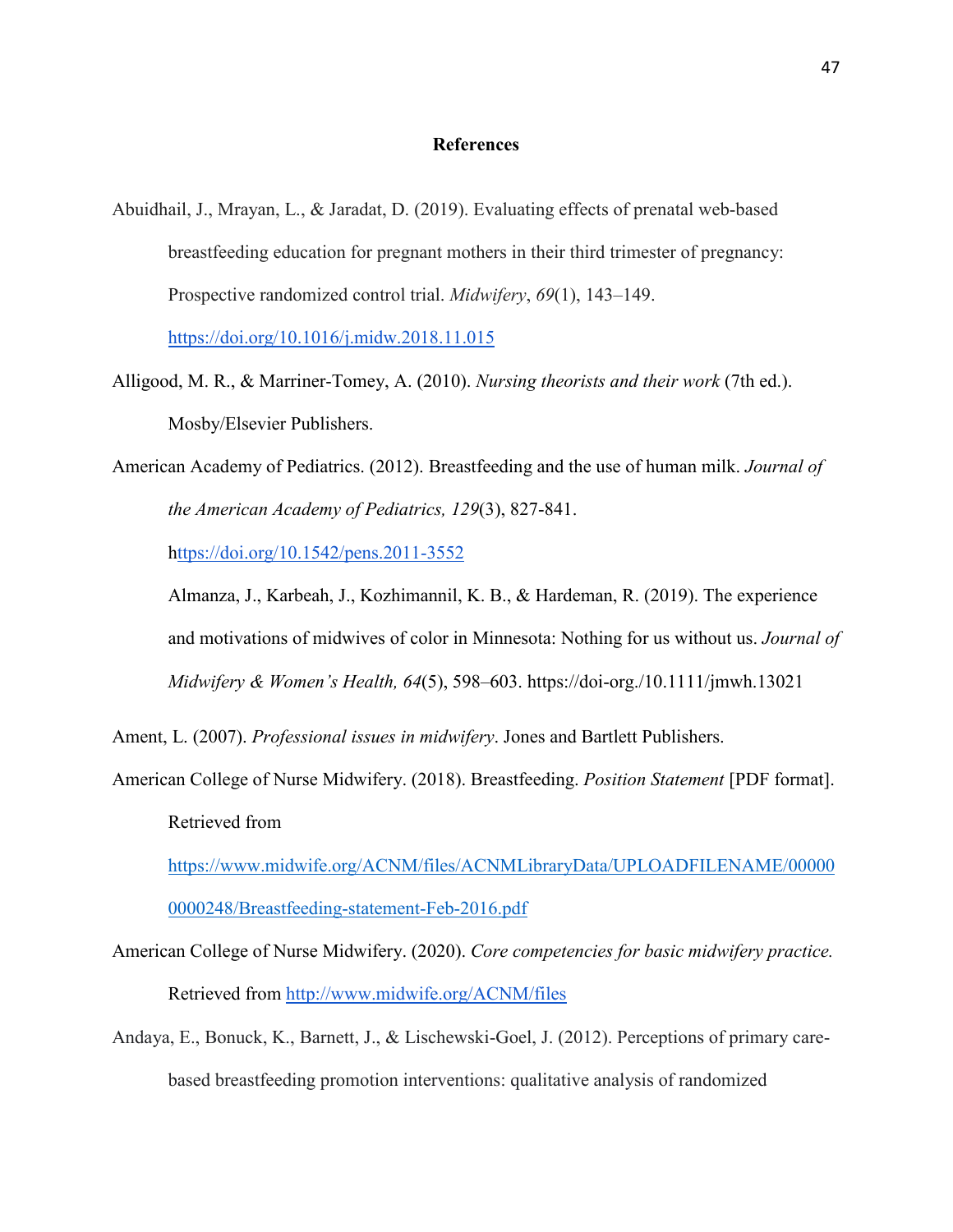**References**

Abuidhail, J., Mrayan, L., & Jaradat, D. (2019). Evaluating effects of prenatal web-based breastfeeding education for pregnant mothers in their third trimester of pregnancy: Prospective randomized control trial. *Midwifery*, *69*(1), 143–149. https://doi.org/10.1016/j.midw.2018.11.015

Alligood, M. R., & Marriner-Tomey, A. (2010). *Nursing theorists and their work* (7th ed.). Mosby/Elsevier Publishers.

American Academy of Pediatrics. (2012). Breastfeeding and the use of human milk. *Journal of the American Academy of Pediatrics, 129*(3), 827-841. https://doi.org/10.1542/pens.2011-3552

Almanza, J., Karbeah, J., Kozhimannil, K. B., & Hardeman, R. (2019). The experience and motivations of midwives of color in Minnesota: Nothing for us without us. *Journal of Midwifery & Women's Health, 64*(5), 598–603. https://doi-org./10.1111/jmwh.13021

Ament, L. (2007). *Professional issues in midwifery*. Jones and Bartlett Publishers.

American College of Nurse Midwifery. (2018). Breastfeeding. *Position Statement* [PDF format]. Retrieved from https://www.midwife.org/ACNM/files/ACNMLibraryData/UPLOADFILENAME/000000000248/Breastfeeding-statement-Feb-2016.pdf

American College of Nurse Midwifery. (2020). *Core competencies for basic midwifery practice.* Retrieved from http://www.midwife.org/ACNM/files

Andaya, E., Bonuck, K., Barnett, J., & Lischewski-Goel, J. (2012). Perceptions of primary care-based breastfeeding promotion interventions: qualitative analysis of randomized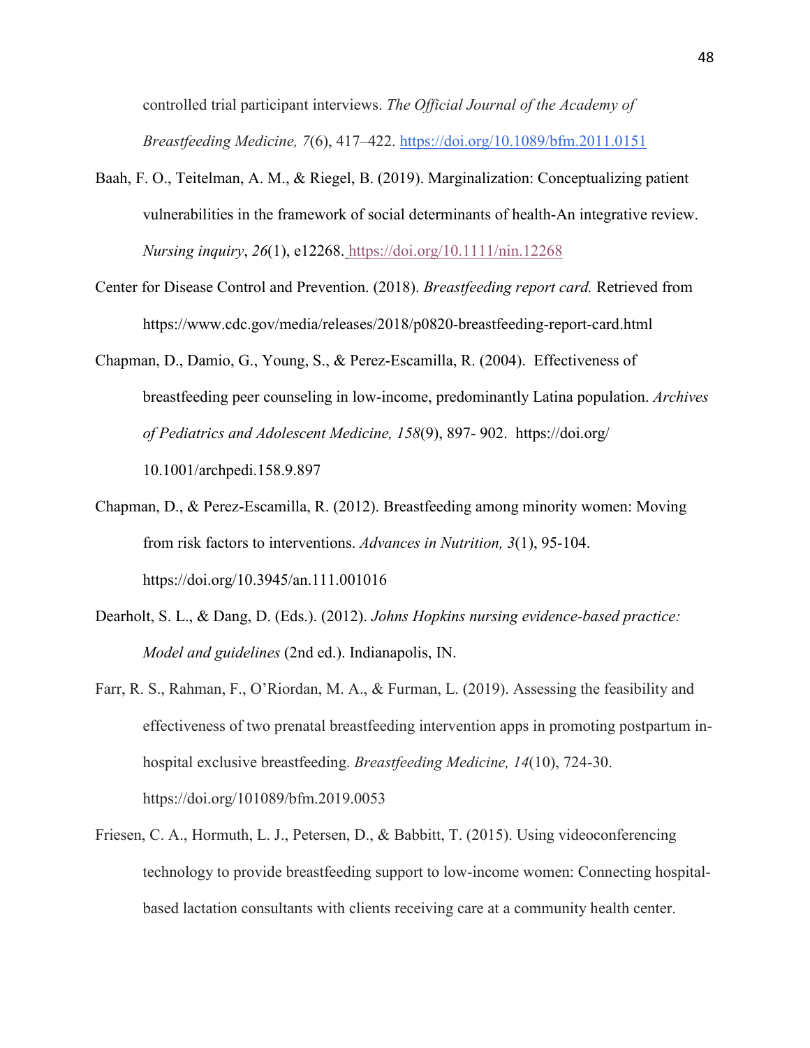controlled trial participant interviews. *The Official Journal of the Academy of Breastfeeding Medicine, 7*(6), 417–422. https://doi.org/10.1089/bfm.2011.0151

Baah, F. O., Teitelman, A. M., & Riegel, B. (2019). Marginalization: Conceptualizing patient vulnerabilities in the framework of social determinants of health-An integrative review. *Nursing inquiry*, *26*(1), e12268. https://doi.org/10.1111/nin.12268

Center for Disease Control and Prevention. (2018). *Breastfeeding report card.* Retrieved from https://www.cdc.gov/media/releases/2018/p0820-breastfeeding-report-card.html

Chapman, D., Damio, G., Young, S., & Perez-Escamilla, R. (2004). Effectiveness of breastfeeding peer counseling in low-income, predominantly Latina population. *Archives of Pediatrics and Adolescent Medicine, 158*(9), 897- 902. https://doi.org/ 10.1001/archpedi.158.9.897

Chapman, D., & Perez-Escamilla, R. (2012). Breastfeeding among minority women: Moving from risk factors to interventions. *Advances in Nutrition, 3*(1), 95-104. https://doi.org/10.3945/an.111.001016

Dearholt, S. L., & Dang, D. (Eds.). (2012). *Johns Hopkins nursing evidence-based practice: Model and guidelines* (2nd ed.). Indianapolis, IN.

Farr, R. S., Rahman, F., O'Riordan, M. A., & Furman, L. (2019). Assessing the feasibility and effectiveness of two prenatal breastfeeding intervention apps in promoting postpartum in-hospital exclusive breastfeeding. *Breastfeeding Medicine, 14*(10), 724-30. https://doi.org/101089/bfm.2019.0053

Friesen, C. A., Hormuth, L. J., Petersen, D., & Babbitt, T. (2015). Using videoconferencing technology to provide breastfeeding support to low-income women: Connecting hospital-based lactation consultants with clients receiving care at a community health center.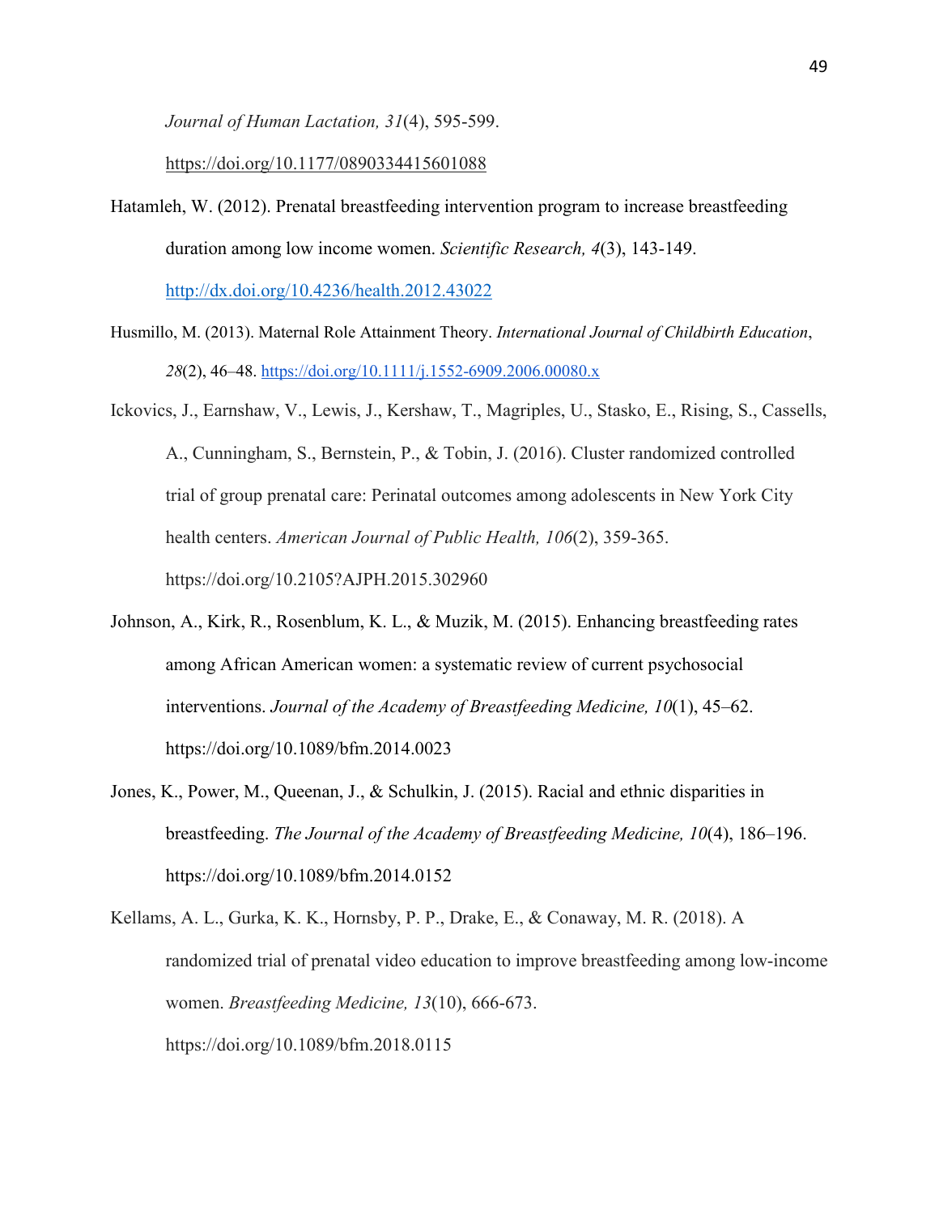*Journal of Human Lactation, 31*(4), 595-599. https://doi.org/10.1177/0890334415601088

Hatamleh, W. (2012). Prenatal breastfeeding intervention program to increase breastfeeding duration among low income women. *Scientific Research, 4*(3), 143-149. http://dx.doi.org/10.4236/health.2012.43022

Husmillo, M. (2013). Maternal Role Attainment Theory. *International Journal of Childbirth Education*, *28*(2), 46–48. https://doi.org/10.1111/j.1552-6909.2006.00080.x

Ickovics, J., Earnshaw, V., Lewis, J., Kershaw, T., Magriples, U., Stasko, E., Rising, S., Cassells, A., Cunningham, S., Bernstein, P., & Tobin, J. (2016). Cluster randomized controlled trial of group prenatal care: Perinatal outcomes among adolescents in New York City health centers. *American Journal of Public Health, 106*(2), 359-365. https://doi.org/10.2105?AJPH.2015.302960

Johnson, A., Kirk, R., Rosenblum, K. L., & Muzik, M. (2015). Enhancing breastfeeding rates among African American women: a systematic review of current psychosocial interventions. *Journal of the Academy of Breastfeeding Medicine, 10*(1), 45–62. https://doi.org/10.1089/bfm.2014.0023

Jones, K., Power, M., Queenan, J., & Schulkin, J. (2015). Racial and ethnic disparities in breastfeeding. *The Journal of the Academy of Breastfeeding Medicine, 10*(4), 186–196. https://doi.org/10.1089/bfm.2014.0152

Kellams, A. L., Gurka, K. K., Hornsby, P. P., Drake, E., & Conaway, M. R. (2018). A randomized trial of prenatal video education to improve breastfeeding among low-income women. *Breastfeeding Medicine, 13*(10), 666-673. https://doi.org/10.1089/bfm.2018.0115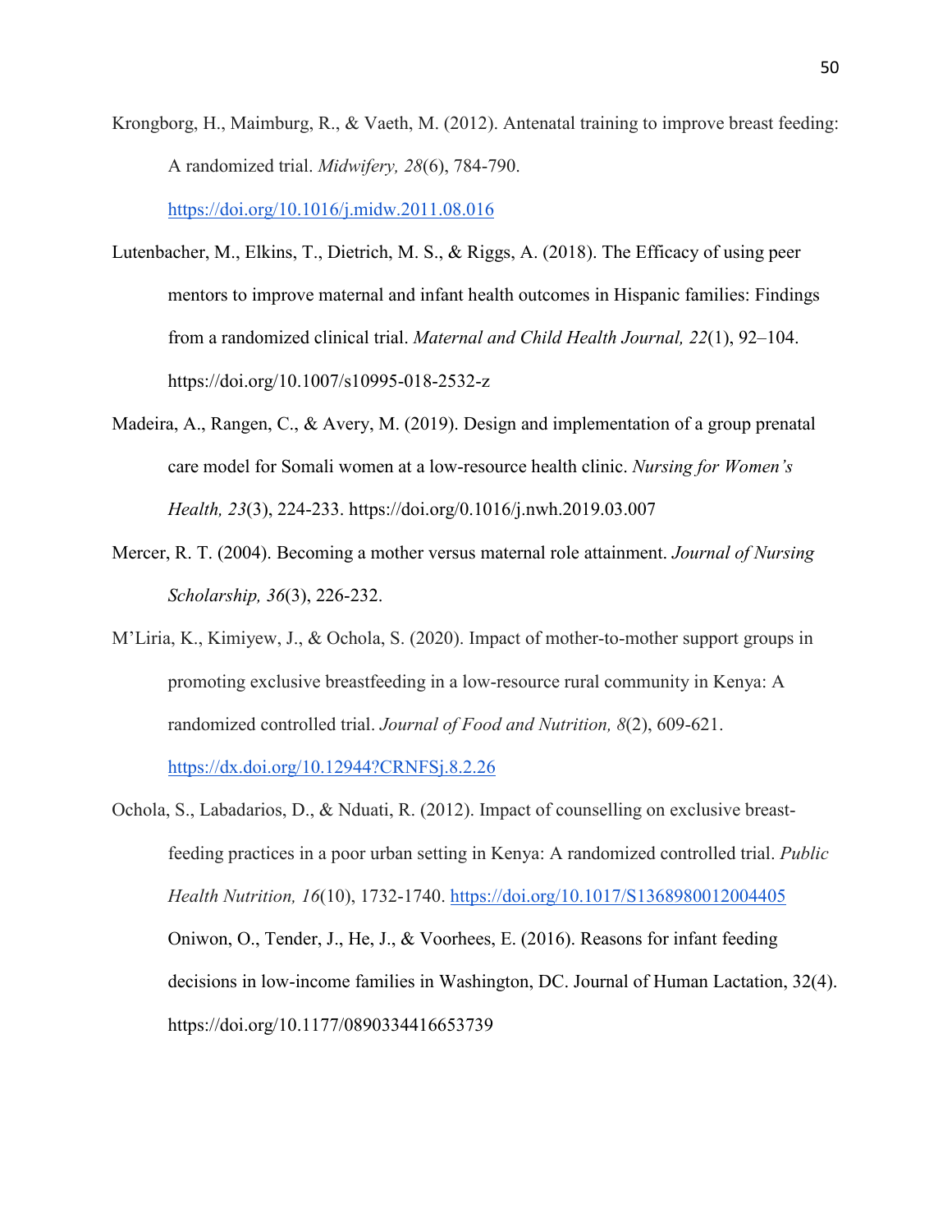Krongborg, H., Maimburg, R., & Vaeth, M. (2012). Antenatal training to improve breast feeding: A randomized trial. *Midwifery, 28*(6), 784-790. https://doi.org/10.1016/j.midw.2011.08.016

Lutenbacher, M., Elkins, T., Dietrich, M. S., & Riggs, A. (2018). The Efficacy of using peer mentors to improve maternal and infant health outcomes in Hispanic families: Findings from a randomized clinical trial. *Maternal and Child Health Journal, 22*(1), 92–104. https://doi.org/10.1007/s10995-018-2532-z

Madeira, A., Rangen, C., & Avery, M. (2019). Design and implementation of a group prenatal care model for Somali women at a low-resource health clinic. *Nursing for Women's Health, 23*(3), 224-233. https://doi.org/0.1016/j.nwh.2019.03.007

Mercer, R. T. (2004). Becoming a mother versus maternal role attainment. *Journal of Nursing Scholarship, 36*(3), 226-232.

M'Liria, K., Kimiyew, J., & Ochola, S. (2020). Impact of mother-to-mother support groups in promoting exclusive breastfeeding in a low-resource rural community in Kenya: A randomized controlled trial. *Journal of Food and Nutrition, 8*(2), 609-621. https://dx.doi.org/10.12944?CRNFSj.8.2.26

Ochola, S., Labadarios, D., & Nduati, R. (2012). Impact of counselling on exclusive breast-feeding practices in a poor urban setting in Kenya: A randomized controlled trial. *Public Health Nutrition, 16*(10), 1732-1740. https://doi.org/10.1017/S1368980012004405 Oniwon, O., Tender, J., He, J., & Voorhees, E. (2016). Reasons for infant feeding decisions in low-income families in Washington, DC. Journal of Human Lactation, 32(4). https://doi.org/10.1177/0890334416653739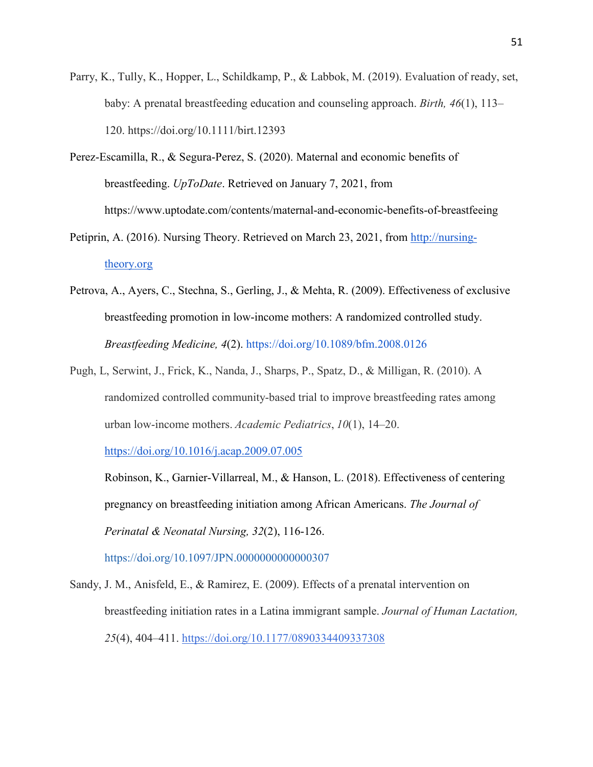Parry, K., Tully, K., Hopper, L., Schildkamp, P., & Labbok, M. (2019). Evaluation of ready, set, baby: A prenatal breastfeeding education and counseling approach. *Birth, 46*(1), 113–120. https://doi.org/10.1111/birt.12393

Perez-Escamilla, R., & Segura-Perez, S. (2020). Maternal and economic benefits of breastfeeding. *UpToDate*. Retrieved on January 7, 2021, from https://www.uptodate.com/contents/maternal-and-economic-benefits-of-breastfeeing

Petiprin, A. (2016). Nursing Theory. Retrieved on March 23, 2021, from http://nursing-theory.org

Petrova, A., Ayers, C., Stechna, S., Gerling, J., & Mehta, R. (2009). Effectiveness of exclusive breastfeeding promotion in low-income mothers: A randomized controlled study. *Breastfeeding Medicine, 4*(2). https://doi.org/10.1089/bfm.2008.0126

Pugh, L, Serwint, J., Frick, K., Nanda, J., Sharps, P., Spatz, D., & Milligan, R. (2010). A randomized controlled community-based trial to improve breastfeeding rates among urban low-income mothers. *Academic Pediatrics*, *10*(1), 14–20. https://doi.org/10.1016/j.acap.2009.07.005

Robinson, K., Garnier-Villarreal, M., & Hanson, L. (2018). Effectiveness of centering pregnancy on breastfeeding initiation among African Americans. *The Journal of Perinatal & Neonatal Nursing, 32*(2), 116-126. https://doi.org/10.1097/JPN.0000000000000307

Sandy, J. M., Anisfeld, E., & Ramirez, E. (2009). Effects of a prenatal intervention on breastfeeding initiation rates in a Latina immigrant sample. *Journal of Human Lactation, 25*(4), 404–411. https://doi.org/10.1177/0890334409337308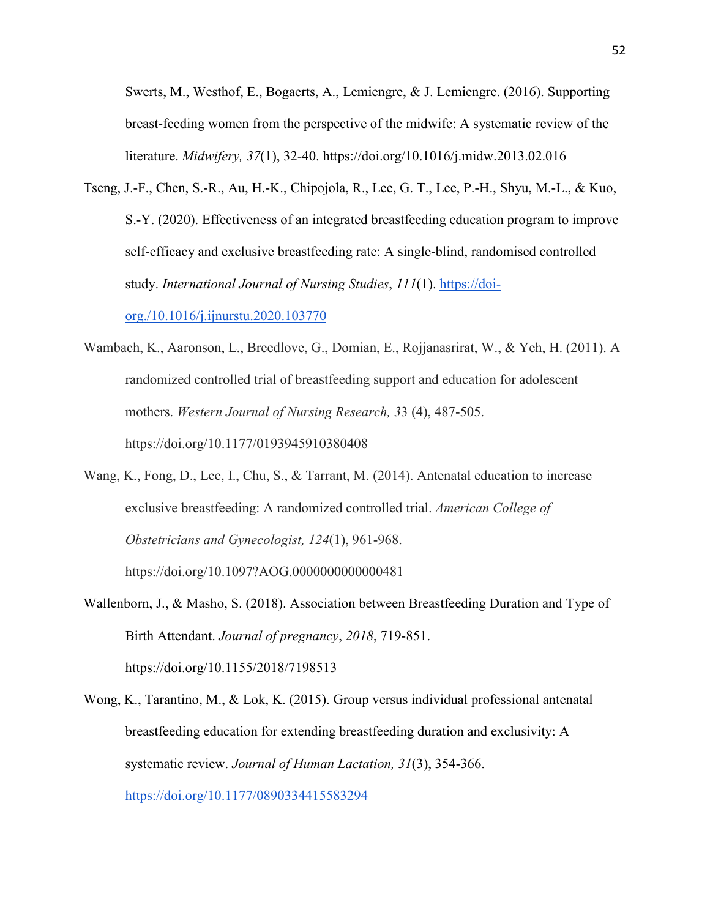Swerts, M., Westhof, E., Bogaerts, A., Lemiengre, & J. Lemiengre. (2016). Supporting breast-feeding women from the perspective of the midwife: A systematic review of the literature. *Midwifery, 37*(1), 32-40. https://doi.org/10.1016/j.midw.2013.02.016

Tseng, J.-F., Chen, S.-R., Au, H.-K., Chipojola, R., Lee, G. T., Lee, P.-H., Shyu, M.-L., & Kuo, S.-Y. (2020). Effectiveness of an integrated breastfeeding education program to improve self-efficacy and exclusive breastfeeding rate: A single-blind, randomised controlled study. *International Journal of Nursing Studies*, *111*(1). https://doi-org./10.1016/j.ijnurstu.2020.103770

Wambach, K., Aaronson, L., Breedlove, G., Domian, E., Rojjanasrirat, W., & Yeh, H. (2011). A randomized controlled trial of breastfeeding support and education for adolescent mothers. *Western Journal of Nursing Research, 3*3 (4), 487-505. https://doi.org/10.1177/0193945910380408

Wang, K., Fong, D., Lee, I., Chu, S., & Tarrant, M. (2014). Antenatal education to increase exclusive breastfeeding: A randomized controlled trial. *American College of Obstetricians and Gynecologist, 124*(1), 961-968. https://doi.org/10.1097?AOG.0000000000000481

Wallenborn, J., & Masho, S. (2018). Association between Breastfeeding Duration and Type of Birth Attendant. *Journal of pregnancy*, *2018*, 719-851. https://doi.org/10.1155/2018/7198513

Wong, K., Tarantino, M., & Lok, K. (2015). Group versus individual professional antenatal breastfeeding education for extending breastfeeding duration and exclusivity: A systematic review. *Journal of Human Lactation, 31*(3), 354-366. https://doi.org/10.1177/0890334415583294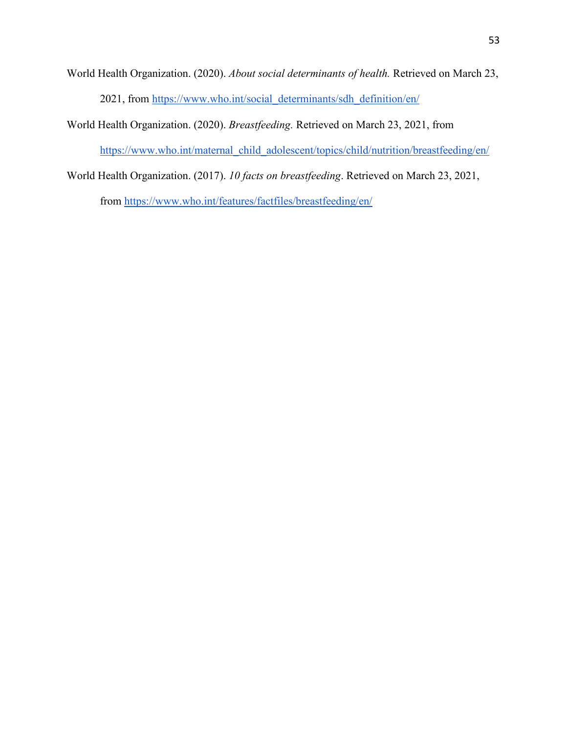World Health Organization. (2020). *About social determinants of health.* Retrieved on March 23, 2021, from https://www.who.int/social_determinants/sdh_definition/en/

World Health Organization. (2020). *Breastfeeding.* Retrieved on March 23, 2021, from https://www.who.int/maternal_child_adolescent/topics/child/nutrition/breastfeeding/en/

World Health Organization. (2017). *10 facts on breastfeeding*. Retrieved on March 23, 2021, from https://www.who.int/features/factfiles/breastfeeding/en/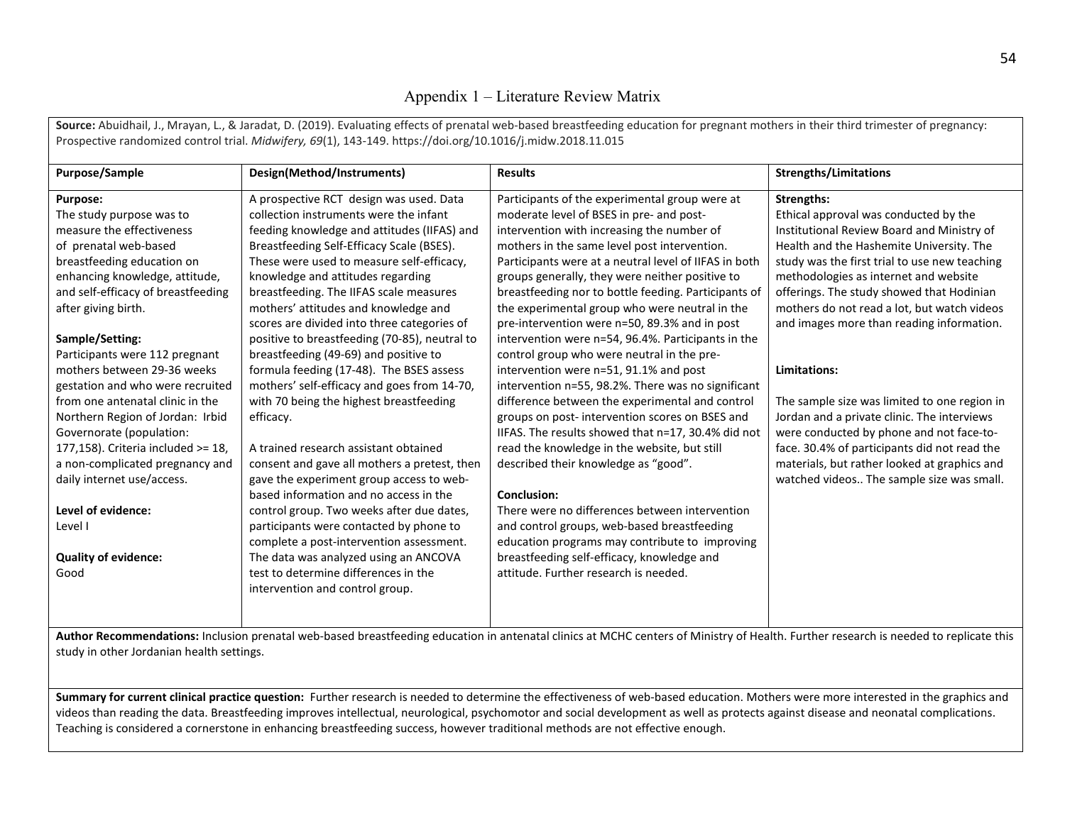# Appendix 1 – Literature Review Matrix

**Source:** Abuidhail, J., Mrayan, L., & Jaradat, D. (2019). Evaluating effects of prenatal web-based breastfeeding education for pregnant mothers in their third trimester of pregnancy: Prospective randomized control trial. *Midwifery, 69*(1), 143-149. https://doi.org/10.1016/j.midw.2018.11.015

| Purpose/Sample | Design(Method/Instruments) | Results | Strengths/Limitations |
|---|---|---|---|
| **Purpose:**<br>The study purpose was to measure the effectiveness of prenatal web-based breastfeeding education on enhancing knowledge, attitude, and self-efficacy of breastfeeding after giving birth.<br><br>**Sample/Setting:**<br>Participants were 112 pregnant mothers between 29-36 weeks gestation and who were recruited from one antenatal clinic in the Northern Region of Jordan: Irbid Governorate (population: 177,158). Criteria included >= 18, a non-complicated pregnancy and daily internet use/access.<br><br>**Level of evidence:**<br>Level I<br><br>**Quality of evidence:**<br>Good | A prospective RCT design was used. Data collection instruments were the infant feeding knowledge and attitudes (IIFAS) and Breastfeeding Self-Efficacy Scale (BSES). These were used to measure self-efficacy, knowledge and attitudes regarding breastfeeding. The IIFAS scale measures mothers' attitudes and knowledge and scores are divided into three categories of positive to breastfeeding (70-85), neutral to breastfeeding (49-69) and positive to formula feeding (17-48). The BSES assess mothers' self-efficacy and goes from 14-70, with 70 being the highest breastfeeding efficacy.<br><br>A trained research assistant obtained consent and gave all mothers a pretest, then gave the experiment group access to web-based information and no access in the control group. Two weeks after due dates, participants were contacted by phone to complete a post-intervention assessment. The data was analyzed using an ANCOVA test to determine differences in the intervention and control group. | Participants of the experimental group were at moderate level of BSES in pre- and post-intervention with increasing the number of mothers in the same level post intervention. Participants were at a neutral level of IIFAS in both groups generally, they were neither positive to breastfeeding nor to bottle feeding. Participants of the experimental group who were neutral in the pre-intervention were n=50, 89.3% and in post intervention were n=54, 96.4%. Participants in the control group who were neutral in the pre-intervention were n=51, 91.1% and post intervention n=55, 98.2%. There was no significant difference between the experimental and control groups on post- intervention scores on BSES and IIFAS. The results showed that n=17, 30.4% did not read the knowledge in the website, but still described their knowledge as "good".<br><br>**Conclusion:**<br>There were no differences between intervention and control groups, web-based breastfeeding education programs may contribute to improving breastfeeding self-efficacy, knowledge and attitude. Further research is needed. | **Strengths:**<br>Ethical approval was conducted by the Institutional Review Board and Ministry of Health and the Hashemite University. The study was the first trial to use new teaching methodologies as internet and website offerings. The study showed that Hodinian mothers do not read a lot, but watch videos and images more than reading information.<br><br>**Limitations:**<br><br>The sample size was limited to one region in Jordan and a private clinic. The interviews were conducted by phone and not face-to-face. 30.4% of participants did not read the materials, but rather looked at graphics and watched videos.. The sample size was small. |

**Author Recommendations:** Inclusion prenatal web-based breastfeeding education in antenatal clinics at MCHC centers of Ministry of Health. Further research is needed to replicate this study in other Jordanian health settings.

**Summary for current clinical practice question:** Further research is needed to determine the effectiveness of web-based education. Mothers were more interested in the graphics and videos than reading the data. Breastfeeding improves intellectual, neurological, psychomotor and social development as well as protects against disease and neonatal complications. Teaching is considered a cornerstone in enhancing breastfeeding success, however traditional methods are not effective enough.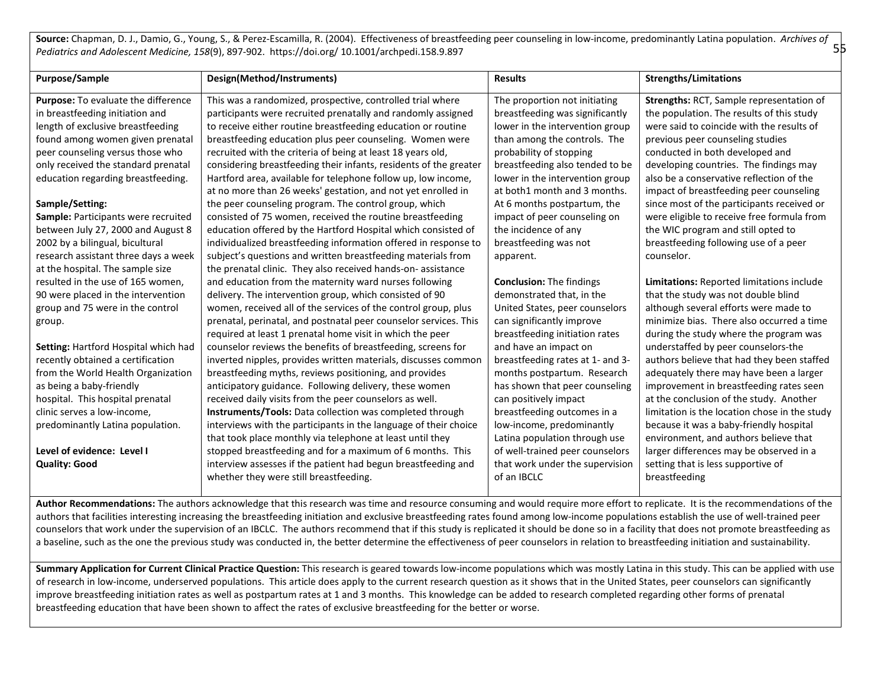**Source:** Chapman, D. J., Damio, G., Young, S., & Perez-Escamilla, R. (2004). Effectiveness of breastfeeding peer counseling in low-income, predominantly Latina population. *Archives of Pediatrics and Adolescent Medicine, 158*(9), 897-902. https://doi.org/ 10.1001/archpedi.158.9.897

| Purpose/Sample | Design(Method/Instruments) | Results | Strengths/Limitations |
|---|---|---|---|
| **Purpose:** To evaluate the difference in breastfeeding initiation and length of exclusive breastfeeding found among women given prenatal peer counseling versus those who only received the standard prenatal education regarding breastfeeding.<br><br>**Sample/Setting:**<br>**Sample:** Participants were recruited between July 27, 2000 and August 8 2002 by a bilingual, bicultural research assistant three days a week at the hospital. The sample size resulted in the use of 165 women, 90 were placed in the intervention group and 75 were in the control group.<br><br>**Setting:** Hartford Hospital which had recently obtained a certification from the World Health Organization as being a baby-friendly hospital. This hospital prenatal clinic serves a low-income, predominantly Latina population.<br><br>**Level of evidence: Level I**<br>**Quality: Good** | This was a randomized, prospective, controlled trial where participants were recruited prenatally and randomly assigned to receive either routine breastfeeding education or routine breastfeeding education plus peer counseling. Women were recruited with the criteria of being at least 18 years old, considering breastfeeding their infants, residents of the greater Hartford area, available for telephone follow up, low income, at no more than 26 weeks' gestation, and not yet enrolled in the peer counseling program. The control group, which consisted of 75 women, received the routine breastfeeding education offered by the Hartford Hospital which consisted of individualized breastfeeding information offered in response to subject's questions and written breastfeeding materials from the prenatal clinic. They also received hands-on- assistance and education from the maternity ward nurses following delivery. The intervention group, which consisted of 90 women, received all of the services of the control group, plus prenatal, perinatal, and postnatal peer counselor services. This required at least 1 prenatal home visit in which the peer counselor reviews the benefits of breastfeeding, screens for inverted nipples, provides written materials, discusses common breastfeeding myths, reviews positioning, and provides anticipatory guidance. Following delivery, these women received daily visits from the peer counselors as well.<br>**Instruments/Tools:** Data collection was completed through interviews with the participants in the language of their choice that took place monthly via telephone at least until they stopped breastfeeding and for a maximum of 6 months. This interview assesses if the patient had begun breastfeeding and whether they were still breastfeeding. | The proportion not initiating breastfeeding was significantly lower in the intervention group than among the controls. The probability of stopping breastfeeding also tended to be lower in the intervention group at both1 month and 3 months. At 6 months postpartum, the impact of peer counseling on the incidence of any breastfeeding was not apparent.<br><br>**Conclusion:** The findings demonstrated that, in the United States, peer counselors can significantly improve breastfeeding initiation rates and have an impact on breastfeeding rates at 1- and 3-months postpartum. Research has shown that peer counseling can positively impact breastfeeding outcomes in a low-income, predominantly Latina population through use of well-trained peer counselors that work under the supervision of an IBCLC | **Strengths:** RCT, Sample representation of the population. The results of this study were said to coincide with the results of previous peer counseling studies conducted in both developed and developing countries. The findings may also be a conservative reflection of the impact of breastfeeding peer counseling since most of the participants received or were eligible to receive free formula from the WIC program and still opted to breastfeeding following use of a peer counselor.<br><br>**Limitations:** Reported limitations include that the study was not double blind although several efforts were made to minimize bias. There also occurred a time during the study where the program was understaffed by peer counselors-the authors believe that had they been staffed adequately there may have been a larger improvement in breastfeeding rates seen at the conclusion of the study. Another limitation is the location chose in the study because it was a baby-friendly hospital environment, and authors believe that larger differences may be observed in a setting that is less supportive of breastfeeding |

**Author Recommendations:** The authors acknowledge that this research was time and resource consuming and would require more effort to replicate. It is the recommendations of the authors that facilities interesting increasing the breastfeeding initiation and exclusive breastfeeding rates found among low-income populations establish the use of well-trained peer counselors that work under the supervision of an IBCLC. The authors recommend that if this study is replicated it should be done so in a facility that does not promote breastfeeding as a baseline, such as the one the previous study was conducted in, the better determine the effectiveness of peer counselors in relation to breastfeeding initiation and sustainability.

**Summary Application for Current Clinical Practice Question:** This research is geared towards low-income populations which was mostly Latina in this study. This can be applied with use of research in low-income, underserved populations. This article does apply to the current research question as it shows that in the United States, peer counselors can significantly improve breastfeeding initiation rates as well as postpartum rates at 1 and 3 months. This knowledge can be added to research completed regarding other forms of prenatal breastfeeding education that have been shown to affect the rates of exclusive breastfeeding for the better or worse.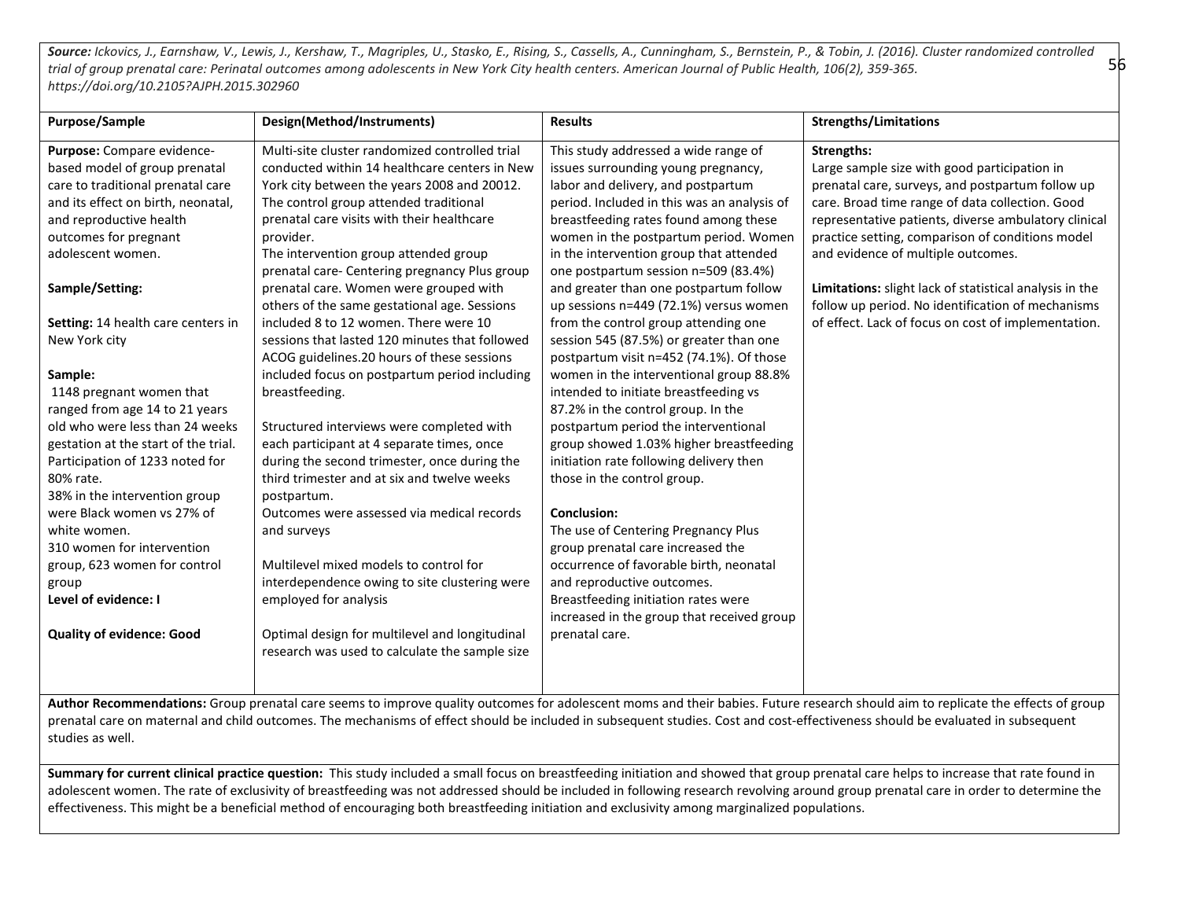***Source:*** *Ickovics, J., Earnshaw, V., Lewis, J., Kershaw, T., Magriples, U., Stasko, E., Rising, S., Cassells, A., Cunningham, S., Bernstein, P., & Tobin, J. (2016). Cluster randomized controlled trial of group prenatal care: Perinatal outcomes among adolescents in New York City health centers. American Journal of Public Health, 106(2), 359-365. https://doi.org/10.2105?AJPH.2015.302960*

| Purpose/Sample | Design(Method/Instruments) | Results | Strengths/Limitations |
|---|---|---|---|
| **Purpose:** Compare evidence-based model of group prenatal care to traditional prenatal care and its effect on birth, neonatal, and reproductive health outcomes for pregnant adolescent women.<br><br>**Sample/Setting:**<br><br>**Setting:** 14 health care centers in New York city<br><br>**Sample:**<br>1148 pregnant women that ranged from age 14 to 21 years old who were less than 24 weeks gestation at the start of the trial. Participation of 1233 noted for 80% rate.<br>38% in the intervention group were Black women vs 27% of white women.<br>310 women for intervention group, 623 women for control group<br>**Level of evidence: I**<br><br>**Quality of evidence: Good** | Multi-site cluster randomized controlled trial conducted within 14 healthcare centers in New York city between the years 2008 and 20012. The control group attended traditional prenatal care visits with their healthcare provider.<br>The intervention group attended group prenatal care- Centering pregnancy Plus group prenatal care. Women were grouped with others of the same gestational age. Sessions included 8 to 12 women. There were 10 sessions that lasted 120 minutes that followed ACOG guidelines.20 hours of these sessions included focus on postpartum period including breastfeeding.<br><br>Structured interviews were completed with each participant at 4 separate times, once during the second trimester, once during the third trimester and at six and twelve weeks postpartum.<br>Outcomes were assessed via medical records and surveys<br><br>Multilevel mixed models to control for interdependence owing to site clustering were employed for analysis<br><br>Optimal design for multilevel and longitudinal research was used to calculate the sample size | This study addressed a wide range of issues surrounding young pregnancy, labor and delivery, and postpartum period. Included in this was an analysis of breastfeeding rates found among these women in the postpartum period. Women in the intervention group that attended one postpartum session n=509 (83.4%) and greater than one postpartum follow up sessions n=449 (72.1%) versus women from the control group attending one session 545 (87.5%) or greater than one postpartum visit n=452 (74.1%). Of those women in the interventional group 88.8% intended to initiate breastfeeding vs 87.2% in the control group. In the postpartum period the interventional group showed 1.03% higher breastfeeding initiation rate following delivery then those in the control group.<br><br>**Conclusion:**<br>The use of Centering Pregnancy Plus group prenatal care increased the occurrence of favorable birth, neonatal and reproductive outcomes.<br>Breastfeeding initiation rates were increased in the group that received group prenatal care. | **Strengths:**<br>Large sample size with good participation in prenatal care, surveys, and postpartum follow up care. Broad time range of data collection. Good representative patients, diverse ambulatory clinical practice setting, comparison of conditions model and evidence of multiple outcomes.<br><br>**Limitations:** slight lack of statistical analysis in the follow up period. No identification of mechanisms of effect. Lack of focus on cost of implementation. |

**Author Recommendations:** Group prenatal care seems to improve quality outcomes for adolescent moms and their babies. Future research should aim to replicate the effects of group prenatal care on maternal and child outcomes. The mechanisms of effect should be included in subsequent studies. Cost and cost-effectiveness should be evaluated in subsequent studies as well.

**Summary for current clinical practice question:** This study included a small focus on breastfeeding initiation and showed that group prenatal care helps to increase that rate found in adolescent women. The rate of exclusivity of breastfeeding was not addressed should be included in following research revolving around group prenatal care in order to determine the effectiveness. This might be a beneficial method of encouraging both breastfeeding initiation and exclusivity among marginalized populations.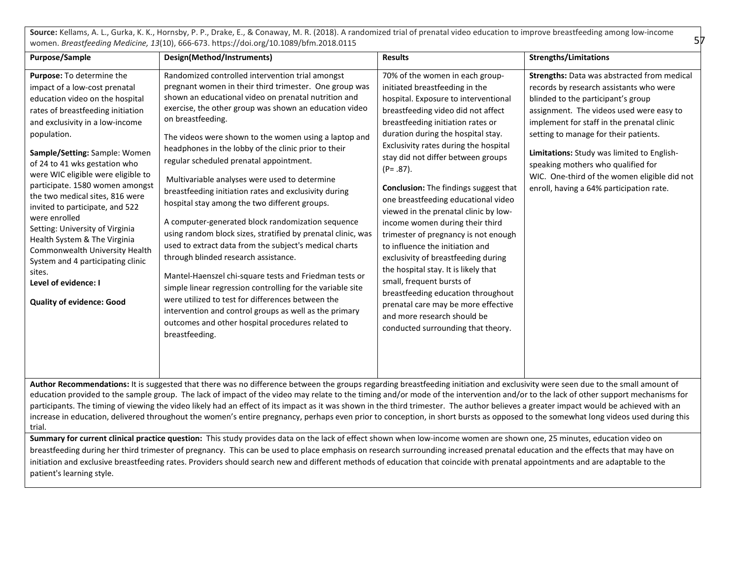**Source:** Kellams, A. L., Gurka, K. K., Hornsby, P. P., Drake, E., & Conaway, M. R. (2018). A randomized trial of prenatal video education to improve breastfeeding among low-income women. *Breastfeeding Medicine, 13*(10), 666-673. https://doi.org/10.1089/bfm.2018.0115

| Purpose/Sample | Design(Method/Instruments) | Results | Strengths/Limitations |
|---|---|---|---|
| **Purpose:** To determine the impact of a low-cost prenatal education video on the hospital rates of breastfeeding initiation and exclusivity in a low-income population.<br><br>**Sample/Setting:** Sample: Women of 24 to 41 wks gestation who were WIC eligible were eligible to participate. 1580 women amongst the two medical sites, 816 were invited to participate, and 522 were enrolled<br>Setting: University of Virginia Health System & The Virginia Commonwealth University Health System and 4 participating clinic sites.<br>**Level of evidence: I**<br><br>**Quality of evidence: Good** | Randomized controlled intervention trial amongst pregnant women in their third trimester. One group was shown an educational video on prenatal nutrition and exercise, the other group was shown an education video on breastfeeding.<br><br>The videos were shown to the women using a laptop and headphones in the lobby of the clinic prior to their regular scheduled prenatal appointment.<br><br>Multivariable analyses were used to determine breastfeeding initiation rates and exclusivity during hospital stay among the two different groups.<br><br>A computer-generated block randomization sequence using random block sizes, stratified by prenatal clinic, was used to extract data from the subject's medical charts through blinded research assistance.<br><br>Mantel-Haenszel chi-square tests and Friedman tests or simple linear regression controlling for the variable site were utilized to test for differences between the intervention and control groups as well as the primary outcomes and other hospital procedures related to breastfeeding. | 70% of the women in each group-initiated breastfeeding in the hospital. Exposure to interventional breastfeeding video did not affect breastfeeding initiation rates or duration during the hospital stay. Exclusivity rates during the hospital stay did not differ between groups (P= .87).<br><br>**Conclusion:** The findings suggest that one breastfeeding educational video viewed in the prenatal clinic by low-income women during their third trimester of pregnancy is not enough to influence the initiation and exclusivity of breastfeeding during the hospital stay. It is likely that small, frequent bursts of breastfeeding education throughout prenatal care may be more effective and more research should be conducted surrounding that theory. | **Strengths:** Data was abstracted from medical records by research assistants who were blinded to the participant's group assignment. The videos used were easy to implement for staff in the prenatal clinic setting to manage for their patients.<br><br>**Limitations:** Study was limited to English-speaking mothers who qualified for WIC. One-third of the women eligible did not enroll, having a 64% participation rate. |

**Author Recommendations:** It is suggested that there was no difference between the groups regarding breastfeeding initiation and exclusivity were seen due to the small amount of education provided to the sample group. The lack of impact of the video may relate to the timing and/or mode of the intervention and/or to the lack of other support mechanisms for participants. The timing of viewing the video likely had an effect of its impact as it was shown in the third trimester. The author believes a greater impact would be achieved with an increase in education, delivered throughout the women's entire pregnancy, perhaps even prior to conception, in short bursts as opposed to the somewhat long videos used during this trial.

**Summary for current clinical practice question:** This study provides data on the lack of effect shown when low-income women are shown one, 25 minutes, education video on breastfeeding during her third trimester of pregnancy. This can be used to place emphasis on research surrounding increased prenatal education and the effects that may have on initiation and exclusive breastfeeding rates. Providers should search new and different methods of education that coincide with prenatal appointments and are adaptable to the patient's learning style.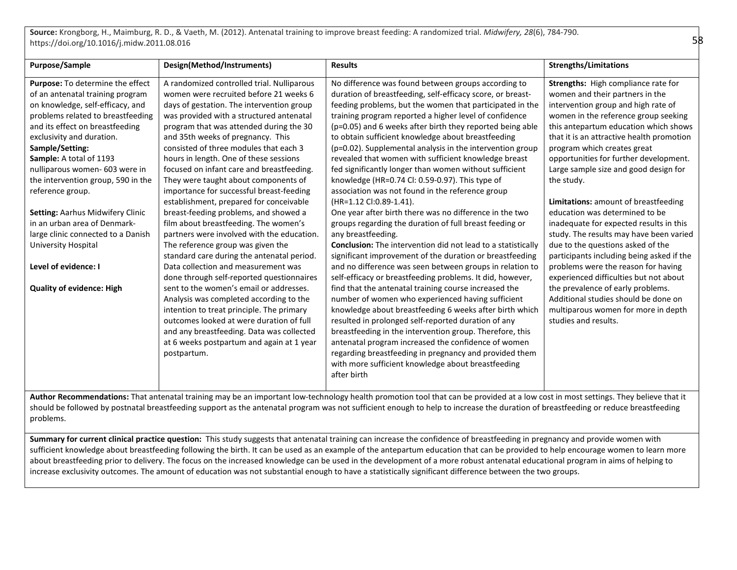**Source:** Krongborg, H., Maimburg, R. D., & Vaeth, M. (2012). Antenatal training to improve breast feeding: A randomized trial. *Midwifery, 28*(6), 784-790. https://doi.org/10.1016/j.midw.2011.08.016

| Purpose/Sample | Design(Method/Instruments) | Results | Strengths/Limitations |
|---|---|---|---|
| **Purpose:** To determine the effect of an antenatal training program on knowledge, self-efficacy, and problems related to breastfeeding and its effect on breastfeeding exclusivity and duration.<br>**Sample/Setting:**<br>**Sample:** A total of 1193 nulliparous women- 603 were in the intervention group, 590 in the reference group.<br><br>**Setting:** Aarhus Midwifery Clinic in an urban area of Denmark- large clinic connected to a Danish University Hospital<br><br>**Level of evidence: I**<br><br>**Quality of evidence: High** | A randomized controlled trial. Nulliparous women were recruited before 21 weeks 6 days of gestation. The intervention group was provided with a structured antenatal program that was attended during the 30 and 35th weeks of pregnancy. This consisted of three modules that each 3 hours in length. One of these sessions focused on infant care and breastfeeding. They were taught about components of importance for successful breast-feeding establishment, prepared for conceivable breast-feeding problems, and showed a film about breastfeeding. The women's partners were involved with the education. The reference group was given the standard care during the antenatal period. Data collection and measurement was done through self-reported questionnaires sent to the women's email or addresses. Analysis was completed according to the intention to treat principle. The primary outcomes looked at were duration of full and any breastfeeding. Data was collected at 6 weeks postpartum and again at 1 year postpartum. | No difference was found between groups according to duration of breastfeeding, self-efficacy score, or breast-feeding problems, but the women that participated in the training program reported a higher level of confidence ($p=0.05$) and 6 weeks after birth they reported being able to obtain sufficient knowledge about breastfeeding ($p=0.02$). Supplemental analysis in the intervention group revealed that women with sufficient knowledge breast fed significantly longer than women without sufficient knowledge (HR=0.74 Cl: 0.59-0.97). This type of association was not found in the reference group (HR=1.12 Cl:0.89-1.41).<br>One year after birth there was no difference in the two groups regarding the duration of full breast feeding or any breastfeeding.<br>**Conclusion:** The intervention did not lead to a statistically significant improvement of the duration or breastfeeding and no difference was seen between groups in relation to self-efficacy or breastfeeding problems. It did, however, find that the antenatal training course increased the number of women who experienced having sufficient knowledge about breastfeeding 6 weeks after birth which resulted in prolonged self-reported duration of any breastfeeding in the intervention group. Therefore, this antenatal program increased the confidence of women regarding breastfeeding in pregnancy and provided them with more sufficient knowledge about breastfeeding after birth | **Strengths:** High compliance rate for women and their partners in the intervention group and high rate of women in the reference group seeking this antepartum education which shows that it is an attractive health promotion program which creates great opportunities for further development. Large sample size and good design for the study.<br><br>**Limitations:** amount of breastfeeding education was determined to be inadequate for expected results in this study. The results may have been varied due to the questions asked of the participants including being asked if the problems were the reason for having experienced difficulties but not about the prevalence of early problems. Additional studies should be done on multiparous women for more in depth studies and results. |

**Author Recommendations:** That antenatal training may be an important low-technology health promotion tool that can be provided at a low cost in most settings. They believe that it should be followed by postnatal breastfeeding support as the antenatal program was not sufficient enough to help to increase the duration of breastfeeding or reduce breastfeeding problems.

**Summary for current clinical practice question:** This study suggests that antenatal training can increase the confidence of breastfeeding in pregnancy and provide women with sufficient knowledge about breastfeeding following the birth. It can be used as an example of the antepartum education that can be provided to help encourage women to learn more about breastfeeding prior to delivery. The focus on the increased knowledge can be used in the development of a more robust antenatal educational program in aims of helping to increase exclusivity outcomes. The amount of education was not substantial enough to have a statistically significant difference between the two groups.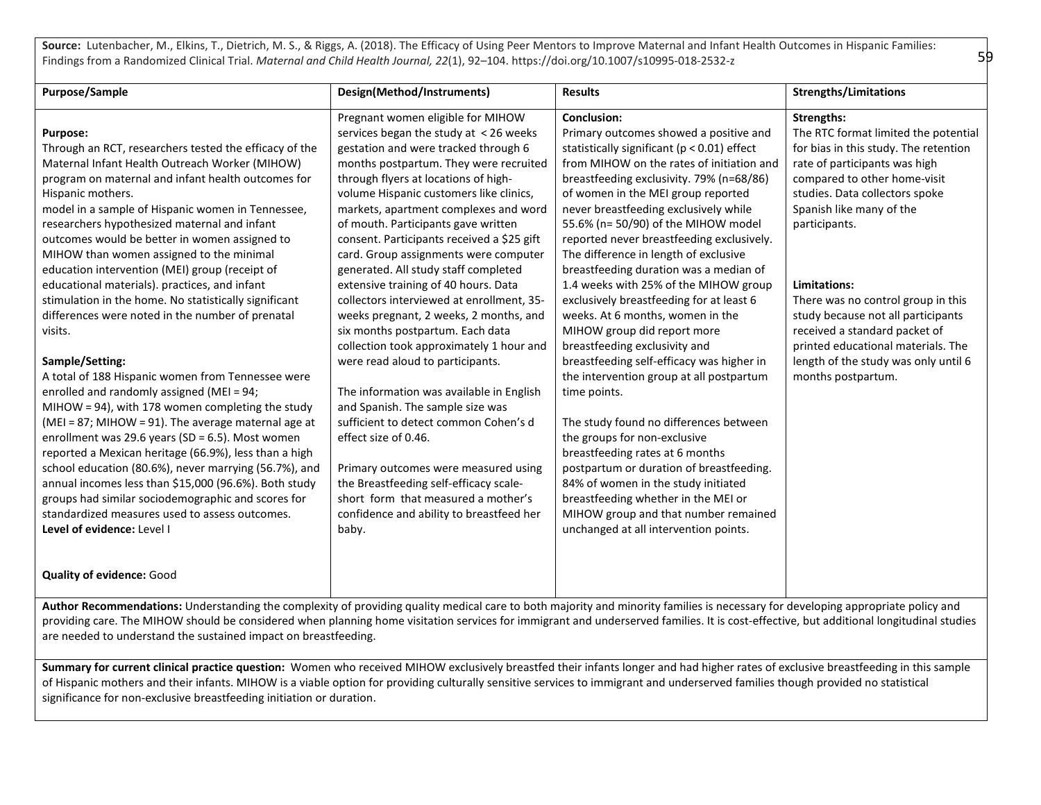**Source:** Lutenbacher, M., Elkins, T., Dietrich, M. S., & Riggs, A. (2018). The Efficacy of Using Peer Mentors to Improve Maternal and Infant Health Outcomes in Hispanic Families: Findings from a Randomized Clinical Trial. *Maternal and Child Health Journal, 22*(1), 92–104. https://doi.org/10.1007/s10995-018-2532-z

| Purpose/Sample | Design(Method/Instruments) | Results | Strengths/Limitations |
|---|---|---|---|
| **Purpose:**<br>Through an RCT, researchers tested the efficacy of the Maternal Infant Health Outreach Worker (MIHOW) program on maternal and infant health outcomes for Hispanic mothers.<br>model in a sample of Hispanic women in Tennessee, researchers hypothesized maternal and infant outcomes would be better in women assigned to MIHOW than women assigned to the minimal education intervention (MEI) group (receipt of educational materials). practices, and infant stimulation in the home. No statistically significant differences were noted in the number of prenatal visits.<br><br>**Sample/Setting:**<br>A total of 188 Hispanic women from Tennessee were enrolled and randomly assigned (MEI = 94; MIHOW = 94), with 178 women completing the study (MEI = 87; MIHOW = 91). The average maternal age at enrollment was 29.6 years (SD = 6.5). Most women reported a Mexican heritage (66.9%), less than a high school education (80.6%), never marrying (56.7%), and annual incomes less than $15,000 (96.6%). Both study groups had similar sociodemographic and scores for standardized measures used to assess outcomes.<br>**Level of evidence:** Level I<br><br>**Quality of evidence:** Good | Pregnant women eligible for MIHOW services began the study at < 26 weeks gestation and were tracked through 6 months postpartum. They were recruited through flyers at locations of high-volume Hispanic customers like clinics, markets, apartment complexes and word of mouth. Participants gave written consent. Participants received a $25 gift card. Group assignments were computer generated. All study staff completed extensive training of 40 hours. Data collectors interviewed at enrollment, 35-weeks pregnant, 2 weeks, 2 months, and six months postpartum. Each data collection took approximately 1 hour and were read aloud to participants.<br><br>The information was available in English and Spanish. The sample size was sufficient to detect common Cohen's d effect size of 0.46.<br><br>Primary outcomes were measured using the Breastfeeding self-efficacy scale-short form that measured a mother's confidence and ability to breastfeed her baby. | **Conclusion:**<br>Primary outcomes showed a positive and statistically significant ($p < 0.01$) effect from MIHOW on the rates of initiation and breastfeeding exclusivity. 79% (n=68/86) of women in the MEI group reported never breastfeeding exclusively while 55.6% (n= 50/90) of the MIHOW model reported never breastfeeding exclusively. The difference in length of exclusive breastfeeding duration was a median of 1.4 weeks with 25% of the MIHOW group exclusively breastfeeding for at least 6 weeks. At 6 months, women in the MIHOW group did report more breastfeeding exclusivity and breastfeeding self-efficacy was higher in the intervention group at all postpartum time points.<br><br>The study found no differences between the groups for non-exclusive breastfeeding rates at 6 months postpartum or duration of breastfeeding. 84% of women in the study initiated breastfeeding whether in the MEI or MIHOW group and that number remained unchanged at all intervention points. | **Strengths:**<br>The RTC format limited the potential for bias in this study. The retention rate of participants was high compared to other home-visit studies. Data collectors spoke Spanish like many of the participants.<br><br>**Limitations:**<br>There was no control group in this study because not all participants received a standard packet of printed educational materials. The length of the study was only until 6 months postpartum. |

**Author Recommendations:** Understanding the complexity of providing quality medical care to both majority and minority families is necessary for developing appropriate policy and providing care. The MIHOW should be considered when planning home visitation services for immigrant and underserved families. It is cost-effective, but additional longitudinal studies are needed to understand the sustained impact on breastfeeding.

**Summary for current clinical practice question:** Women who received MIHOW exclusively breastfed their infants longer and had higher rates of exclusive breastfeeding in this sample of Hispanic mothers and their infants. MIHOW is a viable option for providing culturally sensitive services to immigrant and underserved families though provided no statistical significance for non-exclusive breastfeeding initiation or duration.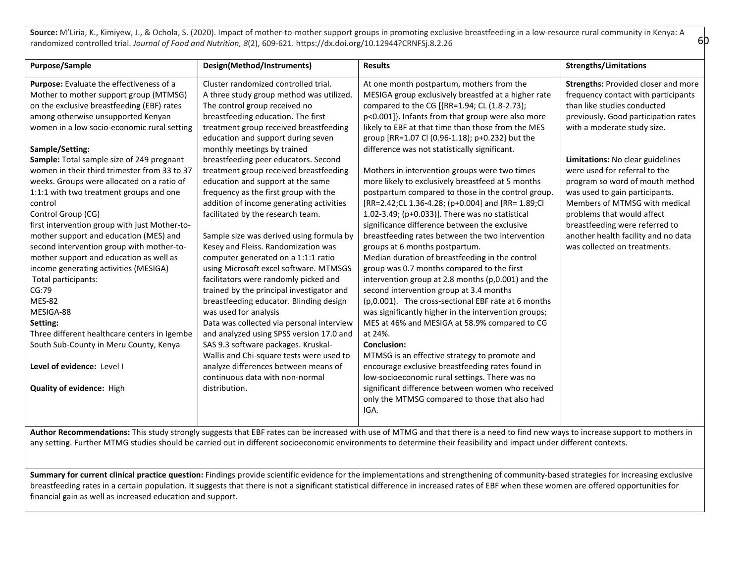**Source:** M'Liria, K., Kimiyew, J., & Ochola, S. (2020). Impact of mother-to-mother support groups in promoting exclusive breastfeeding in a low-resource rural community in Kenya: A randomized controlled trial. *Journal of Food and Nutrition, 8*(2), 609-621. https://dx.doi.org/10.12944?CRNFSj.8.2.26

| Purpose/Sample | Design(Method/Instruments) | Results | Strengths/Limitations |
|---|---|---|---|
| **Purpose:** Evaluate the effectiveness of a Mother to mother support group (MTMSG) on the exclusive breastfeeding (EBF) rates among otherwise unsupported Kenyan women in a low socio-economic rural setting<br><br>**Sample/Setting:**<br>**Sample:** Total sample size of 249 pregnant women in their third trimester from 33 to 37 weeks. Groups were allocated on a ratio of 1:1:1 with two treatment groups and one control<br>Control Group (CG)<br>first intervention group with just Mother-to-mother support and education (MES) and second intervention group with mother-to-mother support and education as well as income generating activities (MESIGA)<br>Total participants:<br>CG:79<br>MES-82<br>MESIGA-88<br>**Setting:**<br>Three different healthcare centers in Igembe South Sub-County in Meru County, Kenya<br><br>**Level of evidence:** Level I<br><br>**Quality of evidence:** High | Cluster randomized controlled trial.<br>A three study group method was utilized. The control group received no breastfeeding education. The first treatment group received breastfeeding education and support during seven monthly meetings by trained breastfeeding peer educators. Second treatment group received breastfeeding education and support at the same frequency as the first group with the addition of income generating activities facilitated by the research team.<br><br>Sample size was derived using formula by Kesey and Fleiss. Randomization was computer generated on a 1:1:1 ratio using Microsoft excel software. MTMSGS facilitators were randomly picked and trained by the principal investigator and breastfeeding educator. Blinding design was used for analysis<br>Data was collected via personal interview and analyzed using SPSS version 17.0 and SAS 9.3 software packages. Kruskal-Wallis and Chi-square tests were used to analyze differences between means of continuous data with non-normal distribution. | At one month postpartum, mothers from the MESIGA group exclusively breastfed at a higher rate compared to the CG [{RR=1.94; CL (1.8-2.73); p<0.001]}. Infants from that group were also more likely to EBF at that time than those from the MES group [RR=1.07 Cl (0.96-1.18); p+0.232} but the difference was not statistically significant.<br><br>Mothers in intervention groups were two times more likely to exclusively breastfeed at 5 months postpartum compared to those in the control group. [RR=2.42;CL 1.36-4.28; (p+0.004] and [RR= 1.89;Cl 1.02-3.49; (p+0.033)]. There was no statistical significance difference between the exclusive breastfeeding rates between the two intervention groups at 6 months postpartum.<br>Median duration of breastfeeding in the control group was 0.7 months compared to the first intervention group at 2.8 months (p,0.001) and the second intervention group at 3.4 months (p,0.001). The cross-sectional EBF rate at 6 months was significantly higher in the intervention groups; MES at 46% and MESIGA at 58.9% compared to CG at 24%.<br>**Conclusion:**<br>MTMSG is an effective strategy to promote and encourage exclusive breastfeeding rates found in low-socioeconomic rural settings. There was no significant difference between women who received only the MTMSG compared to those that also had IGA. | **Strengths:** Provided closer and more frequency contact with participants than like studies conducted previously. Good participation rates with a moderate study size.<br><br>**Limitations:** No clear guidelines were used for referral to the program so word of mouth method was used to gain participants. Members of MTMSG with medical problems that would affect breastfeeding were referred to another health facility and no data was collected on treatments. |

**Author Recommendations:** This study strongly suggests that EBF rates can be increased with use of MTMG and that there is a need to find new ways to increase support to mothers in any setting. Further MTMG studies should be carried out in different socioeconomic environments to determine their feasibility and impact under different contexts.

**Summary for current clinical practice question:** Findings provide scientific evidence for the implementations and strengthening of community-based strategies for increasing exclusive breastfeeding rates in a certain population. It suggests that there is not a significant statistical difference in increased rates of EBF when these women are offered opportunities for financial gain as well as increased education and support.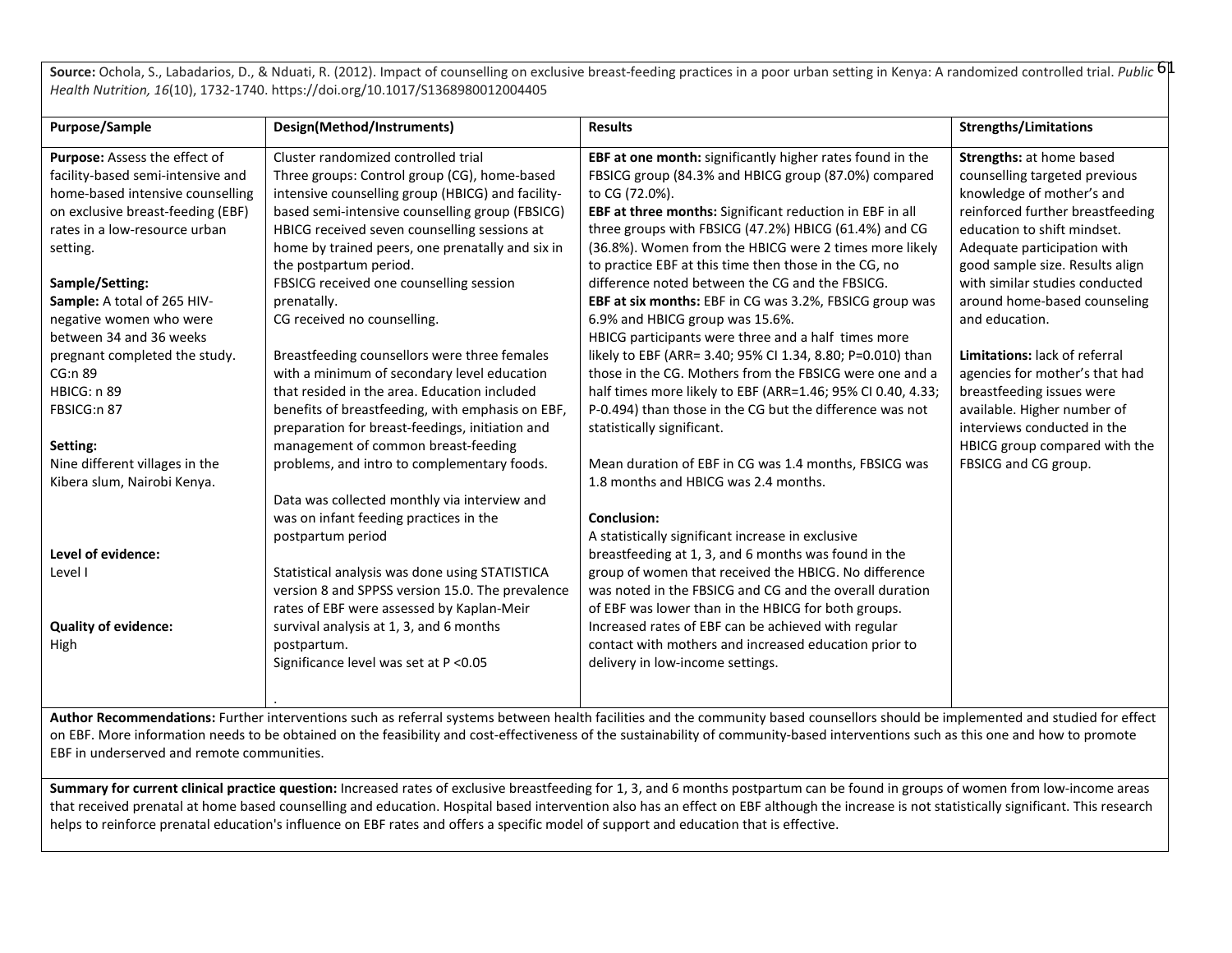**Source:** Ochola, S., Labadarios, D., & Nduati, R. (2012). Impact of counselling on exclusive breast-feeding practices in a poor urban setting in Kenya: A randomized controlled trial. *Public Health Nutrition, 16*(10), 1732-1740. https://doi.org/10.1017/S1368980012004405

| Purpose/Sample | Design(Method/Instruments) | Results | Strengths/Limitations |
|---|---|---|---|
| **Purpose:** Assess the effect of facility-based semi-intensive and home-based intensive counselling on exclusive breast-feeding (EBF) rates in a low-resource urban setting.<br><br>**Sample/Setting:**<br>**Sample:** A total of 265 HIV-negative women who were between 34 and 36 weeks pregnant completed the study.<br>CG:n 89<br>HBICG: n 89<br>FBSICG:n 87<br><br>**Setting:**<br>Nine different villages in the Kibera slum, Nairobi Kenya.<br><br>**Level of evidence:**<br>Level I<br><br>**Quality of evidence:**<br>High | Cluster randomized controlled trial<br>Three groups: Control group (CG), home-based intensive counselling group (HBICG) and facility-based semi-intensive counselling group (FBSICG)<br>HBICG received seven counselling sessions at home by trained peers, one prenatally and six in the postpartum period.<br>FBSICG received one counselling session prenatally.<br>CG received no counselling.<br><br>Breastfeeding counsellors were three females with a minimum of secondary level education that resided in the area. Education included benefits of breastfeeding, with emphasis on EBF, preparation for breast-feedings, initiation and management of common breast-feeding problems, and intro to complementary foods.<br><br>Data was collected monthly via interview and was on infant feeding practices in the postpartum period<br><br>Statistical analysis was done using STATISTICA version 8 and SPPSS version 15.0. The prevalence rates of EBF were assessed by Kaplan-Meir survival analysis at 1, 3, and 6 months postpartum.<br>Significance level was set at P <0.05<br><br>. | **EBF at one month:** significantly higher rates found in the FBSICG group (84.3% and HBICG group (87.0%) compared to CG (72.0%).<br>**EBF at three months:** Significant reduction in EBF in all three groups with FBSICG (47.2%) HBICG (61.4%) and CG (36.8%). Women from the HBICG were 2 times more likely to practice EBF at this time then those in the CG, no difference noted between the CG and the FBSICG.<br>**EBF at six months:** EBF in CG was 3.2%, FBSICG group was 6.9% and HBICG group was 15.6%.<br>HBICG participants were three and a half times more likely to EBF (ARR= 3.40; 95% CI 1.34, 8.80; P=0.010) than those in the CG. Mothers from the FBSICG were one and a half times more likely to EBF (ARR=1.46; 95% CI 0.40, 4.33; P-0.494) than those in the CG but the difference was not statistically significant.<br><br>Mean duration of EBF in CG was 1.4 months, FBSICG was 1.8 months and HBICG was 2.4 months.<br><br>**Conclusion:**<br>A statistically significant increase in exclusive breastfeeding at 1, 3, and 6 months was found in the group of women that received the HBICG. No difference was noted in the FBSICG and CG and the overall duration of EBF was lower than in the HBICG for both groups. Increased rates of EBF can be achieved with regular contact with mothers and increased education prior to delivery in low-income settings. | **Strengths:** at home based counselling targeted previous knowledge of mother's and reinforced further breastfeeding education to shift mindset. Adequate participation with good sample size. Results align with similar studies conducted around home-based counseling and education.<br><br>**Limitations:** lack of referral agencies for mother's that had breastfeeding issues were available. Higher number of interviews conducted in the HBICG group compared with the FBSICG and CG group. |

**Author Recommendations:** Further interventions such as referral systems between health facilities and the community based counsellors should be implemented and studied for effect on EBF. More information needs to be obtained on the feasibility and cost-effectiveness of the sustainability of community-based interventions such as this one and how to promote EBF in underserved and remote communities.

**Summary for current clinical practice question:** Increased rates of exclusive breastfeeding for 1, 3, and 6 months postpartum can be found in groups of women from low-income areas that received prenatal at home based counselling and education. Hospital based intervention also has an effect on EBF although the increase is not statistically significant. This research helps to reinforce prenatal education's influence on EBF rates and offers a specific model of support and education that is effective.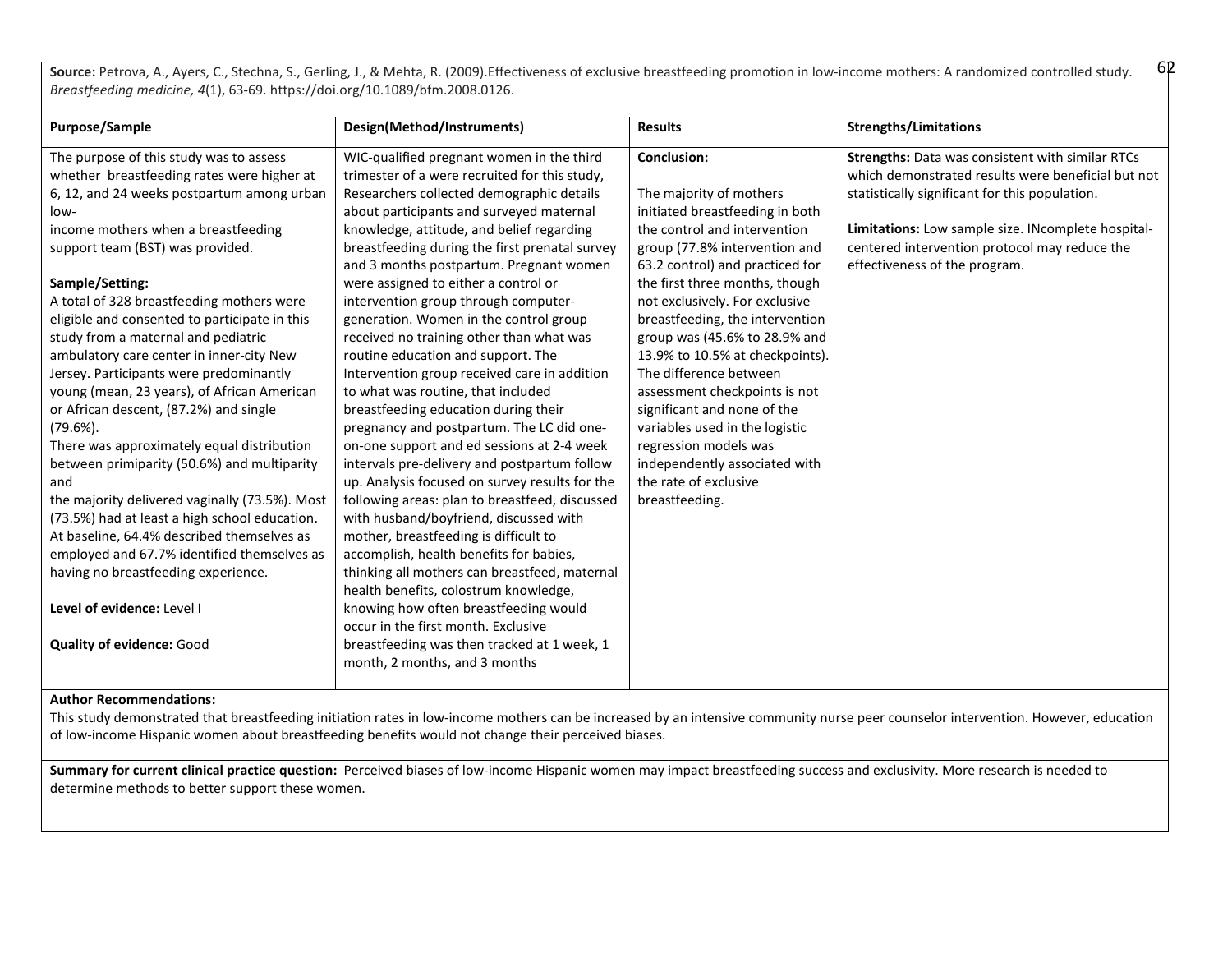**Source:** Petrova, A., Ayers, C., Stechna, S., Gerling, J., & Mehta, R. (2009).Effectiveness of exclusive breastfeeding promotion in low-income mothers: A randomized controlled study. *Breastfeeding medicine, 4*(1), 63-69. https://doi.org/10.1089/bfm.2008.0126.

| Purpose/Sample | Design(Method/Instruments) | Results | Strengths/Limitations |
|---|---|---|---|
| The purpose of this study was to assess whether breastfeeding rates were higher at 6, 12, and 24 weeks postpartum among urban low-income mothers when a breastfeeding support team (BST) was provided.<br><br>**Sample/Setting:**<br>A total of 328 breastfeeding mothers were eligible and consented to participate in this study from a maternal and pediatric ambulatory care center in inner-city New Jersey. Participants were predominantly young (mean, 23 years), of African American or African descent, (87.2%) and single (79.6%).<br>There was approximately equal distribution between primiparity (50.6%) and multiparity and the majority delivered vaginally (73.5%). Most (73.5%) had at least a high school education. At baseline, 64.4% described themselves as employed and 67.7% identified themselves as having no breastfeeding experience.<br><br>**Level of evidence:** Level I<br><br>**Quality of evidence:** Good | WIC-qualified pregnant women in the third trimester of a were recruited for this study, Researchers collected demographic details about participants and surveyed maternal knowledge, attitude, and belief regarding breastfeeding during the first prenatal survey and 3 months postpartum. Pregnant women were assigned to either a control or intervention group through computer-generation. Women in the control group received no training other than what was routine education and support. The Intervention group received care in addition to what was routine, that included breastfeeding education during their pregnancy and postpartum. The LC did one-on-one support and ed sessions at 2-4 week intervals pre-delivery and postpartum follow up. Analysis focused on survey results for the following areas: plan to breastfeed, discussed with husband/boyfriend, discussed with mother, breastfeeding is difficult to accomplish, health benefits for babies, thinking all mothers can breastfeed, maternal health benefits, colostrum knowledge, knowing how often breastfeeding would occur in the first month. Exclusive breastfeeding was then tracked at 1 week, 1 month, 2 months, and 3 months | **Conclusion:**<br><br>The majority of mothers initiated breastfeeding in both the control and intervention group (77.8% intervention and 63.2 control) and practiced for the first three months, though not exclusively. For exclusive breastfeeding, the intervention group was (45.6% to 28.9% and 13.9% to 10.5% at checkpoints). The difference between assessment checkpoints is not significant and none of the variables used in the logistic regression models was independently associated with the rate of exclusive breastfeeding. | **Strengths:** Data was consistent with similar RTCs which demonstrated results were beneficial but not statistically significant for this population.<br><br>**Limitations:** Low sample size. INcomplete hospital-centered intervention protocol may reduce the effectiveness of the program. |

**Author Recommendations:**

This study demonstrated that breastfeeding initiation rates in low-income mothers can be increased by an intensive community nurse peer counselor intervention. However, education of low-income Hispanic women about breastfeeding benefits would not change their perceived biases.

**Summary for current clinical practice question:** Perceived biases of low-income Hispanic women may impact breastfeeding success and exclusivity. More research is needed to determine methods to better support these women.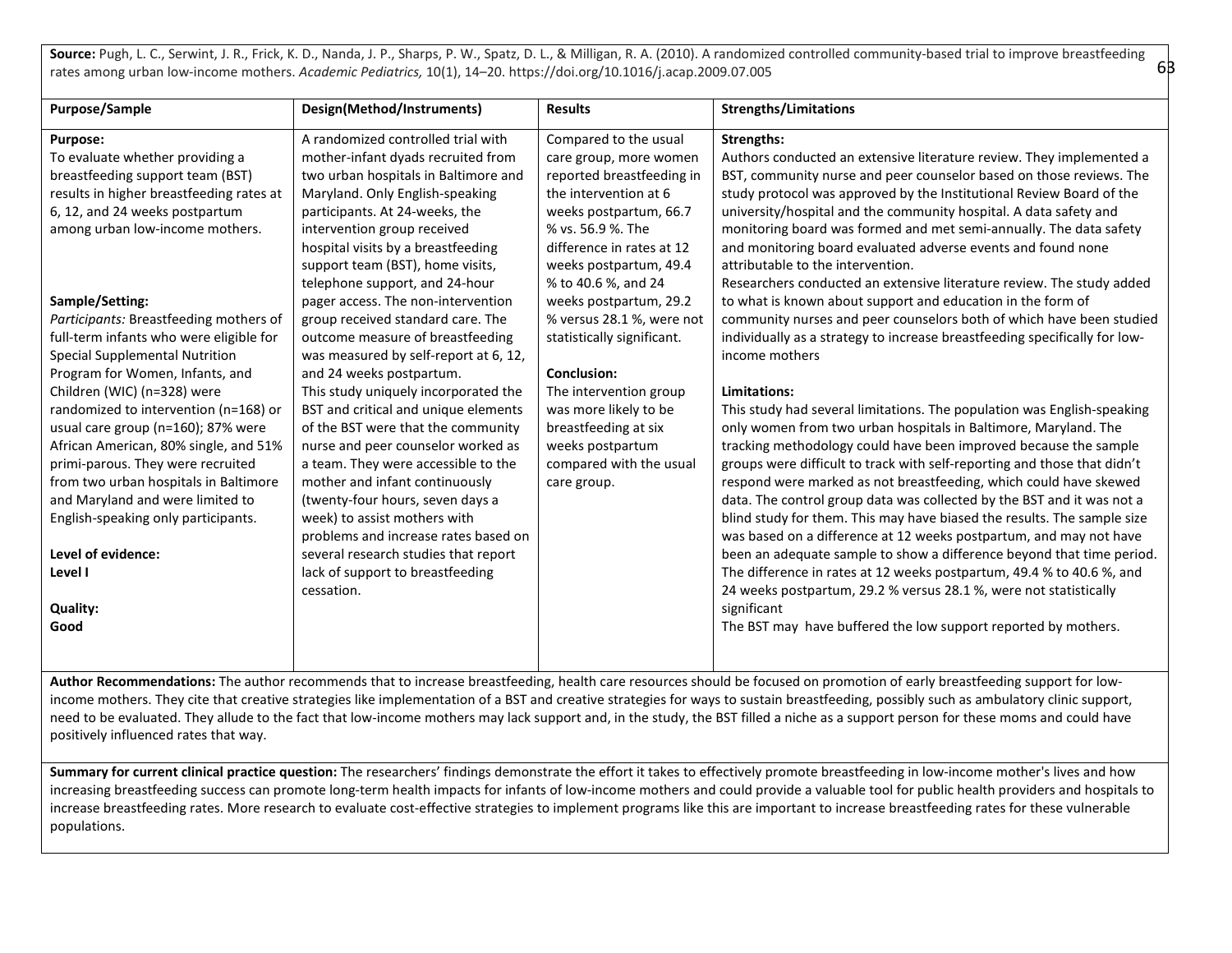**Source:** Pugh, L. C., Serwint, J. R., Frick, K. D., Nanda, J. P., Sharps, P. W., Spatz, D. L., & Milligan, R. A. (2010). A randomized controlled community-based trial to improve breastfeeding rates among urban low-income mothers. *Academic Pediatrics,* 10(1), 14–20. https://doi.org/10.1016/j.acap.2009.07.005

| Purpose/Sample | Design(Method/Instruments) | Results | Strengths/Limitations |
|---|---|---|---|
| **Purpose:**<br>To evaluate whether providing a breastfeeding support team (BST) results in higher breastfeeding rates at 6, 12, and 24 weeks postpartum among urban low-income mothers.<br><br>**Sample/Setting:**<br>*Participants:* Breastfeeding mothers of full-term infants who were eligible for Special Supplemental Nutrition Program for Women, Infants, and Children (WIC) (n=328) were randomized to intervention (n=168) or usual care group (n=160); 87% were African American, 80% single, and 51% primi-parous. They were recruited from two urban hospitals in Baltimore and Maryland and were limited to English-speaking only participants.<br><br>**Level of evidence:**<br>**Level I**<br><br>**Quality:**<br>**Good** | A randomized controlled trial with mother-infant dyads recruited from two urban hospitals in Baltimore and Maryland. Only English-speaking participants. At 24-weeks, the intervention group received hospital visits by a breastfeeding support team (BST), home visits, telephone support, and 24-hour pager access. The non-intervention group received standard care. The outcome measure of breastfeeding was measured by self-report at 6, 12, and 24 weeks postpartum.<br>This study uniquely incorporated the BST and critical and unique elements of the BST were that the community nurse and peer counselor worked as a team. They were accessible to the mother and infant continuously (twenty-four hours, seven days a week) to assist mothers with problems and increase rates based on several research studies that report lack of support to breastfeeding cessation. | Compared to the usual care group, more women reported breastfeeding in the intervention at 6 weeks postpartum, 66.7 % vs. 56.9 %. The difference in rates at 12 weeks postpartum, 49.4 % to 40.6 %, and 24 weeks postpartum, 29.2 % versus 28.1 %, were not statistically significant.<br><br>**Conclusion:**<br>The intervention group was more likely to be breastfeeding at six weeks postpartum compared with the usual care group. | **Strengths:**<br>Authors conducted an extensive literature review. They implemented a BST, community nurse and peer counselor based on those reviews. The study protocol was approved by the Institutional Review Board of the university/hospital and the community hospital. A data safety and monitoring board was formed and met semi-annually. The data safety and monitoring board evaluated adverse events and found none attributable to the intervention.<br>Researchers conducted an extensive literature review. The study added to what is known about support and education in the form of community nurses and peer counselors both of which have been studied individually as a strategy to increase breastfeeding specifically for low-income mothers<br><br>**Limitations:**<br>This study had several limitations. The population was English-speaking only women from two urban hospitals in Baltimore, Maryland. The tracking methodology could have been improved because the sample groups were difficult to track with self-reporting and those that didn't respond were marked as not breastfeeding, which could have skewed data. The control group data was collected by the BST and it was not a blind study for them. This may have biased the results. The sample size was based on a difference at 12 weeks postpartum, and may not have been an adequate sample to show a difference beyond that time period. The difference in rates at 12 weeks postpartum, 49.4 % to 40.6 %, and 24 weeks postpartum, 29.2 % versus 28.1 %, were not statistically significant<br>The BST may have buffered the low support reported by mothers. |

**Author Recommendations:** The author recommends that to increase breastfeeding, health care resources should be focused on promotion of early breastfeeding support for low-income mothers. They cite that creative strategies like implementation of a BST and creative strategies for ways to sustain breastfeeding, possibly such as ambulatory clinic support, need to be evaluated. They allude to the fact that low-income mothers may lack support and, in the study, the BST filled a niche as a support person for these moms and could have positively influenced rates that way.

**Summary for current clinical practice question:** The researchers' findings demonstrate the effort it takes to effectively promote breastfeeding in low-income mother's lives and how increasing breastfeeding success can promote long-term health impacts for infants of low-income mothers and could provide a valuable tool for public health providers and hospitals to increase breastfeeding rates. More research to evaluate cost-effective strategies to implement programs like this are important to increase breastfeeding rates for these vulnerable populations.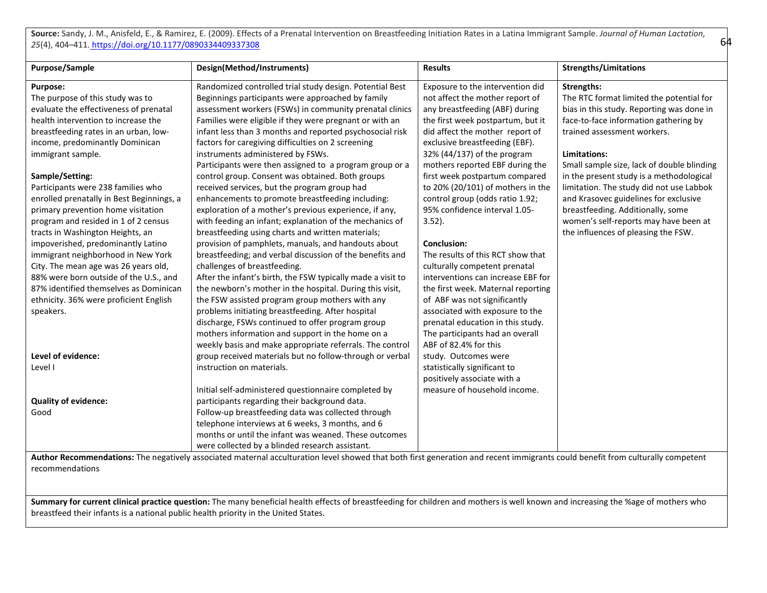**Source:** Sandy, J. M., Anisfeld, E., & Ramirez, E. (2009). Effects of a Prenatal Intervention on Breastfeeding Initiation Rates in a Latina Immigrant Sample. *Journal of Human Lactation, 25*(4), 404–411. https://doi.org/10.1177/0890334409337308

| Purpose/Sample | Design(Method/Instruments) | Results | Strengths/Limitations |
|---|---|---|---|
| **Purpose:**<br>The purpose of this study was to evaluate the effectiveness of prenatal health intervention to increase the breastfeeding rates in an urban, low-income, predominantly Dominican immigrant sample.<br><br>**Sample/Setting:**<br>Participants were 238 families who enrolled prenatally in Best Beginnings, a primary prevention home visitation program and resided in 1 of 2 census tracts in Washington Heights, an impoverished, predominantly Latino immigrant neighborhood in New York City. The mean age was 26 years old, 88% were born outside of the U.S., and 87% identified themselves as Dominican ethnicity. 36% were proficient English speakers.<br><br>**Level of evidence:**<br>Level I<br><br>**Quality of evidence:**<br>Good | Randomized controlled trial study design. Potential Best Beginnings participants were approached by family assessment workers (FSWs) in community prenatal clinics Families were eligible if they were pregnant or with an infant less than 3 months and reported psychosocial risk factors for caregiving difficulties on 2 screening instruments administered by FSWs.<br>Participants were then assigned to a program group or a control group. Consent was obtained. Both groups received services, but the program group had enhancements to promote breastfeeding including: exploration of a mother's previous experience, if any, with feeding an infant; explanation of the mechanics of breastfeeding using charts and written materials; provision of pamphlets, manuals, and handouts about breastfeeding; and verbal discussion of the benefits and challenges of breastfeeding.<br>After the infant's birth, the FSW typically made a visit to the newborn's mother in the hospital. During this visit, the FSW assisted program group mothers with any problems initiating breastfeeding. After hospital discharge, FSWs continued to offer program group mothers information and support in the home on a weekly basis and make appropriate referrals. The control group received materials but no follow-through or verbal instruction on materials.<br><br>Initial self-administered questionnaire completed by participants regarding their background data.<br>Follow-up breastfeeding data was collected through telephone interviews at 6 weeks, 3 months, and 6 months or until the infant was weaned. These outcomes were collected by a blinded research assistant. | Exposure to the intervention did not affect the mother report of any breastfeeding (ABF) during the first week postpartum, but it did affect the mother report of exclusive breastfeeding (EBF). 32% (44/137) of the program mothers reported EBF during the first week postpartum compared to 20% (20/101) of mothers in the control group (odds ratio 1.92; 95% confidence interval 1.05-3.52).<br><br>**Conclusion:**<br>The results of this RCT show that culturally competent prenatal interventions can increase EBF for the first week. Maternal reporting of ABF was not significantly associated with exposure to the prenatal education in this study. The participants had an overall ABF of 82.4% for this study. Outcomes were statistically significant to positively associate with a measure of household income. | **Strengths:**<br>The RTC format limited the potential for bias in this study. Reporting was done in face-to-face information gathering by trained assessment workers.<br><br>**Limitations:**<br>Small sample size, lack of double blinding in the present study is a methodological limitation. The study did not use Labbok and Krasovec guidelines for exclusive breastfeeding. Additionally, some women's self-reports may have been at the influences of pleasing the FSW. |

**Author Recommendations:** The negatively associated maternal acculturation level showed that both first generation and recent immigrants could benefit from culturally competent recommendations

**Summary for current clinical practice question:** The many beneficial health effects of breastfeeding for children and mothers is well known and increasing the %age of mothers who breastfeed their infants is a national public health priority in the United States.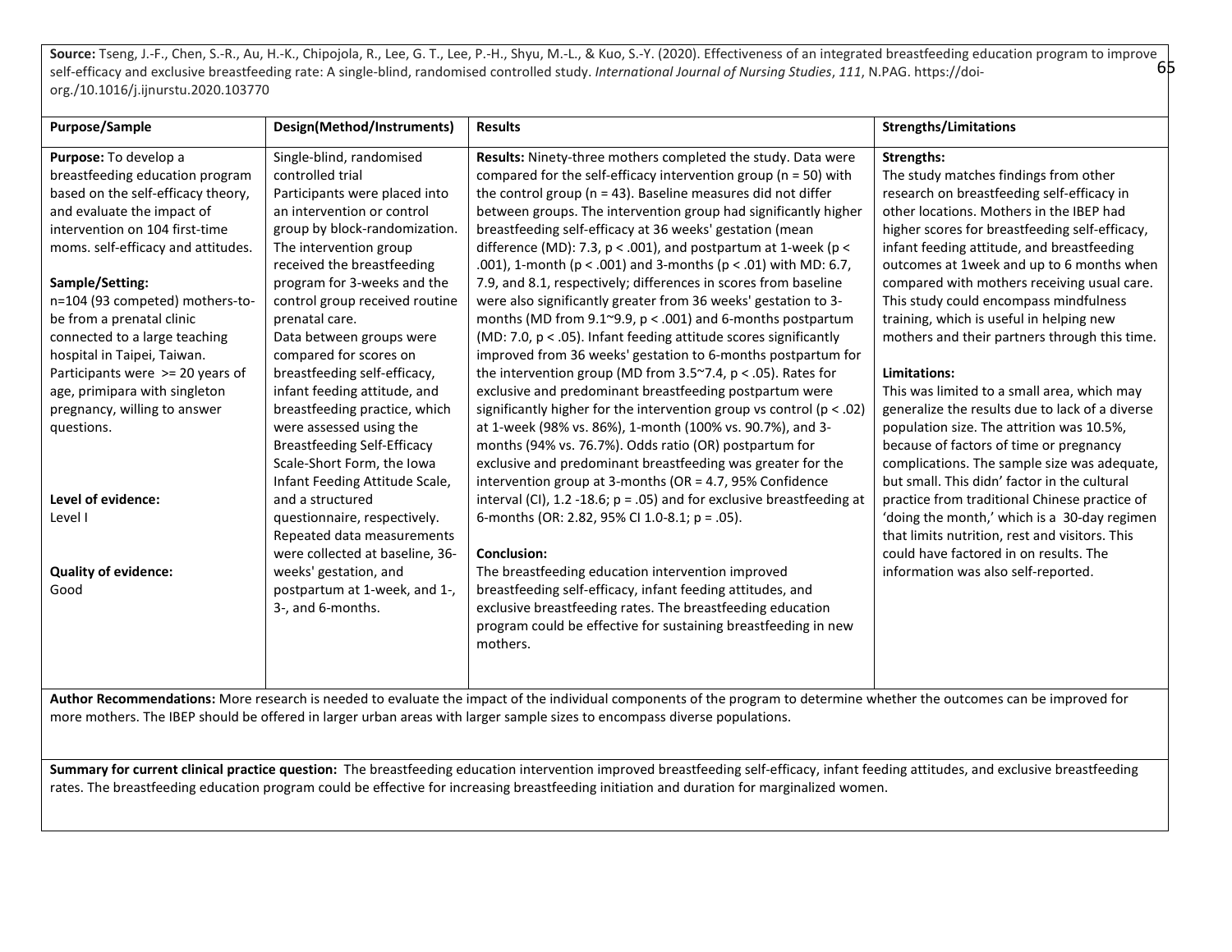**Source:** Tseng, J.-F., Chen, S.-R., Au, H.-K., Chipojola, R., Lee, G. T., Lee, P.-H., Shyu, M.-L., & Kuo, S.-Y. (2020). Effectiveness of an integrated breastfeeding education program to improve self-efficacy and exclusive breastfeeding rate: A single-blind, randomised controlled study. *International Journal of Nursing Studies*, *111*, N.PAG. https://doi-org./10.1016/j.ijnurstu.2020.103770

| Purpose/Sample | Design(Method/Instruments) | Results | Strengths/Limitations |
|---|---|---|---|
| **Purpose:** To develop a breastfeeding education program based on the self-efficacy theory, and evaluate the impact of intervention on 104 first-time moms. self-efficacy and attitudes.<br><br>**Sample/Setting:**<br>n=104 (93 competed) mothers-to-be from a prenatal clinic connected to a large teaching hospital in Taipei, Taiwan. Participants were >= 20 years of age, primipara with singleton pregnancy, willing to answer questions.<br><br>**Level of evidence:**<br>Level I<br><br>**Quality of evidence:**<br>Good | Single-blind, randomised controlled trial<br>Participants were placed into an intervention or control group by block-randomization. The intervention group received the breastfeeding program for 3-weeks and the control group received routine prenatal care.<br>Data between groups were compared for scores on breastfeeding self-efficacy, infant feeding attitude, and breastfeeding practice, which were assessed using the Breastfeeding Self-Efficacy Scale-Short Form, the Iowa Infant Feeding Attitude Scale, and a structured questionnaire, respectively. Repeated data measurements were collected at baseline, 36-weeks' gestation, and postpartum at 1-week, and 1-, 3-, and 6-months. | **Results:** Ninety-three mothers completed the study. Data were compared for the self-efficacy intervention group (n = 50) with the control group (n = 43). Baseline measures did not differ between groups. The intervention group had significantly higher breastfeeding self-efficacy at 36 weeks' gestation (mean difference (MD): 7.3, $p < .001$), and postpartum at 1-week ($p < .001$), 1-month ($p < .001$) and 3-months ($p < .01$) with MD: 6.7, 7.9, and 8.1, respectively; differences in scores from baseline were also significantly greater from 36 weeks' gestation to 3-months (MD from 9.1~9.9, $p < .001$) and 6-months postpartum (MD: 7.0, $p < .05$). Infant feeding attitude scores significantly improved from 36 weeks' gestation to 6-months postpartum for the intervention group (MD from 3.5~7.4, $p < .05$). Rates for exclusive and predominant breastfeeding postpartum were significantly higher for the intervention group vs control ($p < .02$) at 1-week (98% vs. 86%), 1-month (100% vs. 90.7%), and 3-months (94% vs. 76.7%). Odds ratio (OR) postpartum for exclusive and predominant breastfeeding was greater for the intervention group at 3-months (OR = 4.7, 95% Confidence interval (CI), 1.2 -18.6; $p = .05$) and for exclusive breastfeeding at 6-months (OR: 2.82, 95% CI 1.0-8.1; $p = .05$).<br><br>**Conclusion:**<br>The breastfeeding education intervention improved breastfeeding self-efficacy, infant feeding attitudes, and exclusive breastfeeding rates. The breastfeeding education program could be effective for sustaining breastfeeding in new mothers. | **Strengths:**<br>The study matches findings from other research on breastfeeding self-efficacy in other locations. Mothers in the IBEP had higher scores for breastfeeding self-efficacy, infant feeding attitude, and breastfeeding outcomes at 1week and up to 6 months when compared with mothers receiving usual care. This study could encompass mindfulness training, which is useful in helping new mothers and their partners through this time.<br><br>**Limitations:**<br>This was limited to a small area, which may generalize the results due to lack of a diverse population size. The attrition was 10.5%, because of factors of time or pregnancy complications. The sample size was adequate, but small. This didn' factor in the cultural practice from traditional Chinese practice of 'doing the month,' which is a 30-day regimen that limits nutrition, rest and visitors. This could have factored in on results. The information was also self-reported. |

**Author Recommendations:** More research is needed to evaluate the impact of the individual components of the program to determine whether the outcomes can be improved for more mothers. The IBEP should be offered in larger urban areas with larger sample sizes to encompass diverse populations.

**Summary for current clinical practice question:** The breastfeeding education intervention improved breastfeeding self-efficacy, infant feeding attitudes, and exclusive breastfeeding rates. The breastfeeding education program could be effective for increasing breastfeeding initiation and duration for marginalized women.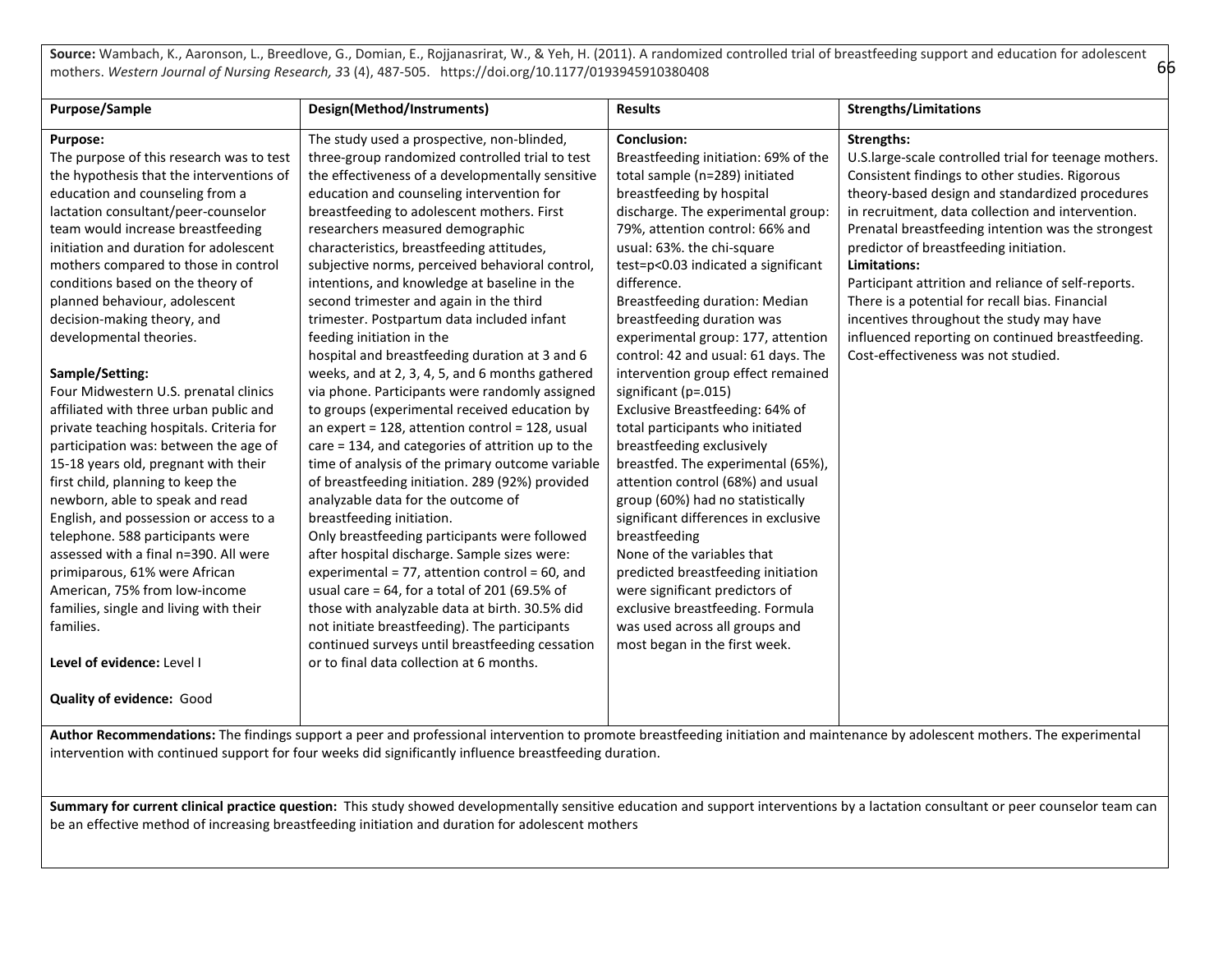**Source:** Wambach, K., Aaronson, L., Breedlove, G., Domian, E., Rojjanasrirat, W., & Yeh, H. (2011). A randomized controlled trial of breastfeeding support and education for adolescent mothers. *Western Journal of Nursing Research, 3*3 (4), 487-505. https://doi.org/10.1177/0193945910380408

| Purpose/Sample | Design(Method/Instruments) | Results | Strengths/Limitations |
|---|---|---|---|
| **Purpose:**<br>The purpose of this research was to test the hypothesis that the interventions of education and counseling from a lactation consultant/peer-counselor team would increase breastfeeding initiation and duration for adolescent mothers compared to those in control conditions based on the theory of planned behaviour, adolescent decision-making theory, and developmental theories.<br><br>**Sample/Setting:**<br>Four Midwestern U.S. prenatal clinics affiliated with three urban public and private teaching hospitals. Criteria for participation was: between the age of 15-18 years old, pregnant with their first child, planning to keep the newborn, able to speak and read English, and possession or access to a telephone. 588 participants were assessed with a final n=390. All were primiparous, 61% were African American, 75% from low-income families, single and living with their families.<br><br>**Level of evidence:** Level I<br><br>**Quality of evidence:** Good | The study used a prospective, non-blinded, three-group randomized controlled trial to test the effectiveness of a developmentally sensitive education and counseling intervention for breastfeeding to adolescent mothers. First researchers measured demographic characteristics, breastfeeding attitudes, subjective norms, perceived behavioral control, intentions, and knowledge at baseline in the second trimester and again in the third trimester. Postpartum data included infant feeding initiation in the hospital and breastfeeding duration at 3 and 6 weeks, and at 2, 3, 4, 5, and 6 months gathered via phone. Participants were randomly assigned to groups (experimental received education by an expert = 128, attention control = 128, usual care = 134, and categories of attrition up to the time of analysis of the primary outcome variable of breastfeeding initiation. 289 (92%) provided analyzable data for the outcome of breastfeeding initiation.<br>Only breastfeeding participants were followed after hospital discharge. Sample sizes were: experimental = 77, attention control = 60, and usual care = 64, for a total of 201 (69.5% of those with analyzable data at birth. 30.5% did not initiate breastfeeding). The participants continued surveys until breastfeeding cessation or to final data collection at 6 months. | **Conclusion:**<br>Breastfeeding initiation: 69% of the total sample (n=289) initiated breastfeeding by hospital discharge. The experimental group: 79%, attention control: 66% and usual: 63%. the chi-square test=p<0.03 indicated a significant difference.<br>Breastfeeding duration: Median breastfeeding duration was experimental group: 177, attention control: 42 and usual: 61 days. The intervention group effect remained significant (p=.015)<br>Exclusive Breastfeeding: 64% of total participants who initiated breastfeeding exclusively breastfed. The experimental (65%), attention control (68%) and usual group (60%) had no statistically significant differences in exclusive breastfeeding<br>None of the variables that predicted breastfeeding initiation were significant predictors of exclusive breastfeeding. Formula was used across all groups and most began in the first week. | **Strengths:**<br>U.S.large-scale controlled trial for teenage mothers. Consistent findings to other studies. Rigorous theory-based design and standardized procedures in recruitment, data collection and intervention. Prenatal breastfeeding intention was the strongest predictor of breastfeeding initiation.<br>**Limitations:**<br>Participant attrition and reliance of self-reports. There is a potential for recall bias. Financial incentives throughout the study may have influenced reporting on continued breastfeeding. Cost-effectiveness was not studied. |

**Author Recommendations:** The findings support a peer and professional intervention to promote breastfeeding initiation and maintenance by adolescent mothers. The experimental intervention with continued support for four weeks did significantly influence breastfeeding duration.

**Summary for current clinical practice question:** This study showed developmentally sensitive education and support interventions by a lactation consultant or peer counselor team can be an effective method of increasing breastfeeding initiation and duration for adolescent mothers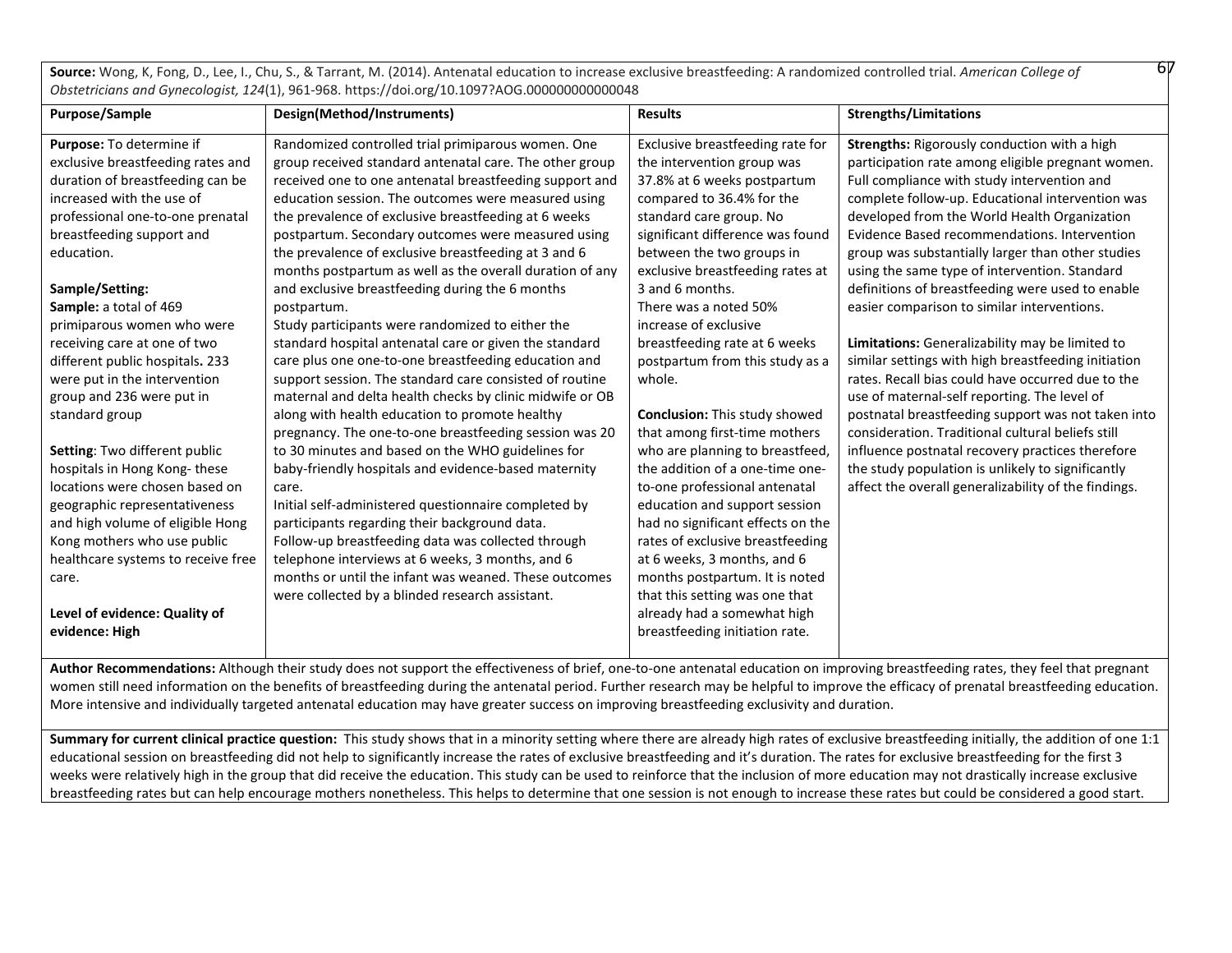**Source:** Wong, K, Fong, D., Lee, I., Chu, S., & Tarrant, M. (2014). Antenatal education to increase exclusive breastfeeding: A randomized controlled trial. *American College of Obstetricians and Gynecologist, 124*(1), 961-968. https://doi.org/10.1097?AOG.000000000000048

| Purpose/Sample | Design(Method/Instruments) | Results | Strengths/Limitations |
|---|---|---|---|
| **Purpose:** To determine if exclusive breastfeeding rates and duration of breastfeeding can be increased with the use of professional one-to-one prenatal breastfeeding support and education.<br><br>**Sample/Setting:**<br>**Sample:** a total of 469 primiparous women who were receiving care at one of two different public hospitals**.** 233 were put in the intervention group and 236 were put in standard group<br><br>**Setting**: Two different public hospitals in Hong Kong- these locations were chosen based on geographic representativeness and high volume of eligible Hong Kong mothers who use public healthcare systems to receive free care.<br><br>**Level of evidence: Quality of evidence: High** | Randomized controlled trial primiparous women. One group received standard antenatal care. The other group received one to one antenatal breastfeeding support and education session. The outcomes were measured using the prevalence of exclusive breastfeeding at 6 weeks postpartum. Secondary outcomes were measured using the prevalence of exclusive breastfeeding at 3 and 6 months postpartum as well as the overall duration of any and exclusive breastfeeding during the 6 months postpartum.<br>Study participants were randomized to either the standard hospital antenatal care or given the standard care plus one one-to-one breastfeeding education and support session. The standard care consisted of routine maternal and delta health checks by clinic midwife or OB along with health education to promote healthy pregnancy. The one-to-one breastfeeding session was 20 to 30 minutes and based on the WHO guidelines for baby-friendly hospitals and evidence-based maternity care.<br>Initial self-administered questionnaire completed by participants regarding their background data.<br>Follow-up breastfeeding data was collected through telephone interviews at 6 weeks, 3 months, and 6 months or until the infant was weaned. These outcomes were collected by a blinded research assistant. | Exclusive breastfeeding rate for the intervention group was 37.8% at 6 weeks postpartum compared to 36.4% for the standard care group. No significant difference was found between the two groups in exclusive breastfeeding rates at 3 and 6 months.<br>There was a noted 50% increase of exclusive breastfeeding rate at 6 weeks postpartum from this study as a whole.<br><br>**Conclusion:** This study showed that among first-time mothers who are planning to breastfeed, the addition of a one-time one-to-one professional antenatal education and support session had no significant effects on the rates of exclusive breastfeeding at 6 weeks, 3 months, and 6 months postpartum. It is noted that this setting was one that already had a somewhat high breastfeeding initiation rate. | **Strengths:** Rigorously conduction with a high participation rate among eligible pregnant women. Full compliance with study intervention and complete follow-up. Educational intervention was developed from the World Health Organization Evidence Based recommendations. Intervention group was substantially larger than other studies using the same type of intervention. Standard definitions of breastfeeding were used to enable easier comparison to similar interventions.<br><br>**Limitations:** Generalizability may be limited to similar settings with high breastfeeding initiation rates. Recall bias could have occurred due to the use of maternal-self reporting. The level of postnatal breastfeeding support was not taken into consideration. Traditional cultural beliefs still influence postnatal recovery practices therefore the study population is unlikely to significantly affect the overall generalizability of the findings. |

**Author Recommendations:** Although their study does not support the effectiveness of brief, one-to-one antenatal education on improving breastfeeding rates, they feel that pregnant women still need information on the benefits of breastfeeding during the antenatal period. Further research may be helpful to improve the efficacy of prenatal breastfeeding education. More intensive and individually targeted antenatal education may have greater success on improving breastfeeding exclusivity and duration.

**Summary for current clinical practice question:** This study shows that in a minority setting where there are already high rates of exclusive breastfeeding initially, the addition of one 1:1 educational session on breastfeeding did not help to significantly increase the rates of exclusive breastfeeding and it's duration. The rates for exclusive breastfeeding for the first 3 weeks were relatively high in the group that did receive the education. This study can be used to reinforce that the inclusion of more education may not drastically increase exclusive breastfeeding rates but can help encourage mothers nonetheless. This helps to determine that one session is not enough to increase these rates but could be considered a good start.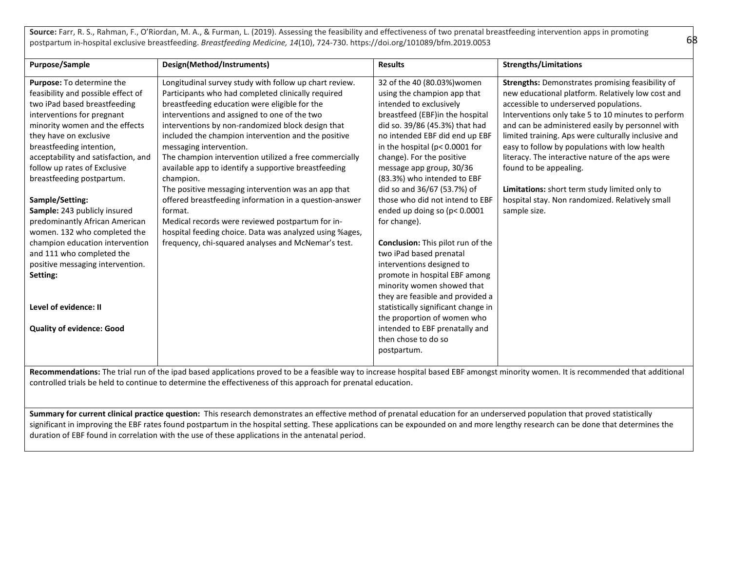**Source:** Farr, R. S., Rahman, F., O'Riordan, M. A., & Furman, L. (2019). Assessing the feasibility and effectiveness of two prenatal breastfeeding intervention apps in promoting postpartum in-hospital exclusive breastfeeding. *Breastfeeding Medicine, 14*(10), 724-730. https://doi.org/101089/bfm.2019.0053

| Purpose/Sample | Design(Method/Instruments) | Results | Strengths/Limitations |
|---|---|---|---|
| **Purpose:** To determine the feasibility and possible effect of two iPad based breastfeeding interventions for pregnant minority women and the effects they have on exclusive breastfeeding intention, acceptability and satisfaction, and follow up rates of Exclusive breastfeeding postpartum.<br><br>**Sample/Setting:**<br>**Sample:** 243 publicly insured predominantly African American women. 132 who completed the champion education intervention and 111 who completed the positive messaging intervention.<br>**Setting:**<br><br>**Level of evidence: II**<br><br>**Quality of evidence: Good** | Longitudinal survey study with follow up chart review. Participants who had completed clinically required breastfeeding education were eligible for the interventions and assigned to one of the two interventions by non-randomized block design that included the champion intervention and the positive messaging intervention.<br>The champion intervention utilized a free commercially available app to identify a supportive breastfeeding champion.<br>The positive messaging intervention was an app that offered breastfeeding information in a question-answer format.<br>Medical records were reviewed postpartum for in-hospital feeding choice. Data was analyzed using %ages, frequency, chi-squared analyses and McNemar's test. | 32 of the 40 (80.03%)women using the champion app that intended to exclusively breastfeed (EBF)in the hospital did so. 39/86 (45.3%) that had no intended EBF did end up EBF in the hospital ($p < 0.0001$ for change). For the positive message app group, 30/36 (83.3%) who intended to EBF did so and 36/67 (53.7%) of those who did not intend to EBF ended up doing so ($p < 0.0001$ for change).<br><br>**Conclusion:** This pilot run of the two iPad based prenatal interventions designed to promote in hospital EBF among minority women showed that they are feasible and provided a statistically significant change in the proportion of women who intended to EBF prenatally and then chose to do so postpartum. | **Strengths:** Demonstrates promising feasibility of new educational platform. Relatively low cost and accessible to underserved populations. Interventions only take 5 to 10 minutes to perform and can be administered easily by personnel with limited training. Aps were culturally inclusive and easy to follow by populations with low health literacy. The interactive nature of the aps were found to be appealing.<br><br>**Limitations:** short term study limited only to hospital stay. Non randomized. Relatively small sample size. |

**Recommendations:** The trial run of the ipad based applications proved to be a feasible way to increase hospital based EBF amongst minority women. It is recommended that additional controlled trials be held to continue to determine the effectiveness of this approach for prenatal education.

**Summary for current clinical practice question:** This research demonstrates an effective method of prenatal education for an underserved population that proved statistically significant in improving the EBF rates found postpartum in the hospital setting. These applications can be expounded on and more lengthy research can be done that determines the duration of EBF found in correlation with the use of these applications in the antenatal period.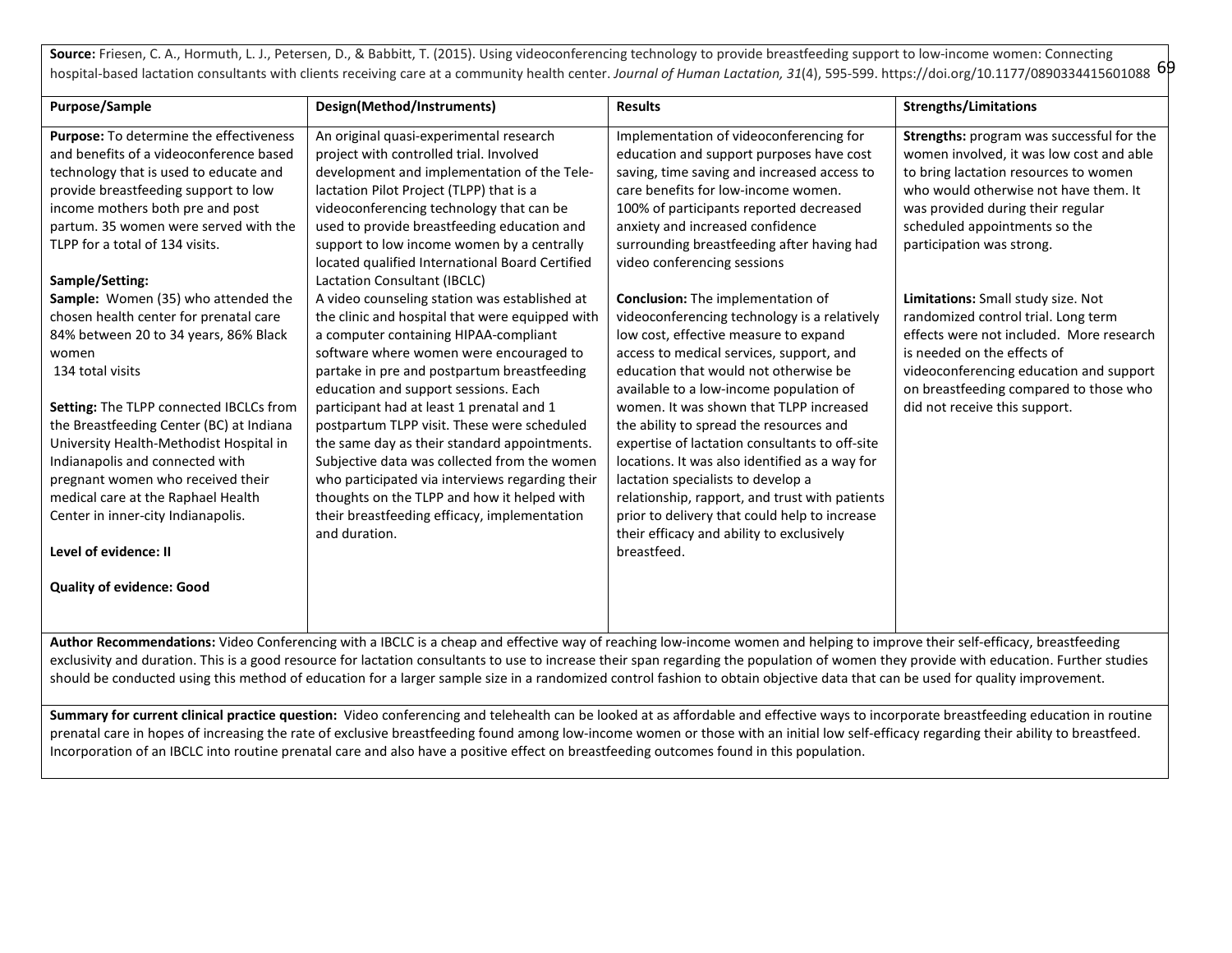**Source:** Friesen, C. A., Hormuth, L. J., Petersen, D., & Babbitt, T. (2015). Using videoconferencing technology to provide breastfeeding support to low-income women: Connecting hospital-based lactation consultants with clients receiving care at a community health center. *Journal of Human Lactation, 31*(4), 595-599. https://doi.org/10.1177/0890334415601088

| Purpose/Sample | Design(Method/Instruments) | Results | Strengths/Limitations |
|---|---|---|---|
| **Purpose:** To determine the effectiveness and benefits of a videoconference based technology that is used to educate and provide breastfeeding support to low income mothers both pre and post partum. 35 women were served with the TLPP for a total of 134 visits.<br><br>**Sample/Setting:**<br>**Sample:** Women (35) who attended the chosen health center for prenatal care 84% between 20 to 34 years, 86% Black women<br>134 total visits<br><br>**Setting:** The TLPP connected IBCLCs from the Breastfeeding Center (BC) at Indiana University Health-Methodist Hospital in Indianapolis and connected with pregnant women who received their medical care at the Raphael Health Center in inner-city Indianapolis.<br><br>**Level of evidence: II**<br><br>**Quality of evidence: Good** | An original quasi-experimental research project with controlled trial. Involved development and implementation of the Tele-lactation Pilot Project (TLPP) that is a videoconferencing technology that can be used to provide breastfeeding education and support to low income women by a centrally located qualified International Board Certified Lactation Consultant (IBCLC)<br>A video counseling station was established at the clinic and hospital that were equipped with a computer containing HIPAA-compliant software where women were encouraged to partake in pre and postpartum breastfeeding education and support sessions. Each participant had at least 1 prenatal and 1 postpartum TLPP visit. These were scheduled the same day as their standard appointments. Subjective data was collected from the women who participated via interviews regarding their thoughts on the TLPP and how it helped with their breastfeeding efficacy, implementation and duration. | Implementation of videoconferencing for education and support purposes have cost saving, time saving and increased access to care benefits for low-income women.<br>100% of participants reported decreased anxiety and increased confidence surrounding breastfeeding after having had video conferencing sessions<br><br>**Conclusion:** The implementation of videoconferencing technology is a relatively low cost, effective measure to expand access to medical services, support, and education that would not otherwise be available to a low-income population of women. It was shown that TLPP increased the ability to spread the resources and expertise of lactation consultants to off-site locations. It was also identified as a way for lactation specialists to develop a relationship, rapport, and trust with patients prior to delivery that could help to increase their efficacy and ability to exclusively breastfeed. | **Strengths:** program was successful for the women involved, it was low cost and able to bring lactation resources to women who would otherwise not have them. It was provided during their regular scheduled appointments so the participation was strong.<br><br>**Limitations:** Small study size. Not randomized control trial. Long term effects were not included. More research is needed on the effects of videoconferencing education and support on breastfeeding compared to those who did not receive this support. |

**Author Recommendations:** Video Conferencing with a IBCLC is a cheap and effective way of reaching low-income women and helping to improve their self-efficacy, breastfeeding exclusivity and duration. This is a good resource for lactation consultants to use to increase their span regarding the population of women they provide with education. Further studies should be conducted using this method of education for a larger sample size in a randomized control fashion to obtain objective data that can be used for quality improvement.

**Summary for current clinical practice question:** Video conferencing and telehealth can be looked at as affordable and effective ways to incorporate breastfeeding education in routine prenatal care in hopes of increasing the rate of exclusive breastfeeding found among low-income women or those with an initial low self-efficacy regarding their ability to breastfeed. Incorporation of an IBCLC into routine prenatal care and also have a positive effect on breastfeeding outcomes found in this population.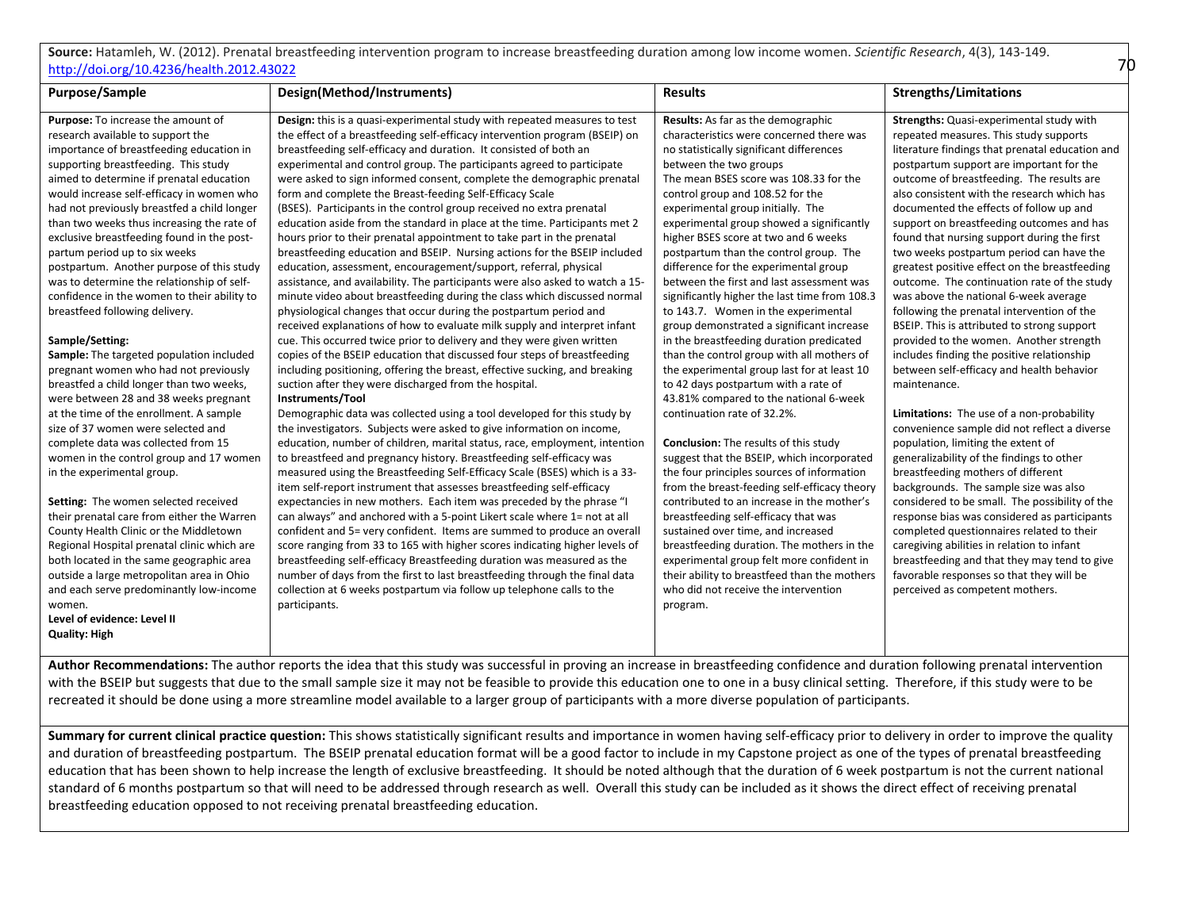**Source:** Hatamleh, W. (2012). Prenatal breastfeeding intervention program to increase breastfeeding duration among low income women. *Scientific Research*, 4(3), 143-149. http://doi.org/10.4236/health.2012.43022

| Purpose/Sample | Design(Method/Instruments) | Results | Strengths/Limitations |
|---|---|---|---|
| **Purpose:** To increase the amount of research available to support the importance of breastfeeding education in supporting breastfeeding. This study aimed to determine if prenatal education would increase self-efficacy in women who had not previously breastfed a child longer than two weeks thus increasing the rate of exclusive breastfeeding found in the post-partum period up to six weeks postpartum. Another purpose of this study was to determine the relationship of self-confidence in the women to their ability to breastfeed following delivery.<br><br>**Sample/Setting:**<br>**Sample:** The targeted population included pregnant women who had not previously breastfed a child longer than two weeks, were between 28 and 38 weeks pregnant at the time of the enrollment. A sample size of 37 women were selected and complete data was collected from 15 women in the control group and 17 women in the experimental group.<br><br>**Setting:** The women selected received their prenatal care from either the Warren County Health Clinic or the Middletown Regional Hospital prenatal clinic which are both located in the same geographic area outside a large metropolitan area in Ohio and each serve predominantly low-income women.<br>**Level of evidence: Level II**<br>**Quality: High** | **Design:** this is a quasi-experimental study with repeated measures to test the effect of a breastfeeding self-efficacy intervention program (BSEIP) on breastfeeding self-efficacy and duration. It consisted of both an experimental and control group. The participants agreed to participate were asked to sign informed consent, complete the demographic prenatal form and complete the Breast-feeding Self-Efficacy Scale (BSES). Participants in the control group received no extra prenatal education aside from the standard in place at the time. Participants met 2 hours prior to their prenatal appointment to take part in the prenatal breastfeeding education and BSEIP. Nursing actions for the BSEIP included education, assessment, encouragement/support, referral, physical assistance, and availability. The participants were also asked to watch a 15-minute video about breastfeeding during the class which discussed normal physiological changes that occur during the postpartum period and received explanations of how to evaluate milk supply and interpret infant cue. This occurred twice prior to delivery and they were given written copies of the BSEIP education that discussed four steps of breastfeeding including positioning, offering the breast, effective sucking, and breaking suction after they were discharged from the hospital.<br>**Instruments/Tool**<br>Demographic data was collected using a tool developed for this study by the investigators. Subjects were asked to give information on income, education, number of children, marital status, race, employment, intention to breastfeed and pregnancy history. Breastfeeding self-efficacy was measured using the Breastfeeding Self-Efficacy Scale (BSES) which is a 33-item self-report instrument that assesses breastfeeding self-efficacy expectancies in new mothers. Each item was preceded by the phrase "I can always" and anchored with a 5-point Likert scale where 1= not at all confident and 5= very confident. Items are summed to produce an overall score ranging from 33 to 165 with higher scores indicating higher levels of breastfeeding self-efficacy Breastfeeding duration was measured as the number of days from the first to last breastfeeding through the final data collection at 6 weeks postpartum via follow up telephone calls to the participants. | **Results:** As far as the demographic characteristics were concerned there was no statistically significant differences between the two groups<br>The mean BSES score was 108.33 for the control group and 108.52 for the experimental group initially. The experimental group showed a significantly higher BSES score at two and 6 weeks postpartum than the control group. The difference for the experimental group between the first and last assessment was significantly higher the last time from 108.3 to 143.7. Women in the experimental group demonstrated a significant increase in the breastfeeding duration predicated than the control group with all mothers of the experimental group last for at least 10 to 42 days postpartum with a rate of 43.81% compared to the national 6-week continuation rate of 32.2%.<br><br>**Conclusion:** The results of this study suggest that the BSEIP, which incorporated the four principles sources of information from the breast-feeding self-efficacy theory contributed to an increase in the mother's breastfeeding self-efficacy that was sustained over time, and increased breastfeeding duration. The mothers in the experimental group felt more confident in their ability to breastfeed than the mothers who did not receive the intervention program. | **Strengths:** Quasi-experimental study with repeated measures. This study supports literature findings that prenatal education and postpartum support are important for the outcome of breastfeeding. The results are also consistent with the research which has documented the effects of follow up and support on breastfeeding outcomes and has found that nursing support during the first two weeks postpartum period can have the greatest positive effect on the breastfeeding outcome. The continuation rate of the study was above the national 6-week average following the prenatal intervention of the BSEIP. This is attributed to strong support provided to the women. Another strength includes finding the positive relationship between self-efficacy and health behavior maintenance.<br><br>**Limitations:** The use of a non-probability convenience sample did not reflect a diverse population, limiting the extent of generalizability of the findings to other breastfeeding mothers of different backgrounds. The sample size was also considered to be small. The possibility of the response bias was considered as participants completed questionnaires related to their caregiving abilities in relation to infant breastfeeding and that they may tend to give favorable responses so that they will be perceived as competent mothers. |

**Author Recommendations:** The author reports the idea that this study was successful in proving an increase in breastfeeding confidence and duration following prenatal intervention with the BSEIP but suggests that due to the small sample size it may not be feasible to provide this education one to one in a busy clinical setting. Therefore, if this study were to be recreated it should be done using a more streamline model available to a larger group of participants with a more diverse population of participants.

**Summary for current clinical practice question:** This shows statistically significant results and importance in women having self-efficacy prior to delivery in order to improve the quality and duration of breastfeeding postpartum. The BSEIP prenatal education format will be a good factor to include in my Capstone project as one of the types of prenatal breastfeeding education that has been shown to help increase the length of exclusive breastfeeding. It should be noted although that the duration of 6 week postpartum is not the current national standard of 6 months postpartum so that will need to be addressed through research as well. Overall this study can be included as it shows the direct effect of receiving prenatal breastfeeding education opposed to not receiving prenatal breastfeeding education.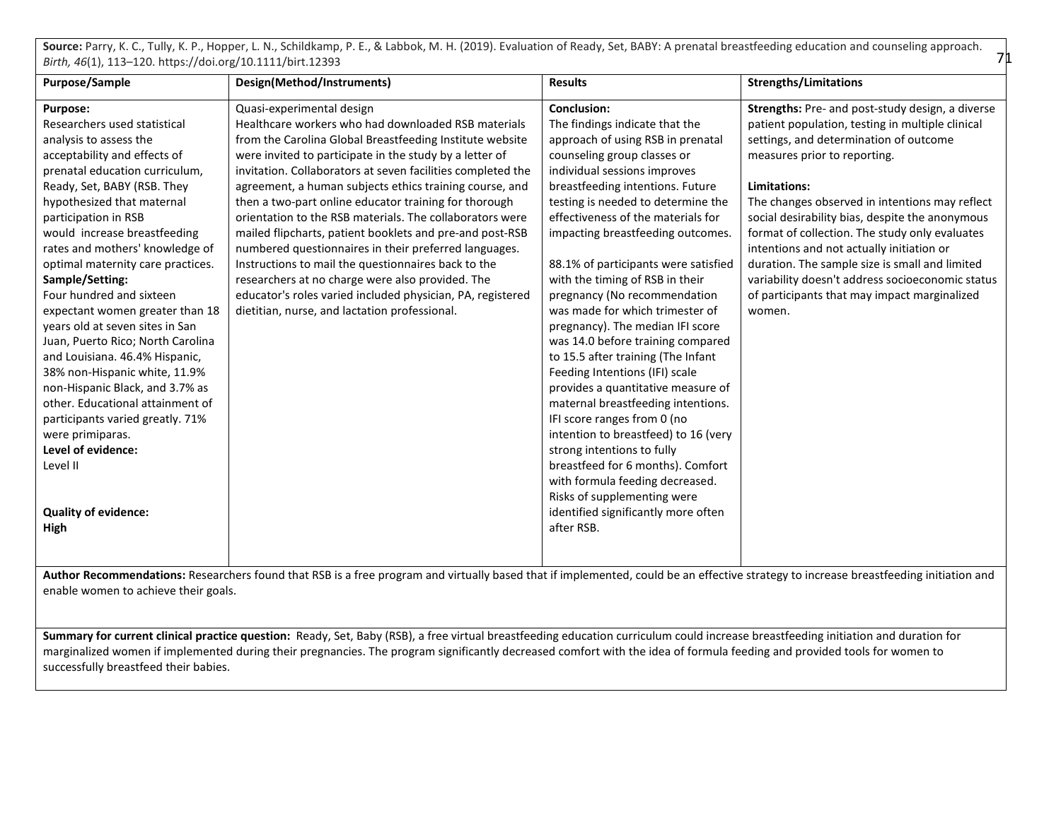**Source:** Parry, K. C., Tully, K. P., Hopper, L. N., Schildkamp, P. E., & Labbok, M. H. (2019). Evaluation of Ready, Set, BABY: A prenatal breastfeeding education and counseling approach. *Birth, 46*(1), 113–120. https://doi.org/10.1111/birt.12393

| Purpose/Sample | Design(Method/Instruments) | Results | Strengths/Limitations |
|---|---|---|---|
| **Purpose:**<br>Researchers used statistical analysis to assess the acceptability and effects of prenatal education curriculum, Ready, Set, BABY (RSB. They hypothesized that maternal participation in RSB would increase breastfeeding rates and mothers' knowledge of optimal maternity care practices.<br>**Sample/Setting:**<br>Four hundred and sixteen expectant women greater than 18 years old at seven sites in San Juan, Puerto Rico; North Carolina and Louisiana. 46.4% Hispanic, 38% non-Hispanic white, 11.9% non-Hispanic Black, and 3.7% as other. Educational attainment of participants varied greatly. 71% were primiparas.<br>**Level of evidence:**<br>Level II<br><br>**Quality of evidence:**<br>**High** | Quasi-experimental design<br>Healthcare workers who had downloaded RSB materials from the Carolina Global Breastfeeding Institute website were invited to participate in the study by a letter of invitation. Collaborators at seven facilities completed the agreement, a human subjects ethics training course, and then a two-part online educator training for thorough orientation to the RSB materials. The collaborators were mailed flipcharts, patient booklets and pre-and post-RSB numbered questionnaires in their preferred languages. Instructions to mail the questionnaires back to the researchers at no charge were also provided. The educator's roles varied included physician, PA, registered dietitian, nurse, and lactation professional. | **Conclusion:**<br>The findings indicate that the approach of using RSB in prenatal counseling group classes or individual sessions improves breastfeeding intentions. Future testing is needed to determine the effectiveness of the materials for impacting breastfeeding outcomes.<br><br>88.1% of participants were satisfied with the timing of RSB in their pregnancy (No recommendation was made for which trimester of pregnancy). The median IFI score was 14.0 before training compared to 15.5 after training (The Infant Feeding Intentions (IFI) scale provides a quantitative measure of maternal breastfeeding intentions. IFI score ranges from 0 (no intention to breastfeed) to 16 (very strong intentions to fully breastfeed for 6 months). Comfort with formula feeding decreased. Risks of supplementing were identified significantly more often after RSB. | **Strengths:** Pre- and post-study design, a diverse patient population, testing in multiple clinical settings, and determination of outcome measures prior to reporting.<br><br>**Limitations:**<br>The changes observed in intentions may reflect social desirability bias, despite the anonymous format of collection. The study only evaluates intentions and not actually initiation or duration. The sample size is small and limited variability doesn't address socioeconomic status of participants that may impact marginalized women. |

**Author Recommendations:** Researchers found that RSB is a free program and virtually based that if implemented, could be an effective strategy to increase breastfeeding initiation and enable women to achieve their goals.

**Summary for current clinical practice question:** Ready, Set, Baby (RSB), a free virtual breastfeeding education curriculum could increase breastfeeding initiation and duration for marginalized women if implemented during their pregnancies. The program significantly decreased comfort with the idea of formula feeding and provided tools for women to successfully breastfeed their babies.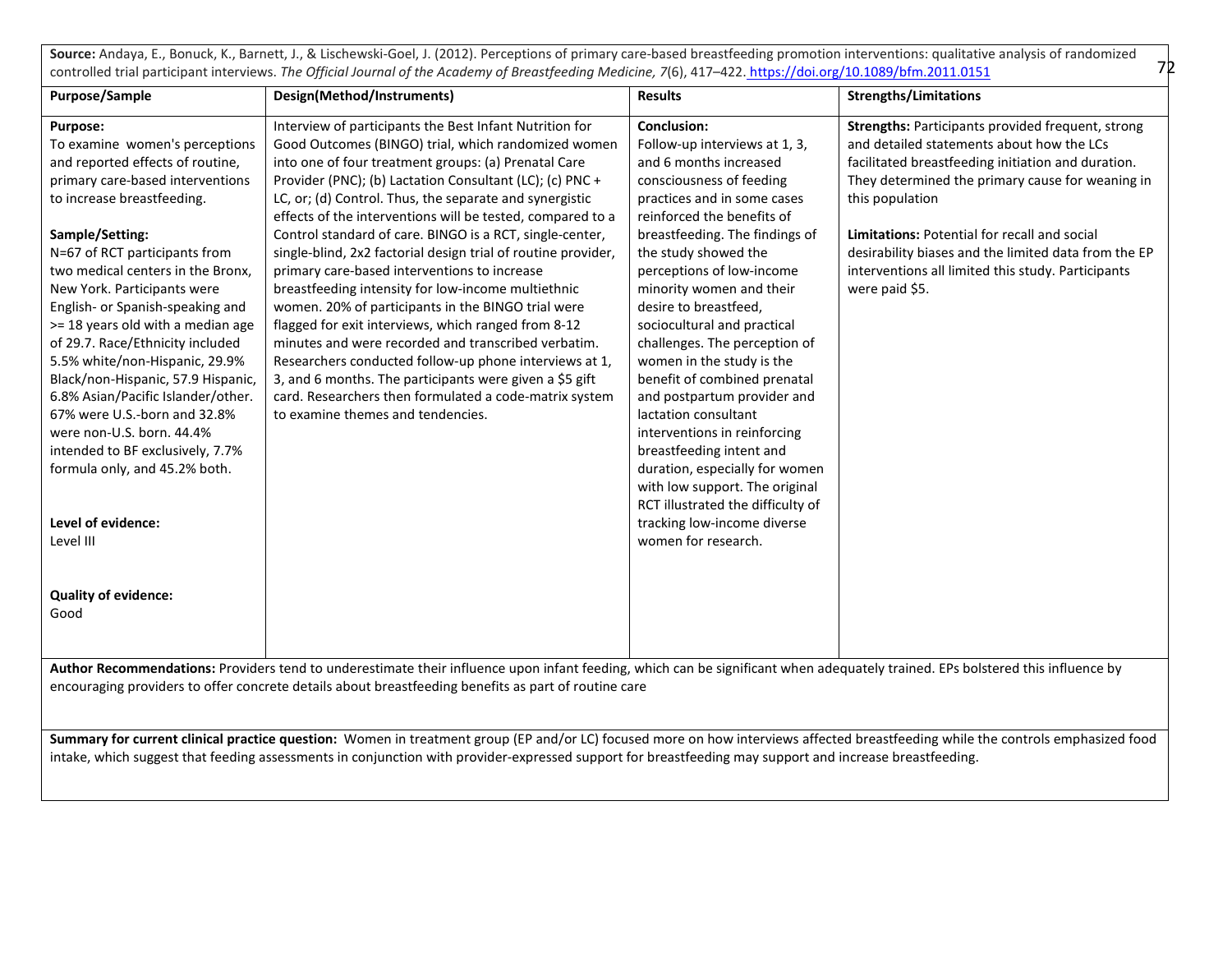**Source:** Andaya, E., Bonuck, K., Barnett, J., & Lischewski-Goel, J. (2012). Perceptions of primary care-based breastfeeding promotion interventions: qualitative analysis of randomized controlled trial participant interviews. *The Official Journal of the Academy of Breastfeeding Medicine, 7*(6), 417–422. https://doi.org/10.1089/bfm.2011.0151

| Purpose/Sample | Design(Method/Instruments) | Results | Strengths/Limitations |
|---|---|---|---|
| **Purpose:**<br>To examine women's perceptions and reported effects of routine, primary care-based interventions to increase breastfeeding.<br><br>**Sample/Setting:**<br>N=67 of RCT participants from two medical centers in the Bronx, New York. Participants were English- or Spanish-speaking and >= 18 years old with a median age of 29.7. Race/Ethnicity included 5.5% white/non-Hispanic, 29.9% Black/non-Hispanic, 57.9 Hispanic, 6.8% Asian/Pacific Islander/other. 67% were U.S.-born and 32.8% were non-U.S. born. 44.4% intended to BF exclusively, 7.7% formula only, and 45.2% both.<br><br>**Level of evidence:**<br>Level III<br><br>**Quality of evidence:**<br>Good | Interview of participants the Best Infant Nutrition for Good Outcomes (BINGO) trial, which randomized women into one of four treatment groups: (a) Prenatal Care Provider (PNC); (b) Lactation Consultant (LC); (c) PNC + LC, or; (d) Control. Thus, the separate and synergistic effects of the interventions will be tested, compared to a Control standard of care. BINGO is a RCT, single-center, single-blind, 2x2 factorial design trial of routine provider, primary care-based interventions to increase breastfeeding intensity for low-income multiethnic women. 20% of participants in the BINGO trial were flagged for exit interviews, which ranged from 8-12 minutes and were recorded and transcribed verbatim. Researchers conducted follow-up phone interviews at 1, 3, and 6 months. The participants were given a $5 gift card. Researchers then formulated a code-matrix system to examine themes and tendencies. | **Conclusion:**<br>Follow-up interviews at 1, 3, and 6 months increased consciousness of feeding practices and in some cases reinforced the benefits of breastfeeding. The findings of the study showed the perceptions of low-income minority women and their desire to breastfeed, sociocultural and practical challenges. The perception of women in the study is the benefit of combined prenatal and postpartum provider and lactation consultant interventions in reinforcing breastfeeding intent and duration, especially for women with low support. The original RCT illustrated the difficulty of tracking low-income diverse women for research. | **Strengths:** Participants provided frequent, strong and detailed statements about how the LCs facilitated breastfeeding initiation and duration. They determined the primary cause for weaning in this population<br><br>**Limitations:** Potential for recall and social desirability biases and the limited data from the EP interventions all limited this study. Participants were paid $5. |

**Author Recommendations:** Providers tend to underestimate their influence upon infant feeding, which can be significant when adequately trained. EPs bolstered this influence by encouraging providers to offer concrete details about breastfeeding benefits as part of routine care

**Summary for current clinical practice question:** Women in treatment group (EP and/or LC) focused more on how interviews affected breastfeeding while the controls emphasized food intake, which suggest that feeding assessments in conjunction with provider-expressed support for breastfeeding may support and increase breastfeeding.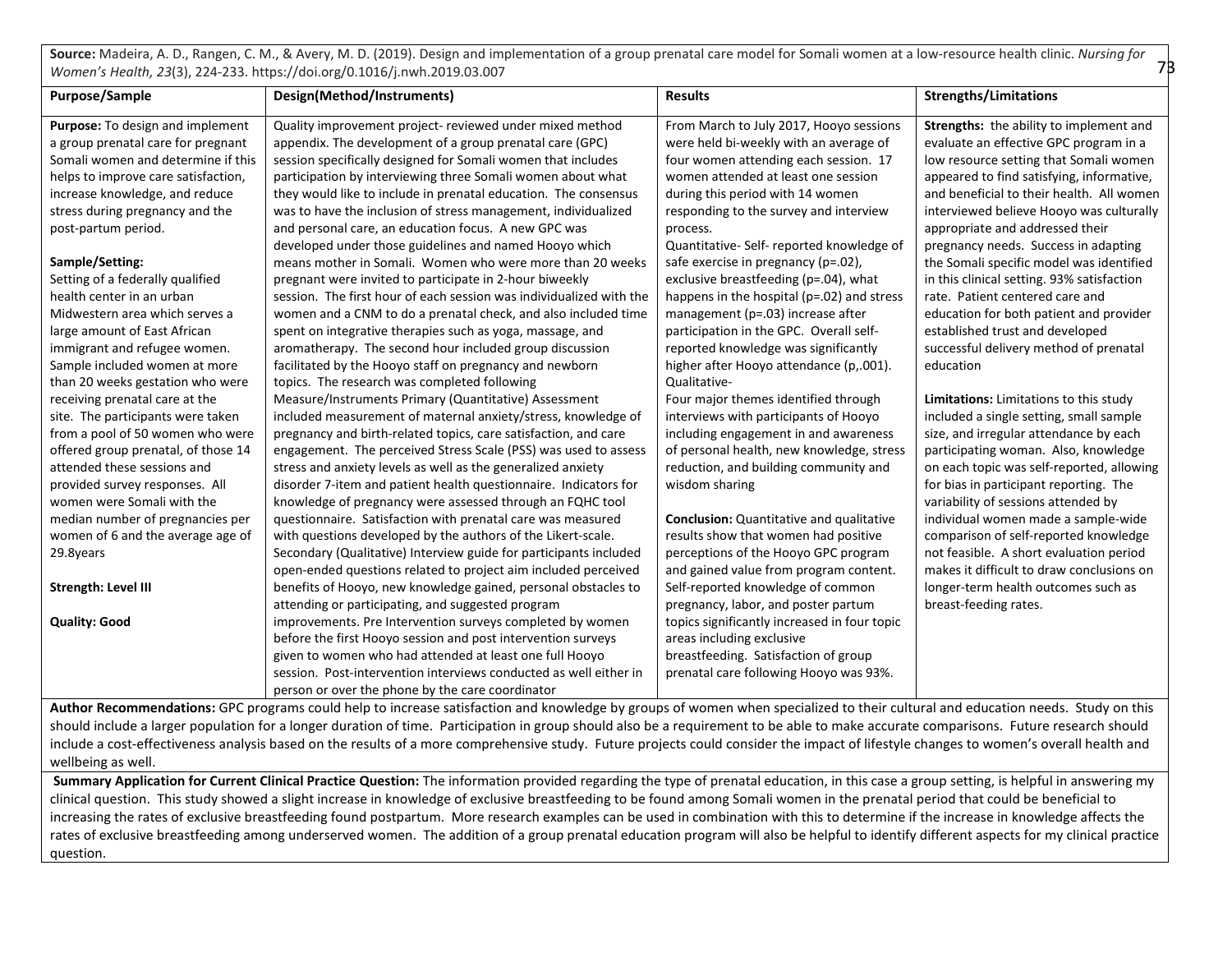**Source:** Madeira, A. D., Rangen, C. M., & Avery, M. D. (2019). Design and implementation of a group prenatal care model for Somali women at a low-resource health clinic. *Nursing for Women's Health, 23*(3), 224-233. https://doi.org/0.1016/j.nwh.2019.03.007

| Purpose/Sample | Design(Method/Instruments) | Results | Strengths/Limitations |
|---|---|---|---|
| **Purpose:** To design and implement a group prenatal care for pregnant Somali women and determine if this helps to improve care satisfaction, increase knowledge, and reduce stress during pregnancy and the post-partum period.<br><br>**Sample/Setting:**<br>Setting of a federally qualified health center in an urban Midwestern area which serves a large amount of East African immigrant and refugee women. Sample included women at more than 20 weeks gestation who were receiving prenatal care at the site. The participants were taken from a pool of 50 women who were offered group prenatal, of those 14 attended these sessions and provided survey responses. All women were Somali with the median number of pregnancies per women of 6 and the average age of 29.8years<br><br>**Strength: Level III**<br><br>**Quality: Good** | Quality improvement project- reviewed under mixed method appendix. The development of a group prenatal care (GPC) session specifically designed for Somali women that includes participation by interviewing three Somali women about what they would like to include in prenatal education. The consensus was to have the inclusion of stress management, individualized and personal care, an education focus. A new GPC was developed under those guidelines and named Hooyo which means mother in Somali. Women who were more than 20 weeks pregnant were invited to participate in 2-hour biweekly session. The first hour of each session was individualized with the women and a CNM to do a prenatal check, and also included time spent on integrative therapies such as yoga, massage, and aromatherapy. The second hour included group discussion facilitated by the Hooyo staff on pregnancy and newborn topics. The research was completed following Measure/Instruments Primary (Quantitative) Assessment included measurement of maternal anxiety/stress, knowledge of pregnancy and birth-related topics, care satisfaction, and care engagement. The perceived Stress Scale (PSS) was used to assess stress and anxiety levels as well as the generalized anxiety disorder 7-item and patient health questionnaire. Indicators for knowledge of pregnancy were assessed through an FQHC tool questionnaire. Satisfaction with prenatal care was measured with questions developed by the authors of the Likert-scale. Secondary (Qualitative) Interview guide for participants included open-ended questions related to project aim included perceived benefits of Hooyo, new knowledge gained, personal obstacles to attending or participating, and suggested program improvements. Pre Intervention surveys completed by women before the first Hooyo session and post intervention surveys given to women who had attended at least one full Hooyo session. Post-intervention interviews conducted as well either in person or over the phone by the care coordinator | From March to July 2017, Hooyo sessions were held bi-weekly with an average of four women attending each session. 17 women attended at least one session during this period with 14 women responding to the survey and interview process.<br>Quantitative- Self- reported knowledge of safe exercise in pregnancy (p=.02), exclusive breastfeeding (p=.04), what happens in the hospital (p=.02) and stress management (p=.03) increase after participation in the GPC. Overall self-reported knowledge was significantly higher after Hooyo attendance (p,.001).<br>Qualitative-<br>Four major themes identified through interviews with participants of Hooyo including engagement in and awareness of personal health, new knowledge, stress reduction, and building community and wisdom sharing<br><br>**Conclusion:** Quantitative and qualitative results show that women had positive perceptions of the Hooyo GPC program and gained value from program content. Self-reported knowledge of common pregnancy, labor, and poster partum topics significantly increased in four topic areas including exclusive breastfeeding. Satisfaction of group prenatal care following Hooyo was 93%. | **Strengths:** the ability to implement and evaluate an effective GPC program in a low resource setting that Somali women appeared to find satisfying, informative, and beneficial to their health. All women interviewed believe Hooyo was culturally appropriate and addressed their pregnancy needs. Success in adapting the Somali specific model was identified in this clinical setting. 93% satisfaction rate. Patient centered care and education for both patient and provider established trust and developed successful delivery method of prenatal education<br><br>**Limitations:** Limitations to this study included a single setting, small sample size, and irregular attendance by each participating woman. Also, knowledge on each topic was self-reported, allowing for bias in participant reporting. The variability of sessions attended by individual women made a sample-wide comparison of self-reported knowledge not feasible. A short evaluation period makes it difficult to draw conclusions on longer-term health outcomes such as breast-feeding rates. |

**Author Recommendations:** GPC programs could help to increase satisfaction and knowledge by groups of women when specialized to their cultural and education needs. Study on this should include a larger population for a longer duration of time. Participation in group should also be a requirement to be able to make accurate comparisons. Future research should include a cost-effectiveness analysis based on the results of a more comprehensive study. Future projects could consider the impact of lifestyle changes to women's overall health and wellbeing as well.

**Summary Application for Current Clinical Practice Question:** The information provided regarding the type of prenatal education, in this case a group setting, is helpful in answering my clinical question. This study showed a slight increase in knowledge of exclusive breastfeeding to be found among Somali women in the prenatal period that could be beneficial to increasing the rates of exclusive breastfeeding found postpartum. More research examples can be used in combination with this to determine if the increase in knowledge affects the rates of exclusive breastfeeding among underserved women. The addition of a group prenatal education program will also be helpful to identify different aspects for my clinical practice question.